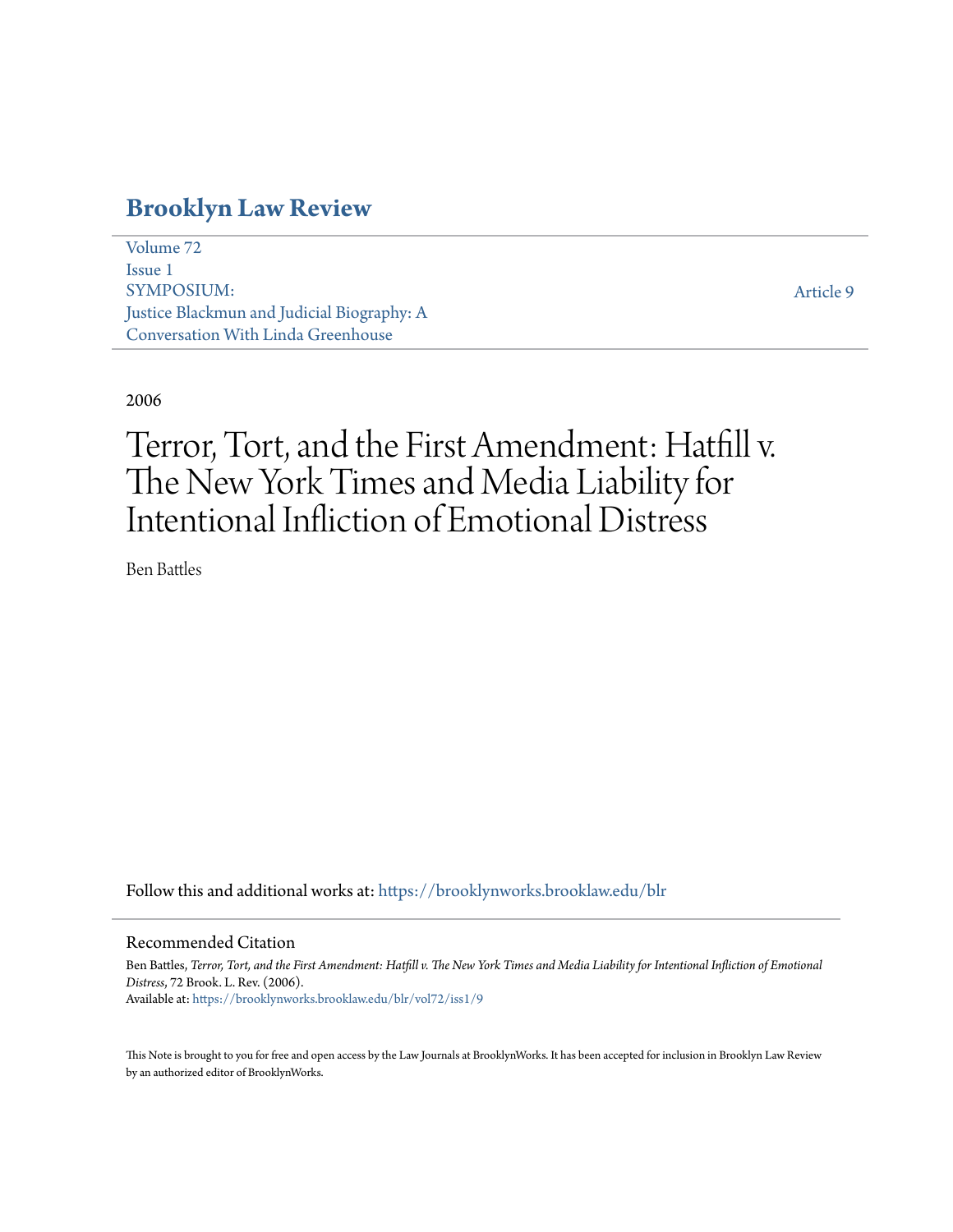# Brooklyn Law Review

Volume 72
Issue 1
SYMPOSIUM:
Justice Blackmun and Judicial Biography: A Conversation With Linda Greenhouse

Article 9

2006

# Terror, Tort, and the First Amendment: Hatfill v. The New York Times and Media Liability for Intentional Infliction of Emotional Distress

Ben Battles

Follow this and additional works at: https://brooklynworks.brooklaw.edu/blr

## Recommended Citation

Ben Battles, *Terror, Tort, and the First Amendment: Hatfill v. The New York Times and Media Liability for Intentional Infliction of Emotional Distress*, 72 Brook. L. Rev. (2006).
Available at: https://brooklynworks.brooklaw.edu/blr/vol72/iss1/9

This Note is brought to you for free and open access by the Law Journals at BrooklynWorks. It has been accepted for inclusion in Brooklyn Law Review by an authorized editor of BrooklynWorks.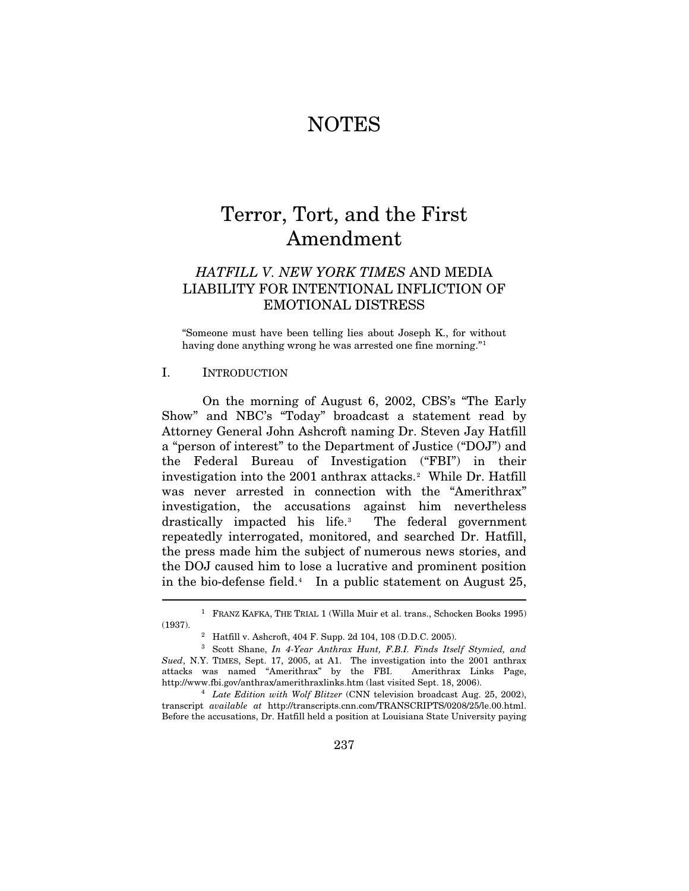# NOTES

# Terror, Tort, and the First Amendment

## *HATFILL V. NEW YORK TIMES* AND MEDIA LIABILITY FOR INTENTIONAL INFLICTION OF EMOTIONAL DISTRESS

"Someone must have been telling lies about Joseph K., for without having done anything wrong he was arrested one fine morning."[1]

### I. INTRODUCTION

On the morning of August 6, 2002, CBS's "The Early Show" and NBC's "Today" broadcast a statement read by Attorney General John Ashcroft naming Dr. Steven Jay Hatfill a "person of interest" to the Department of Justice ("DOJ") and the Federal Bureau of Investigation ("FBI") in their investigation into the 2001 anthrax attacks.[2] While Dr. Hatfill was never arrested in connection with the "Amerithrax" investigation, the accusations against him nevertheless drastically impacted his life.[3] The federal government repeatedly interrogated, monitored, and searched Dr. Hatfill, the press made him the subject of numerous news stories, and the DOJ caused him to lose a lucrative and prominent position in the bio-defense field.[4] In a public statement on August 25,

---

[1] FRANZ KAFKA, THE TRIAL 1 (Willa Muir et al. trans., Schocken Books 1995) (1937).

[2] Hatfill v. Ashcroft, 404 F. Supp. 2d 104, 108 (D.D.C. 2005).

[3] Scott Shane, *In 4-Year Anthrax Hunt, F.B.I. Finds Itself Stymied, and Sued*, N.Y. TIMES, Sept. 17, 2005, at A1. The investigation into the 2001 anthrax attacks was named "Amerithrax" by the FBI. Amerithrax Links Page, http://www.fbi.gov/anthrax/amerithraxlinks.htm (last visited Sept. 18, 2006).

[4] *Late Edition with Wolf Blitzer* (CNN television broadcast Aug. 25, 2002), transcript *available at* http://transcripts.cnn.com/TRANSCRIPTS/0208/25/le.00.html. Before the accusations, Dr. Hatfill held a position at Louisiana State University paying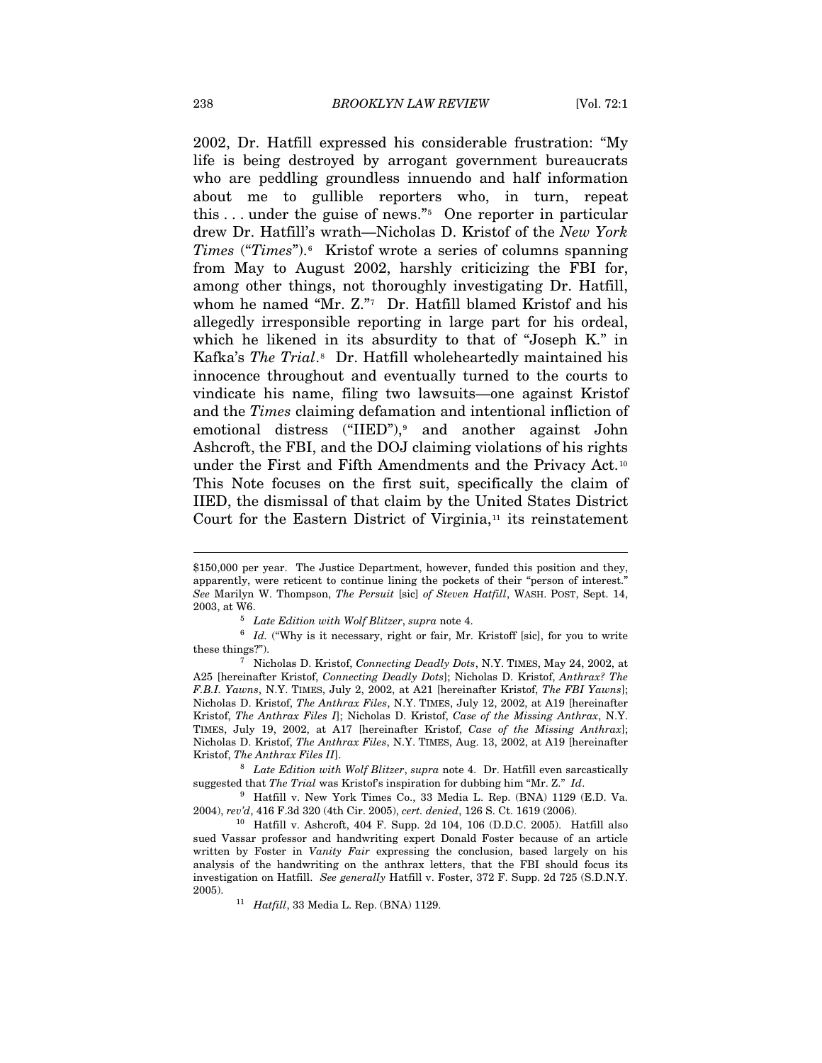2002, Dr. Hatfill expressed his considerable frustration: "My life is being destroyed by arrogant government bureaucrats who are peddling groundless innuendo and half information about me to gullible reporters who, in turn, repeat this . . . under the guise of news."[5] One reporter in particular drew Dr. Hatfill's wrath—Nicholas D. Kristof of the *New York Times* ("*Times*").[6] Kristof wrote a series of columns spanning from May to August 2002, harshly criticizing the FBI for, among other things, not thoroughly investigating Dr. Hatfill, whom he named "Mr. Z."[7] Dr. Hatfill blamed Kristof and his allegedly irresponsible reporting in large part for his ordeal, which he likened in its absurdity to that of "Joseph K." in Kafka's *The Trial*.[8] Dr. Hatfill wholeheartedly maintained his innocence throughout and eventually turned to the courts to vindicate his name, filing two lawsuits—one against Kristof and the *Times* claiming defamation and intentional infliction of emotional distress ("IIED"),[9] and another against John Ashcroft, the FBI, and the DOJ claiming violations of his rights under the First and Fifth Amendments and the Privacy Act.[10] This Note focuses on the first suit, specifically the claim of IIED, the dismissal of that claim by the United States District Court for the Eastern District of Virginia,[11] its reinstatement

---

$150,000 per year. The Justice Department, however, funded this position and they, apparently, were reticent to continue lining the pockets of their "person of interest." *See* Marilyn W. Thompson, *The Persuit* [sic] *of Steven Hatfill*, WASH. POST, Sept. 14, 2003, at W6.

[5] *Late Edition with Wolf Blitzer*, *supra* note 4.

[6] *Id.* ("Why is it necessary, right or fair, Mr. Kristoff [sic], for you to write these things?").

[7] Nicholas D. Kristof, *Connecting Deadly Dots*, N.Y. TIMES, May 24, 2002, at A25 [hereinafter Kristof, *Connecting Deadly Dots*]; Nicholas D. Kristof, *Anthrax? The F.B.I. Yawns*, N.Y. TIMES, July 2, 2002, at A21 [hereinafter Kristof, *The FBI Yawns*]; Nicholas D. Kristof, *The Anthrax Files*, N.Y. TIMES, July 12, 2002, at A19 [hereinafter Kristof, *The Anthrax Files I*]; Nicholas D. Kristof, *Case of the Missing Anthrax*, N.Y. TIMES, July 19, 2002, at A17 [hereinafter Kristof, *Case of the Missing Anthrax*]; Nicholas D. Kristof, *The Anthrax Files*, N.Y. TIMES, Aug. 13, 2002, at A19 [hereinafter Kristof, *The Anthrax Files II*].

[8] *Late Edition with Wolf Blitzer*, *supra* note 4. Dr. Hatfill even sarcastically suggested that *The Trial* was Kristof's inspiration for dubbing him "Mr. Z." *Id*.

[9] Hatfill v. New York Times Co., 33 Media L. Rep. (BNA) 1129 (E.D. Va. 2004), *rev'd*, 416 F.3d 320 (4th Cir. 2005), *cert. denied*, 126 S. Ct. 1619 (2006).

[10] Hatfill v. Ashcroft, 404 F. Supp. 2d 104, 106 (D.D.C. 2005). Hatfill also sued Vassar professor and handwriting expert Donald Foster because of an article written by Foster in *Vanity Fair* expressing the conclusion, based largely on his analysis of the handwriting on the anthrax letters, that the FBI should focus its investigation on Hatfill. *See generally* Hatfill v. Foster, 372 F. Supp. 2d 725 (S.D.N.Y. 2005).

[11] *Hatfill*, 33 Media L. Rep. (BNA) 1129.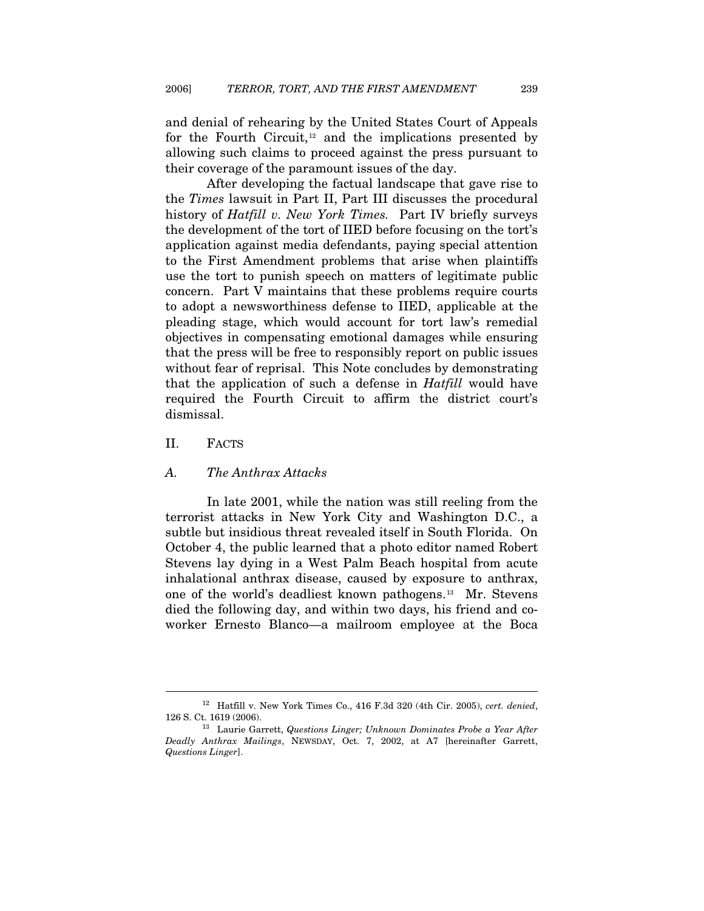and denial of rehearing by the United States Court of Appeals for the Fourth Circuit,[12] and the implications presented by allowing such claims to proceed against the press pursuant to their coverage of the paramount issues of the day.

After developing the factual landscape that gave rise to the *Times* lawsuit in Part II, Part III discusses the procedural history of *Hatfill v. New York Times.* Part IV briefly surveys the development of the tort of IIED before focusing on the tort's application against media defendants, paying special attention to the First Amendment problems that arise when plaintiffs use the tort to punish speech on matters of legitimate public concern. Part V maintains that these problems require courts to adopt a newsworthiness defense to IIED, applicable at the pleading stage, which would account for tort law's remedial objectives in compensating emotional damages while ensuring that the press will be free to responsibly report on public issues without fear of reprisal. This Note concludes by demonstrating that the application of such a defense in *Hatfill* would have required the Fourth Circuit to affirm the district court's dismissal.

## II. FACTS

### *A. The Anthrax Attacks*

In late 2001, while the nation was still reeling from the terrorist attacks in New York City and Washington D.C., a subtle but insidious threat revealed itself in South Florida. On October 4, the public learned that a photo editor named Robert Stevens lay dying in a West Palm Beach hospital from acute inhalational anthrax disease, caused by exposure to anthrax, one of the world's deadliest known pathogens.[13] Mr. Stevens died the following day, and within two days, his friend and co-worker Ernesto Blanco—a mailroom employee at the Boca

---

[12] Hatfill v. New York Times Co., 416 F.3d 320 (4th Cir. 2005), *cert. denied*, 126 S. Ct. 1619 (2006).

[13] Laurie Garrett, *Questions Linger; Unknown Dominates Probe a Year After Deadly Anthrax Mailings*, NEWSDAY, Oct. 7, 2002, at A7 [hereinafter Garrett, *Questions Linger*].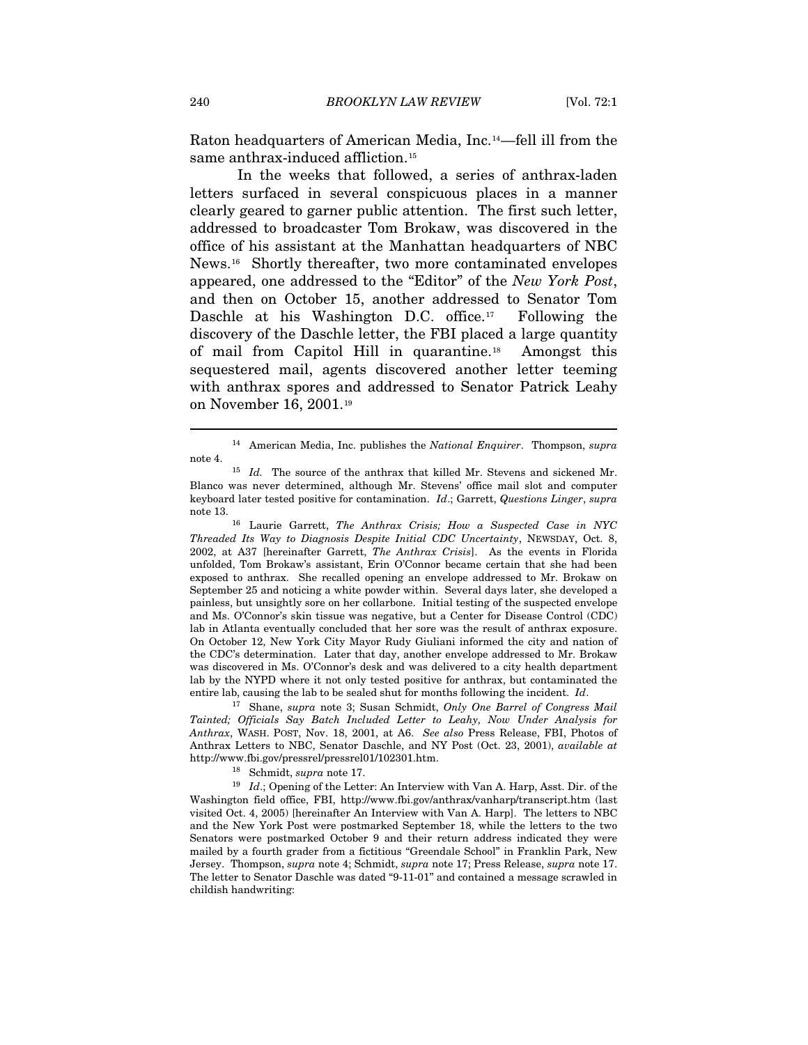Raton headquarters of American Media, Inc.[14]—fell ill from the same anthrax-induced affliction.[15]

In the weeks that followed, a series of anthrax-laden letters surfaced in several conspicuous places in a manner clearly geared to garner public attention. The first such letter, addressed to broadcaster Tom Brokaw, was discovered in the office of his assistant at the Manhattan headquarters of NBC News.[16] Shortly thereafter, two more contaminated envelopes appeared, one addressed to the "Editor" of the *New York Post*, and then on October 15, another addressed to Senator Tom Daschle at his Washington D.C. office.[17] Following the discovery of the Daschle letter, the FBI placed a large quantity of mail from Capitol Hill in quarantine.[18] Amongst this sequestered mail, agents discovered another letter teeming with anthrax spores and addressed to Senator Patrick Leahy on November 16, 2001.[19]

---

[14] American Media, Inc. publishes the *National Enquirer*. Thompson, *supra* note 4.

[15] *Id.* The source of the anthrax that killed Mr. Stevens and sickened Mr. Blanco was never determined, although Mr. Stevens' office mail slot and computer keyboard later tested positive for contamination. *Id*.; Garrett, *Questions Linger*, *supra* note 13.

[16] Laurie Garrett, *The Anthrax Crisis; How a Suspected Case in NYC Threaded Its Way to Diagnosis Despite Initial CDC Uncertainty*, NEWSDAY, Oct. 8, 2002, at A37 [hereinafter Garrett, *The Anthrax Crisis*]. As the events in Florida unfolded, Tom Brokaw's assistant, Erin O'Connor became certain that she had been exposed to anthrax. She recalled opening an envelope addressed to Mr. Brokaw on September 25 and noticing a white powder within. Several days later, she developed a painless, but unsightly sore on her collarbone. Initial testing of the suspected envelope and Ms. O'Connor's skin tissue was negative, but a Center for Disease Control (CDC) lab in Atlanta eventually concluded that her sore was the result of anthrax exposure. On October 12, New York City Mayor Rudy Giuliani informed the city and nation of the CDC's determination. Later that day, another envelope addressed to Mr. Brokaw was discovered in Ms. O'Connor's desk and was delivered to a city health department lab by the NYPD where it not only tested positive for anthrax, but contaminated the entire lab, causing the lab to be sealed shut for months following the incident. *Id*.

[17] Shane, *supra* note 3; Susan Schmidt, *Only One Barrel of Congress Mail Tainted; Officials Say Batch Included Letter to Leahy, Now Under Analysis for Anthrax*, WASH. POST, Nov. 18, 2001, at A6. *See also* Press Release, FBI, Photos of Anthrax Letters to NBC, Senator Daschle, and NY Post (Oct. 23, 2001), *available at* http://www.fbi.gov/pressrel/pressrel01/102301.htm.

[18] Schmidt, *supra* note 17.

[19] *Id*.; Opening of the Letter: An Interview with Van A. Harp, Asst. Dir. of the Washington field office, FBI, http://www.fbi.gov/anthrax/vanharp/transcript.htm (last visited Oct. 4, 2005) [hereinafter An Interview with Van A. Harp]. The letters to NBC and the New York Post were postmarked September 18, while the letters to the two Senators were postmarked October 9 and their return address indicated they were mailed by a fourth grader from a fictitious "Greendale School" in Franklin Park, New Jersey. Thompson, *supra* note 4; Schmidt, *supra* note 17; Press Release, *supra* note 17. The letter to Senator Daschle was dated "9-11-01" and contained a message scrawled in childish handwriting: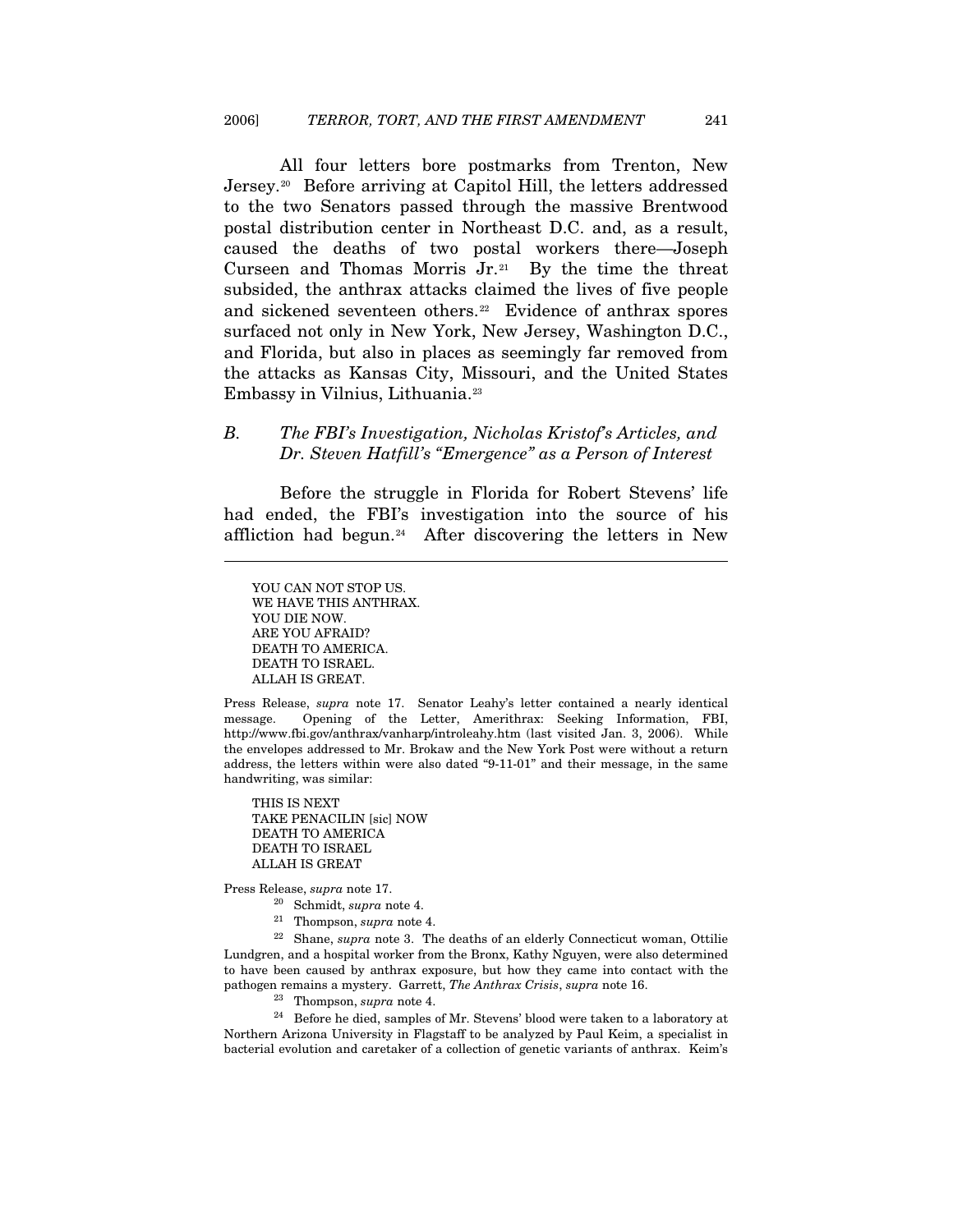All four letters bore postmarks from Trenton, New Jersey.[20] Before arriving at Capitol Hill, the letters addressed to the two Senators passed through the massive Brentwood postal distribution center in Northeast D.C. and, as a result, caused the deaths of two postal workers there—Joseph Curseen and Thomas Morris Jr.[21] By the time the threat subsided, the anthrax attacks claimed the lives of five people and sickened seventeen others.[22] Evidence of anthrax spores surfaced not only in New York, New Jersey, Washington D.C., and Florida, but also in places as seemingly far removed from the attacks as Kansas City, Missouri, and the United States Embassy in Vilnius, Lithuania.[23]

### B. *The FBI's Investigation, Nicholas Kristof's Articles, and Dr. Steven Hatfill's "Emergence" as a Person of Interest*

Before the struggle in Florida for Robert Stevens' life had ended, the FBI's investigation into the source of his affliction had begun.[24] After discovering the letters in New

---

YOU CAN NOT STOP US.
WE HAVE THIS ANTHRAX.
YOU DIE NOW.
ARE YOU AFRAID?
DEATH TO AMERICA.
DEATH TO ISRAEL.
ALLAH IS GREAT.

Press Release, *supra* note 17. Senator Leahy's letter contained a nearly identical message. Opening of the Letter, Amerithrax: Seeking Information, FBI, http://www.fbi.gov/anthrax/vanharp/introleahy.htm (last visited Jan. 3, 2006). While the envelopes addressed to Mr. Brokaw and the New York Post were without a return address, the letters within were also dated "9-11-01" and their message, in the same handwriting, was similar:

THIS IS NEXT
TAKE PENACILIN [sic] NOW
DEATH TO AMERICA
DEATH TO ISRAEL
ALLAH IS GREAT

Press Release, *supra* note 17.

[20] Schmidt, *supra* note 4.

[21] Thompson, *supra* note 4.

[22] Shane, *supra* note 3. The deaths of an elderly Connecticut woman, Ottilie Lundgren, and a hospital worker from the Bronx, Kathy Nguyen, were also determined to have been caused by anthrax exposure, but how they came into contact with the pathogen remains a mystery. Garrett, *The Anthrax Crisis*, *supra* note 16.

[23] Thompson, *supra* note 4.

[24] Before he died, samples of Mr. Stevens' blood were taken to a laboratory at Northern Arizona University in Flagstaff to be analyzed by Paul Keim, a specialist in bacterial evolution and caretaker of a collection of genetic variants of anthrax. Keim's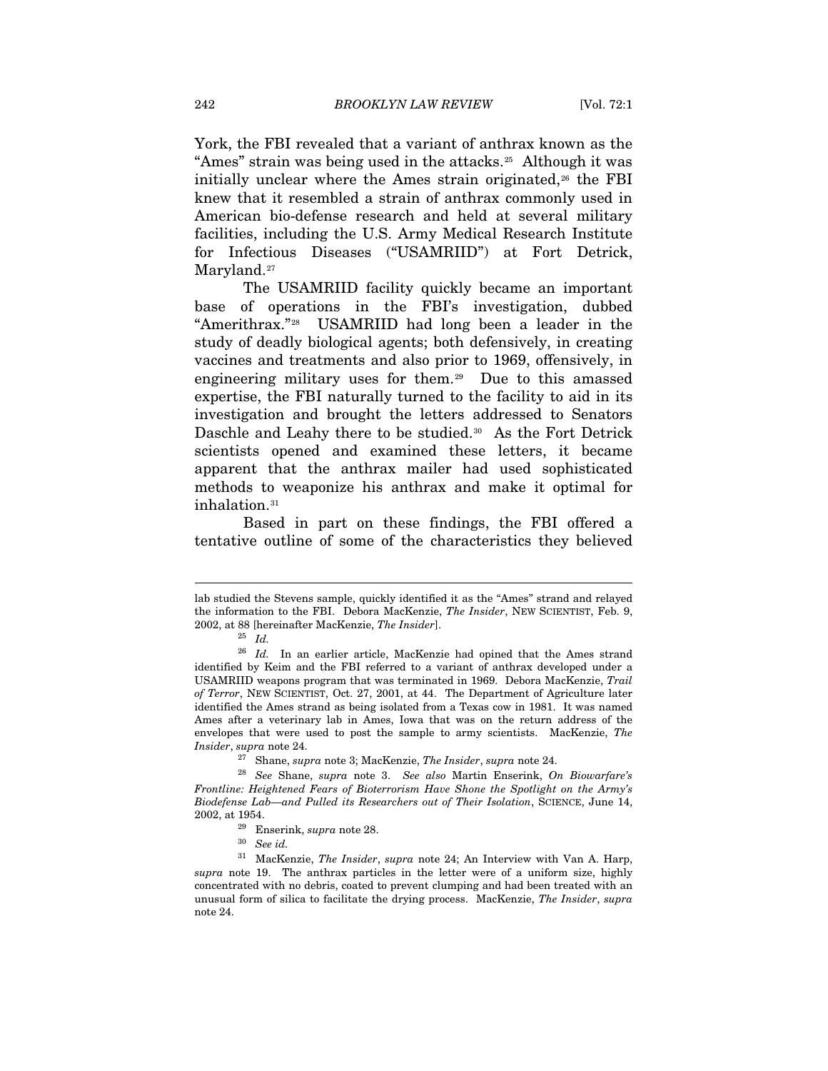York, the FBI revealed that a variant of anthrax known as the "Ames" strain was being used in the attacks.[25] Although it was initially unclear where the Ames strain originated,[26] the FBI knew that it resembled a strain of anthrax commonly used in American bio-defense research and held at several military facilities, including the U.S. Army Medical Research Institute for Infectious Diseases ("USAMRIID") at Fort Detrick, Maryland.[27]

The USAMRIID facility quickly became an important base of operations in the FBI's investigation, dubbed "Amerithrax."[28] USAMRIID had long been a leader in the study of deadly biological agents; both defensively, in creating vaccines and treatments and also prior to 1969, offensively, in engineering military uses for them.[29] Due to this amassed expertise, the FBI naturally turned to the facility to aid in its investigation and brought the letters addressed to Senators Daschle and Leahy there to be studied.[30] As the Fort Detrick scientists opened and examined these letters, it became apparent that the anthrax mailer had used sophisticated methods to weaponize his anthrax and make it optimal for inhalation.[31]

Based in part on these findings, the FBI offered a tentative outline of some of the characteristics they believed

---

lab studied the Stevens sample, quickly identified it as the "Ames" strand and relayed the information to the FBI. Debora MacKenzie, *The Insider*, NEW SCIENTIST, Feb. 9, 2002, at 88 [hereinafter MacKenzie, *The Insider*].

[25] *Id.*

[26] *Id.* In an earlier article, MacKenzie had opined that the Ames strand identified by Keim and the FBI referred to a variant of anthrax developed under a USAMRIID weapons program that was terminated in 1969. Debora MacKenzie, *Trail of Terror*, NEW SCIENTIST, Oct. 27, 2001, at 44. The Department of Agriculture later identified the Ames strand as being isolated from a Texas cow in 1981. It was named Ames after a veterinary lab in Ames, Iowa that was on the return address of the envelopes that were used to post the sample to army scientists. MacKenzie, *The Insider*, *supra* note 24.

[27] Shane, *supra* note 3; MacKenzie, *The Insider*, *supra* note 24.

[28] *See* Shane, *supra* note 3. *See also* Martin Enserink, *On Biowarfare's Frontline: Heightened Fears of Bioterrorism Have Shone the Spotlight on the Army's Biodefense Lab—and Pulled its Researchers out of Their Isolation*, SCIENCE, June 14, 2002, at 1954.

[29] Enserink, *supra* note 28.

[30] *See id.*

[31] MacKenzie, *The Insider*, *supra* note 24; An Interview with Van A. Harp, *supra* note 19. The anthrax particles in the letter were of a uniform size, highly concentrated with no debris, coated to prevent clumping and had been treated with an unusual form of silica to facilitate the drying process. MacKenzie, *The Insider*, *supra* note 24.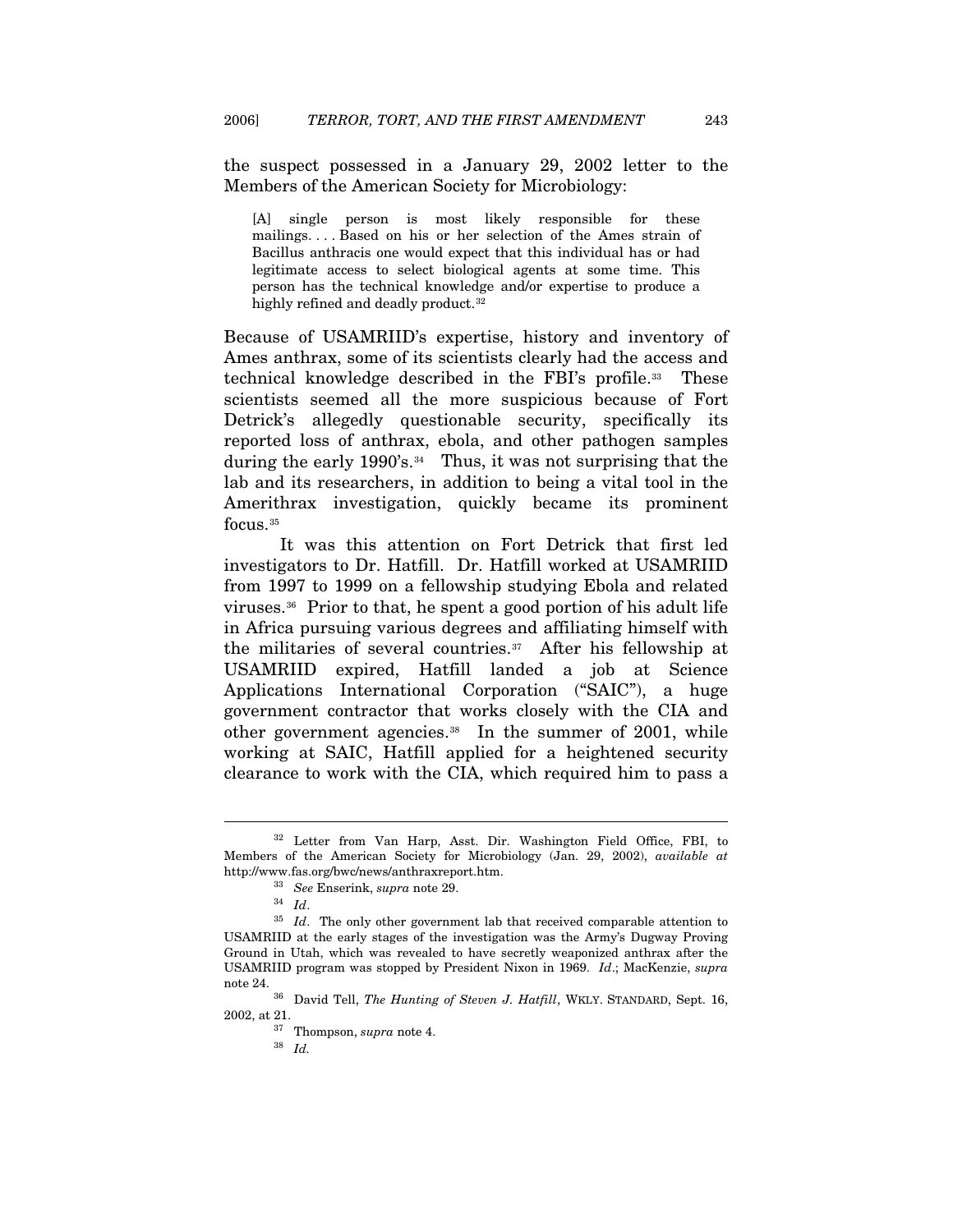the suspect possessed in a January 29, 2002 letter to the Members of the American Society for Microbiology:

> [A] single person is most likely responsible for these mailings. . . . Based on his or her selection of the Ames strain of Bacillus anthracis one would expect that this individual has or had legitimate access to select biological agents at some time. This person has the technical knowledge and/or expertise to produce a highly refined and deadly product.[32]

Because of USAMRIID's expertise, history and inventory of Ames anthrax, some of its scientists clearly had the access and technical knowledge described in the FBI's profile.[33] These scientists seemed all the more suspicious because of Fort Detrick's allegedly questionable security, specifically its reported loss of anthrax, ebola, and other pathogen samples during the early 1990's.[34] Thus, it was not surprising that the lab and its researchers, in addition to being a vital tool in the Amerithrax investigation, quickly became its prominent focus.[35]

It was this attention on Fort Detrick that first led investigators to Dr. Hatfill. Dr. Hatfill worked at USAMRIID from 1997 to 1999 on a fellowship studying Ebola and related viruses.[36] Prior to that, he spent a good portion of his adult life in Africa pursuing various degrees and affiliating himself with the militaries of several countries.[37] After his fellowship at USAMRIID expired, Hatfill landed a job at Science Applications International Corporation ("SAIC"), a huge government contractor that works closely with the CIA and other government agencies.[38] In the summer of 2001, while working at SAIC, Hatfill applied for a heightened security clearance to work with the CIA, which required him to pass a

---

[32] Letter from Van Harp, Asst. Dir. Washington Field Office, FBI, to Members of the American Society for Microbiology (Jan. 29, 2002), *available at* http://www.fas.org/bwc/news/anthraxreport.htm.

[33] *See* Enserink, *supra* note 29.

[34] *Id*.

[35] *Id*. The only other government lab that received comparable attention to USAMRIID at the early stages of the investigation was the Army's Dugway Proving Ground in Utah, which was revealed to have secretly weaponized anthrax after the USAMRIID program was stopped by President Nixon in 1969. *Id*.; MacKenzie, *supra* note 24.

[36] David Tell, *The Hunting of Steven J. Hatfill*, WKLY. STANDARD, Sept. 16, 2002, at 21.

[37] Thompson, *supra* note 4.

[38] *Id.*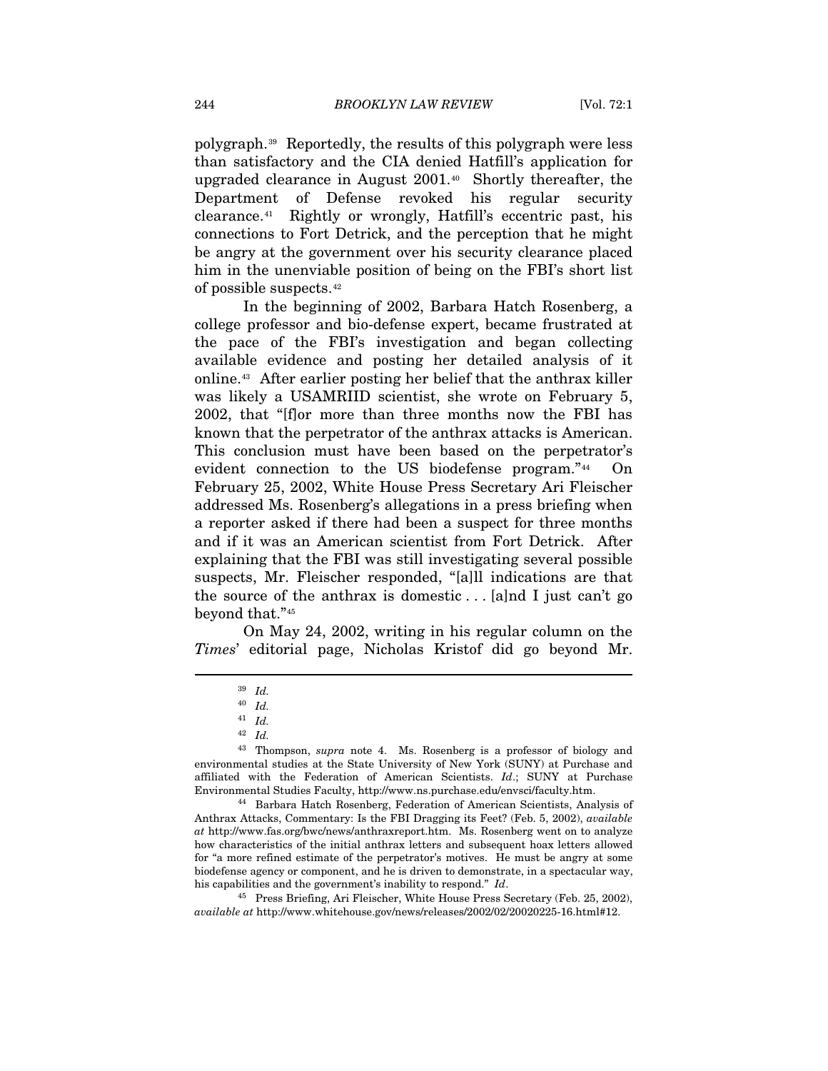polygraph.[39] Reportedly, the results of this polygraph were less than satisfactory and the CIA denied Hatfill's application for upgraded clearance in August 2001.[40] Shortly thereafter, the Department of Defense revoked his regular security clearance.[41] Rightly or wrongly, Hatfill's eccentric past, his connections to Fort Detrick, and the perception that he might be angry at the government over his security clearance placed him in the unenviable position of being on the FBI's short list of possible suspects.[42]

In the beginning of 2002, Barbara Hatch Rosenberg, a college professor and bio-defense expert, became frustrated at the pace of the FBI's investigation and began collecting available evidence and posting her detailed analysis of it online.[43] After earlier posting her belief that the anthrax killer was likely a USAMRIID scientist, she wrote on February 5, 2002, that "[f]or more than three months now the FBI has known that the perpetrator of the anthrax attacks is American. This conclusion must have been based on the perpetrator's evident connection to the US biodefense program."[44] On February 25, 2002, White House Press Secretary Ari Fleischer addressed Ms. Rosenberg's allegations in a press briefing when a reporter asked if there had been a suspect for three months and if it was an American scientist from Fort Detrick. After explaining that the FBI was still investigating several possible suspects, Mr. Fleischer responded, "[a]ll indications are that the source of the anthrax is domestic . . . [a]nd I just can't go beyond that."[45]

On May 24, 2002, writing in his regular column on the *Times*' editorial page, Nicholas Kristof did go beyond Mr.

---

[39] *Id.*

[40] *Id.*

[41] *Id.*

[42] *Id.*

[43] Thompson, *supra* note 4. Ms. Rosenberg is a professor of biology and environmental studies at the State University of New York (SUNY) at Purchase and affiliated with the Federation of American Scientists. *Id.*; SUNY at Purchase Environmental Studies Faculty, http://www.ns.purchase.edu/envsci/faculty.htm.

[44] Barbara Hatch Rosenberg, Federation of American Scientists, Analysis of Anthrax Attacks, Commentary: Is the FBI Dragging its Feet? (Feb. 5, 2002), *available at* http://www.fas.org/bwc/news/anthraxreport.htm. Ms. Rosenberg went on to analyze how characteristics of the initial anthrax letters and subsequent hoax letters allowed for "a more refined estimate of the perpetrator's motives. He must be angry at some biodefense agency or component, and he is driven to demonstrate, in a spectacular way, his capabilities and the government's inability to respond." *Id*.

[45] Press Briefing, Ari Fleischer, White House Press Secretary (Feb. 25, 2002), *available at* http://www.whitehouse.gov/news/releases/2002/02/20020225-16.html#12.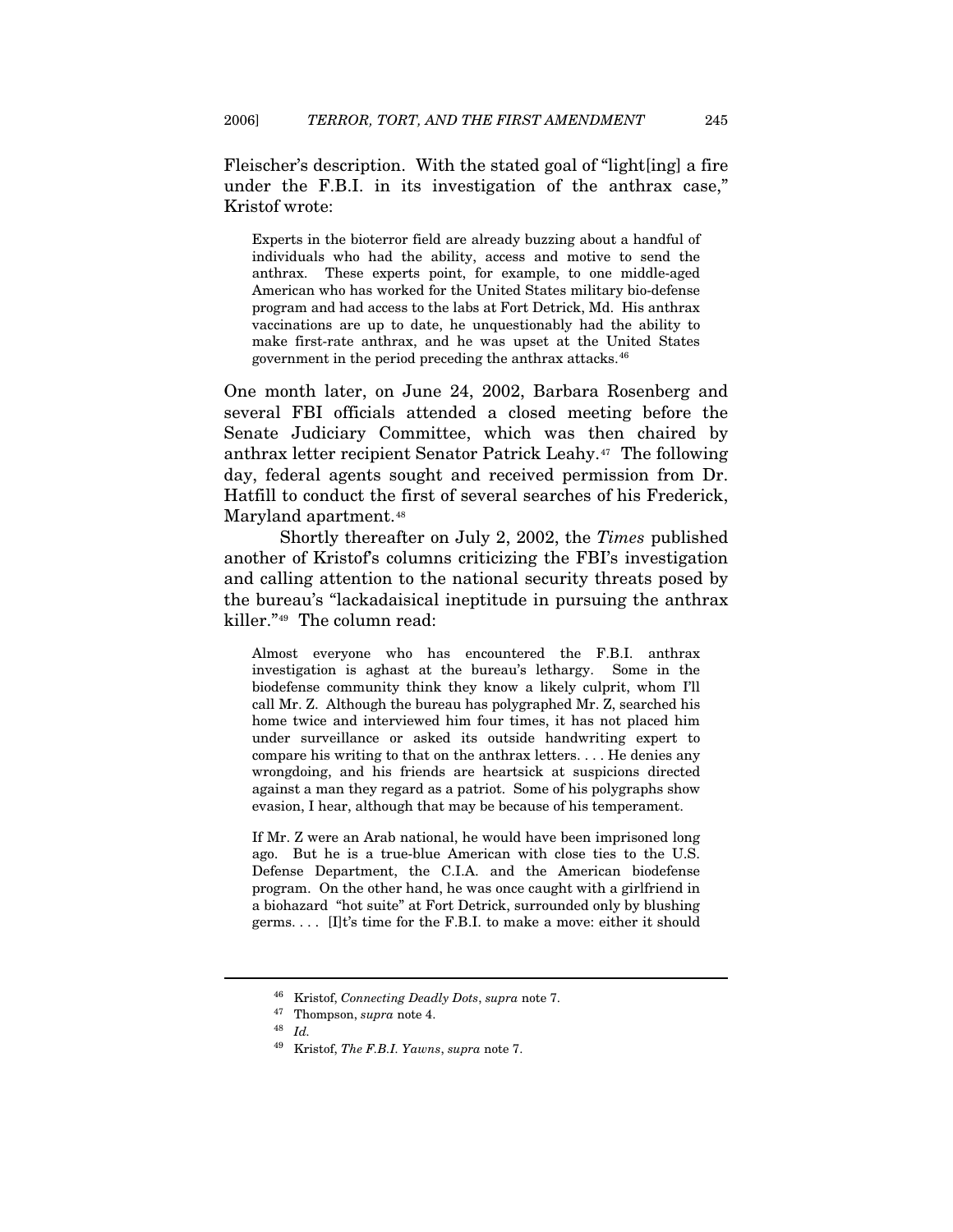Fleischer's description. With the stated goal of "light[ing] a fire under the F.B.I. in its investigation of the anthrax case," Kristof wrote:

> Experts in the bioterror field are already buzzing about a handful of individuals who had the ability, access and motive to send the anthrax. These experts point, for example, to one middle-aged American who has worked for the United States military bio-defense program and had access to the labs at Fort Detrick, Md. His anthrax vaccinations are up to date, he unquestionably had the ability to make first-rate anthrax, and he was upset at the United States government in the period preceding the anthrax attacks.[46]

One month later, on June 24, 2002, Barbara Rosenberg and several FBI officials attended a closed meeting before the Senate Judiciary Committee, which was then chaired by anthrax letter recipient Senator Patrick Leahy.[47] The following day, federal agents sought and received permission from Dr. Hatfill to conduct the first of several searches of his Frederick, Maryland apartment.[48]

Shortly thereafter on July 2, 2002, the *Times* published another of Kristof's columns criticizing the FBI's investigation and calling attention to the national security threats posed by the bureau's "lackadaisical ineptitude in pursuing the anthrax killer."[49] The column read:

> Almost everyone who has encountered the F.B.I. anthrax investigation is aghast at the bureau's lethargy. Some in the biodefense community think they know a likely culprit, whom I'll call Mr. Z. Although the bureau has polygraphed Mr. Z, searched his home twice and interviewed him four times, it has not placed him under surveillance or asked its outside handwriting expert to compare his writing to that on the anthrax letters. . . . He denies any wrongdoing, and his friends are heartsick at suspicions directed against a man they regard as a patriot. Some of his polygraphs show evasion, I hear, although that may be because of his temperament.
>
> If Mr. Z were an Arab national, he would have been imprisoned long ago. But he is a true-blue American with close ties to the U.S. Defense Department, the C.I.A. and the American biodefense program. On the other hand, he was once caught with a girlfriend in a biohazard "hot suite" at Fort Detrick, surrounded only by blushing germs. . . . [I]t's time for the F.B.I. to make a move: either it should

---

[46] Kristof, *Connecting Deadly Dots*, *supra* note 7.

[47] Thompson, *supra* note 4.

[48] *Id.*

[49] Kristof, *The F.B.I. Yawns*, *supra* note 7.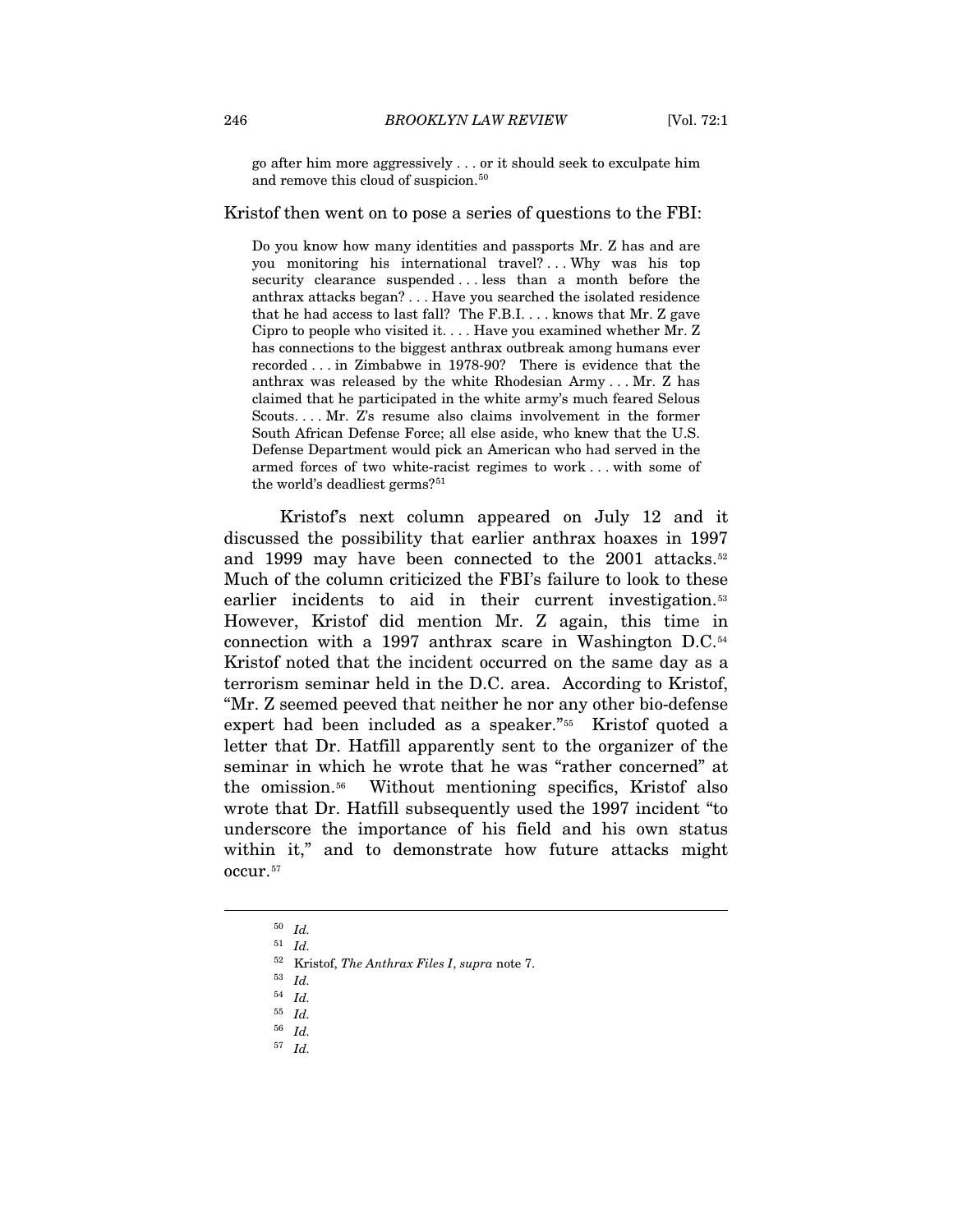go after him more aggressively . . . or it should seek to exculpate him and remove this cloud of suspicion.[50]

Kristof then went on to pose a series of questions to the FBI:

> Do you know how many identities and passports Mr. Z has and are you monitoring his international travel? . . . Why was his top security clearance suspended . . . less than a month before the anthrax attacks began? . . . Have you searched the isolated residence that he had access to last fall? The F.B.I. . . . knows that Mr. Z gave Cipro to people who visited it. . . . Have you examined whether Mr. Z has connections to the biggest anthrax outbreak among humans ever recorded . . . in Zimbabwe in 1978-90? There is evidence that the anthrax was released by the white Rhodesian Army . . . Mr. Z has claimed that he participated in the white army's much feared Selous Scouts. . . . Mr. Z's resume also claims involvement in the former South African Defense Force; all else aside, who knew that the U.S. Defense Department would pick an American who had served in the armed forces of two white-racist regimes to work . . . with some of the world's deadliest germs?[51]

Kristof's next column appeared on July 12 and it discussed the possibility that earlier anthrax hoaxes in 1997 and 1999 may have been connected to the 2001 attacks.[52] Much of the column criticized the FBI's failure to look to these earlier incidents to aid in their current investigation.[53] However, Kristof did mention Mr. Z again, this time in connection with a 1997 anthrax scare in Washington D.C.[54] Kristof noted that the incident occurred on the same day as a terrorism seminar held in the D.C. area. According to Kristof, "Mr. Z seemed peeved that neither he nor any other bio-defense expert had been included as a speaker."[55] Kristof quoted a letter that Dr. Hatfill apparently sent to the organizer of the seminar in which he wrote that he was "rather concerned" at the omission.[56] Without mentioning specifics, Kristof also wrote that Dr. Hatfill subsequently used the 1997 incident "to underscore the importance of his field and his own status within it," and to demonstrate how future attacks might occur.[57]

---

[50] *Id.*

[51] *Id.*

[52] Kristof, *The Anthrax Files I*, *supra* note 7.

[53] *Id.*

[54] *Id.*

[55] *Id.*

[56] *Id.*

[57] *Id.*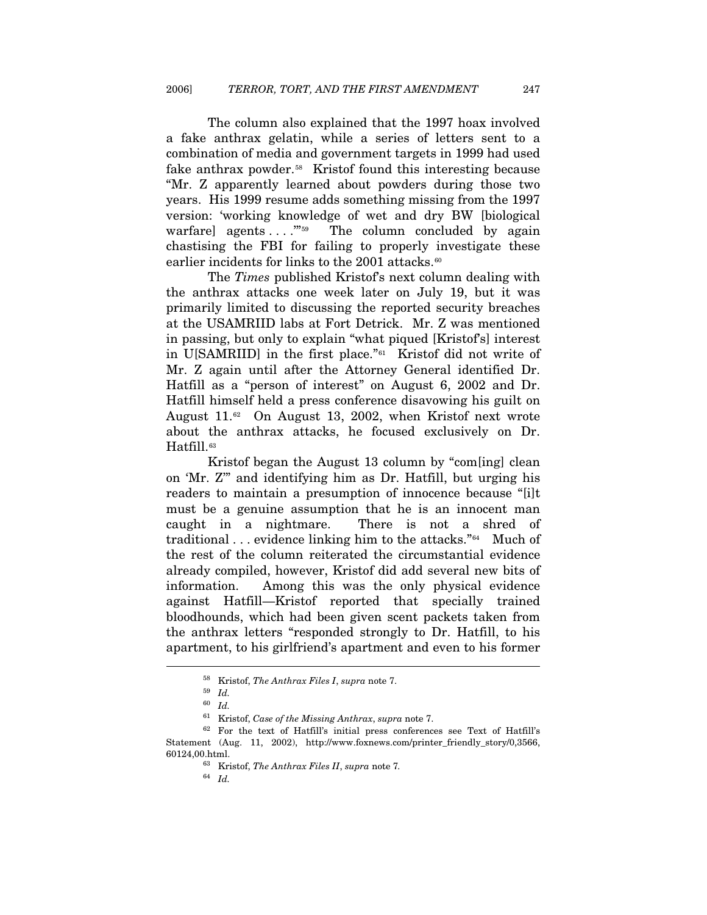The column also explained that the 1997 hoax involved a fake anthrax gelatin, while a series of letters sent to a combination of media and government targets in 1999 had used fake anthrax powder.[58] Kristof found this interesting because "Mr. Z apparently learned about powders during those two years. His 1999 resume adds something missing from the 1997 version: 'working knowledge of wet and dry BW [biological warfare] agents . . . .'"[59] The column concluded by again chastising the FBI for failing to properly investigate these earlier incidents for links to the 2001 attacks.[60]

The *Times* published Kristof's next column dealing with the anthrax attacks one week later on July 19, but it was primarily limited to discussing the reported security breaches at the USAMRIID labs at Fort Detrick. Mr. Z was mentioned in passing, but only to explain "what piqued [Kristof's] interest in U[SAMRIID] in the first place."[61] Kristof did not write of Mr. Z again until after the Attorney General identified Dr. Hatfill as a "person of interest" on August 6, 2002 and Dr. Hatfill himself held a press conference disavowing his guilt on August 11.[62] On August 13, 2002, when Kristof next wrote about the anthrax attacks, he focused exclusively on Dr. Hatfill.[63]

Kristof began the August 13 column by "com[ing] clean on 'Mr. Z'" and identifying him as Dr. Hatfill, but urging his readers to maintain a presumption of innocence because "[i]t must be a genuine assumption that he is an innocent man caught in a nightmare. There is not a shred of traditional . . . evidence linking him to the attacks."[64] Much of the rest of the column reiterated the circumstantial evidence already compiled, however, Kristof did add several new bits of information. Among this was the only physical evidence against Hatfill—Kristof reported that specially trained bloodhounds, which had been given scent packets taken from the anthrax letters "responded strongly to Dr. Hatfill, to his apartment, to his girlfriend's apartment and even to his former

---

[58] Kristof, *The Anthrax Files I*, *supra* note 7.

[59] *Id.*

[60] *Id.*

[61] Kristof, *Case of the Missing Anthrax*, *supra* note 7.

[62] For the text of Hatfill's initial press conferences see Text of Hatfill's Statement (Aug. 11, 2002), http://www.foxnews.com/printer_friendly_story/0,3566,60124,00.html.

[63] Kristof, *The Anthrax Files II*, *supra* note 7.

[64] *Id.*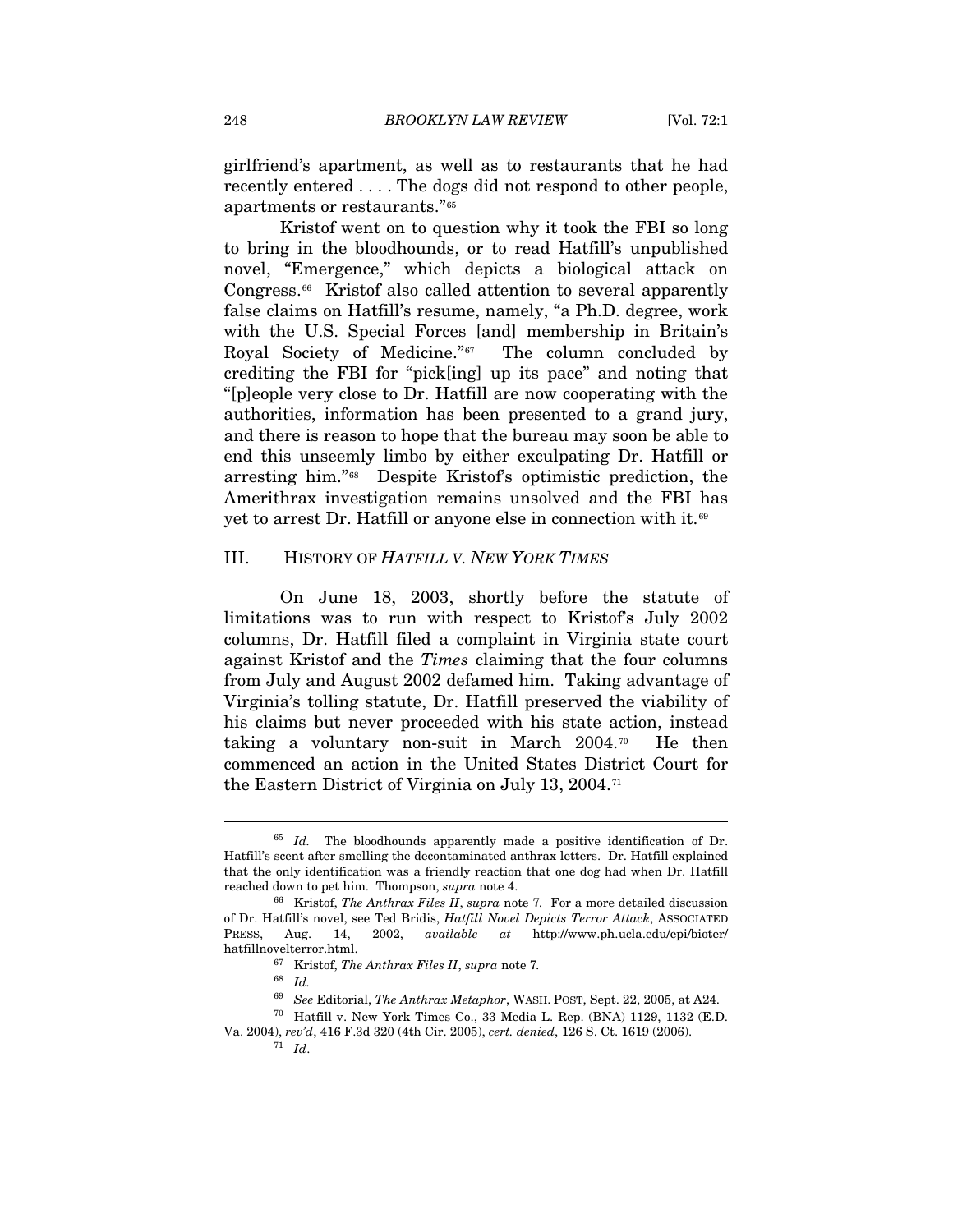girlfriend's apartment, as well as to restaurants that he had recently entered . . . . The dogs did not respond to other people, apartments or restaurants."[65]

Kristof went on to question why it took the FBI so long to bring in the bloodhounds, or to read Hatfill's unpublished novel, "Emergence," which depicts a biological attack on Congress.[66] Kristof also called attention to several apparently false claims on Hatfill's resume, namely, "a Ph.D. degree, work with the U.S. Special Forces [and] membership in Britain's Royal Society of Medicine."[67] The column concluded by crediting the FBI for "pick[ing] up its pace" and noting that "[p]eople very close to Dr. Hatfill are now cooperating with the authorities, information has been presented to a grand jury, and there is reason to hope that the bureau may soon be able to end this unseemly limbo by either exculpating Dr. Hatfill or arresting him."[68] Despite Kristof's optimistic prediction, the Amerithrax investigation remains unsolved and the FBI has yet to arrest Dr. Hatfill or anyone else in connection with it.[69]

## III. HISTORY OF *HATFILL V. NEW YORK TIMES*

On June 18, 2003, shortly before the statute of limitations was to run with respect to Kristof's July 2002 columns, Dr. Hatfill filed a complaint in Virginia state court against Kristof and the *Times* claiming that the four columns from July and August 2002 defamed him. Taking advantage of Virginia's tolling statute, Dr. Hatfill preserved the viability of his claims but never proceeded with his state action, instead taking a voluntary non-suit in March 2004.[70] He then commenced an action in the United States District Court for the Eastern District of Virginia on July 13, 2004.[71]

---

[65] *Id.* The bloodhounds apparently made a positive identification of Dr. Hatfill's scent after smelling the decontaminated anthrax letters. Dr. Hatfill explained that the only identification was a friendly reaction that one dog had when Dr. Hatfill reached down to pet him. Thompson, *supra* note 4.

[66] Kristof, *The Anthrax Files II*, *supra* note 7. For a more detailed discussion of Dr. Hatfill's novel, see Ted Bridis, *Hatfill Novel Depicts Terror Attack*, ASSOCIATED PRESS, Aug. 14, 2002, *available at* http://www.ph.ucla.edu/epi/bioter/hatfillnovelterror.html.

[67] Kristof, *The Anthrax Files II*, *supra* note 7.

[68] *Id.*

[69] *See* Editorial, *The Anthrax Metaphor*, WASH. POST, Sept. 22, 2005, at A24.

[70] Hatfill v. New York Times Co., 33 Media L. Rep. (BNA) 1129, 1132 (E.D. Va. 2004), *rev'd*, 416 F.3d 320 (4th Cir. 2005), *cert. denied*, 126 S. Ct. 1619 (2006).

[71] *Id*.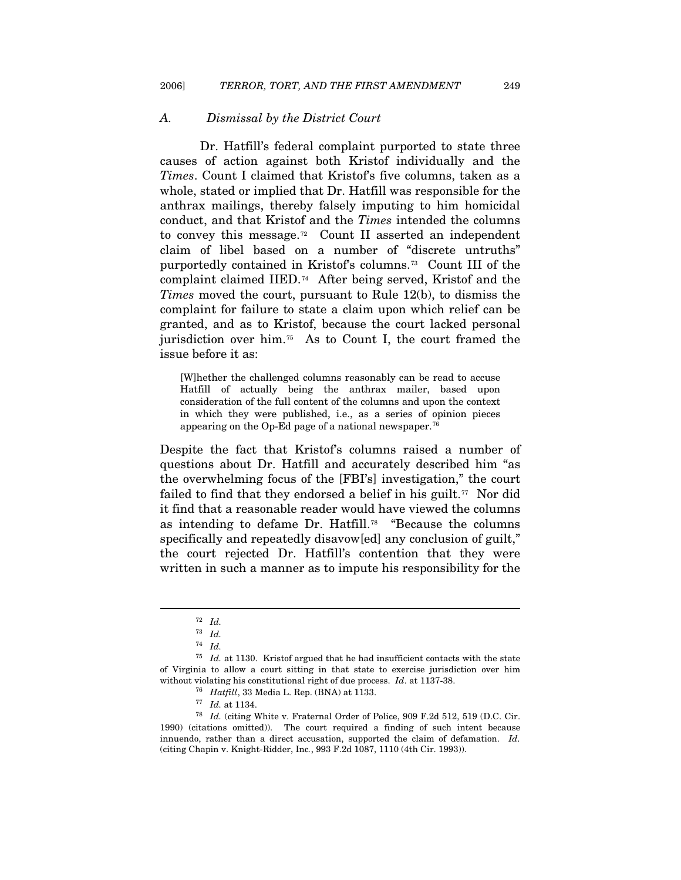### *A. Dismissal by the District Court*

Dr. Hatfill's federal complaint purported to state three causes of action against both Kristof individually and the *Times*. Count I claimed that Kristof's five columns, taken as a whole, stated or implied that Dr. Hatfill was responsible for the anthrax mailings, thereby falsely imputing to him homicidal conduct, and that Kristof and the *Times* intended the columns to convey this message.[72] Count II asserted an independent claim of libel based on a number of "discrete untruths" purportedly contained in Kristof's columns.[73] Count III of the complaint claimed IIED.[74] After being served, Kristof and the *Times* moved the court, pursuant to Rule 12(b), to dismiss the complaint for failure to state a claim upon which relief can be granted, and as to Kristof, because the court lacked personal jurisdiction over him.[75] As to Count I, the court framed the issue before it as:

> [W]hether the challenged columns reasonably can be read to accuse Hatfill of actually being the anthrax mailer, based upon consideration of the full content of the columns and upon the context in which they were published, i.e., as a series of opinion pieces appearing on the Op-Ed page of a national newspaper.[76]

Despite the fact that Kristof's columns raised a number of questions about Dr. Hatfill and accurately described him "as the overwhelming focus of the [FBI's] investigation," the court failed to find that they endorsed a belief in his guilt.[77] Nor did it find that a reasonable reader would have viewed the columns as intending to defame Dr. Hatfill.[78] "Because the columns specifically and repeatedly disavow[ed] any conclusion of guilt," the court rejected Dr. Hatfill's contention that they were written in such a manner as to impute his responsibility for the

---

[72] *Id.*

[73] *Id.*

[74] *Id.*

[75] *Id.* at 1130. Kristof argued that he had insufficient contacts with the state of Virginia to allow a court sitting in that state to exercise jurisdiction over him without violating his constitutional right of due process. *Id*. at 1137-38.

[76] *Hatfill*, 33 Media L. Rep. (BNA) at 1133.

[77] *Id.* at 1134.

[78] *Id.* (citing White v. Fraternal Order of Police, 909 F.2d 512, 519 (D.C. Cir. 1990) (citations omitted)). The court required a finding of such intent because innuendo, rather than a direct accusation, supported the claim of defamation. *Id.* (citing Chapin v. Knight-Ridder, Inc., 993 F.2d 1087, 1110 (4th Cir. 1993)).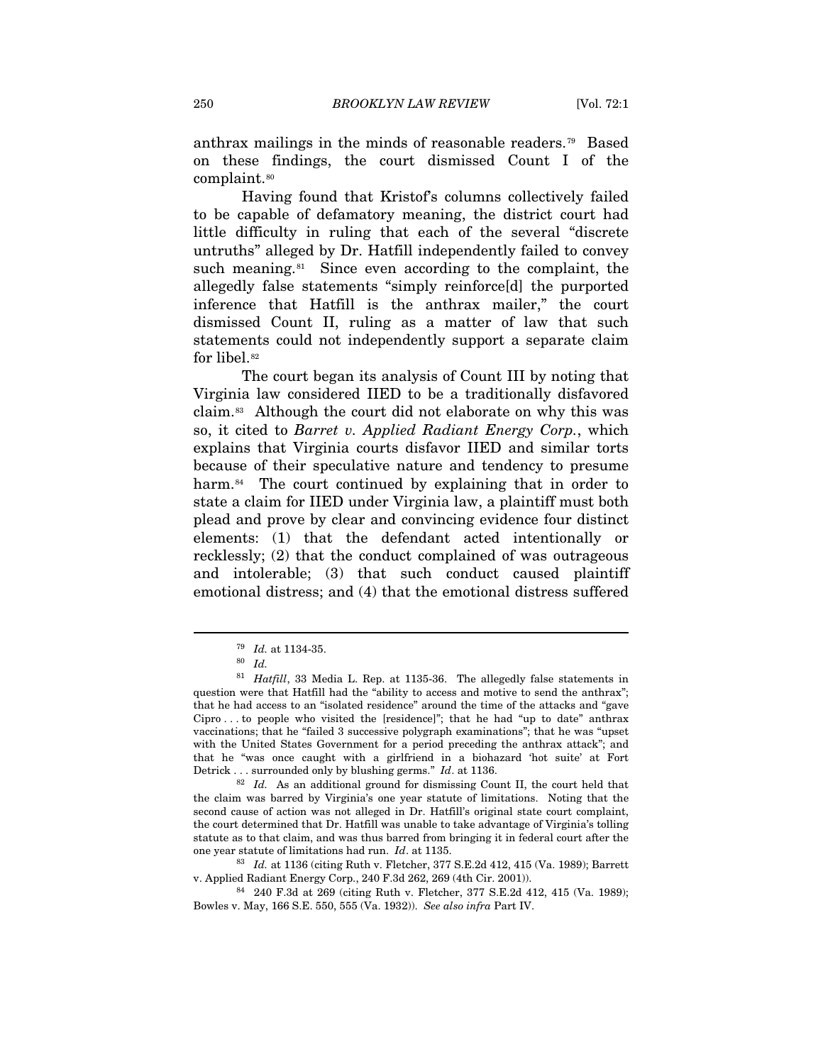anthrax mailings in the minds of reasonable readers.[79] Based on these findings, the court dismissed Count I of the complaint.[80]

Having found that Kristof's columns collectively failed to be capable of defamatory meaning, the district court had little difficulty in ruling that each of the several "discrete untruths" alleged by Dr. Hatfill independently failed to convey such meaning.[81] Since even according to the complaint, the allegedly false statements "simply reinforce[d] the purported inference that Hatfill is the anthrax mailer," the court dismissed Count II, ruling as a matter of law that such statements could not independently support a separate claim for libel.[82]

The court began its analysis of Count III by noting that Virginia law considered IIED to be a traditionally disfavored claim.[83] Although the court did not elaborate on why this was so, it cited to *Barret v. Applied Radiant Energy Corp.*, which explains that Virginia courts disfavor IIED and similar torts because of their speculative nature and tendency to presume harm.[84] The court continued by explaining that in order to state a claim for IIED under Virginia law, a plaintiff must both plead and prove by clear and convincing evidence four distinct elements: (1) that the defendant acted intentionally or recklessly; (2) that the conduct complained of was outrageous and intolerable; (3) that such conduct caused plaintiff emotional distress; and (4) that the emotional distress suffered

---

[79] *Id.* at 1134-35.

[80] *Id.*

[81] *Hatfill*, 33 Media L. Rep. at 1135-36. The allegedly false statements in question were that Hatfill had the "ability to access and motive to send the anthrax"; that he had access to an "isolated residence" around the time of the attacks and "gave Cipro . . . to people who visited the [residence]"; that he had "up to date" anthrax vaccinations; that he "failed 3 successive polygraph examinations"; that he was "upset with the United States Government for a period preceding the anthrax attack"; and that he "was once caught with a girlfriend in a biohazard 'hot suite' at Fort Detrick . . . surrounded only by blushing germs." *Id*. at 1136.

[82] *Id.* As an additional ground for dismissing Count II, the court held that the claim was barred by Virginia's one year statute of limitations. Noting that the second cause of action was not alleged in Dr. Hatfill's original state court complaint, the court determined that Dr. Hatfill was unable to take advantage of Virginia's tolling statute as to that claim, and was thus barred from bringing it in federal court after the one year statute of limitations had run. *Id*. at 1135.

[83] *Id.* at 1136 (citing Ruth v. Fletcher, 377 S.E.2d 412, 415 (Va. 1989); Barrett v. Applied Radiant Energy Corp., 240 F.3d 262, 269 (4th Cir. 2001)).

[84] 240 F.3d at 269 (citing Ruth v. Fletcher, 377 S.E.2d 412, 415 (Va. 1989); Bowles v. May, 166 S.E. 550, 555 (Va. 1932)). *See also infra* Part IV.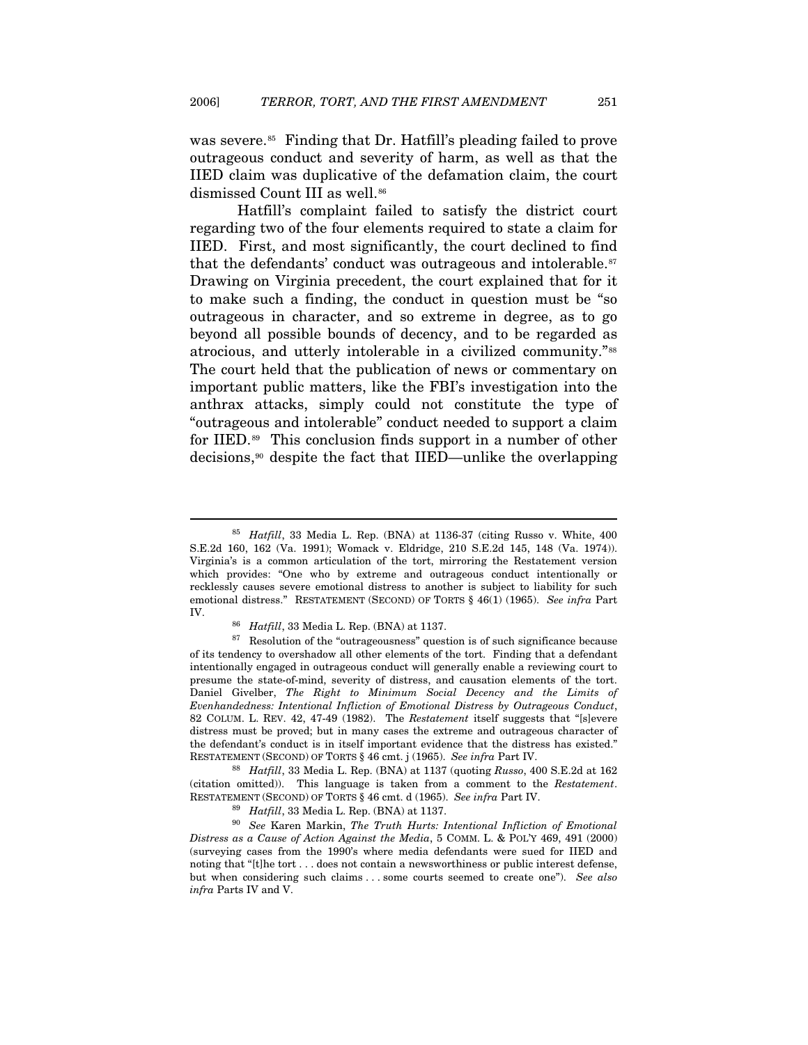was severe.[85] Finding that Dr. Hatfill's pleading failed to prove outrageous conduct and severity of harm, as well as that the IIED claim was duplicative of the defamation claim, the court dismissed Count III as well.[86]

Hatfill's complaint failed to satisfy the district court regarding two of the four elements required to state a claim for IIED. First, and most significantly, the court declined to find that the defendants' conduct was outrageous and intolerable.[87] Drawing on Virginia precedent, the court explained that for it to make such a finding, the conduct in question must be "so outrageous in character, and so extreme in degree, as to go beyond all possible bounds of decency, and to be regarded as atrocious, and utterly intolerable in a civilized community."[88] The court held that the publication of news or commentary on important public matters, like the FBI's investigation into the anthrax attacks, simply could not constitute the type of "outrageous and intolerable" conduct needed to support a claim for IIED.[89] This conclusion finds support in a number of other decisions,[90] despite the fact that IIED—unlike the overlapping

---

[85] *Hatfill*, 33 Media L. Rep. (BNA) at 1136-37 (citing Russo v. White, 400 S.E.2d 160, 162 (Va. 1991); Womack v. Eldridge, 210 S.E.2d 145, 148 (Va. 1974)). Virginia's is a common articulation of the tort, mirroring the Restatement version which provides: "One who by extreme and outrageous conduct intentionally or recklessly causes severe emotional distress to another is subject to liability for such emotional distress." RESTATEMENT (SECOND) OF TORTS § 46(1) (1965). *See infra* Part IV.

[86] *Hatfill*, 33 Media L. Rep. (BNA) at 1137.

[87] Resolution of the "outrageousness" question is of such significance because of its tendency to overshadow all other elements of the tort. Finding that a defendant intentionally engaged in outrageous conduct will generally enable a reviewing court to presume the state-of-mind, severity of distress, and causation elements of the tort. Daniel Givelber, *The Right to Minimum Social Decency and the Limits of Evenhandedness: Intentional Infliction of Emotional Distress by Outrageous Conduct*, 82 COLUM. L. REV. 42, 47-49 (1982). The *Restatement* itself suggests that "[s]evere distress must be proved; but in many cases the extreme and outrageous character of the defendant's conduct is in itself important evidence that the distress has existed." RESTATEMENT (SECOND) OF TORTS § 46 cmt. j (1965). *See infra* Part IV.

[88] *Hatfill*, 33 Media L. Rep. (BNA) at 1137 (quoting *Russo*, 400 S.E.2d at 162 (citation omitted)). This language is taken from a comment to the *Restatement*. RESTATEMENT (SECOND) OF TORTS § 46 cmt. d (1965). *See infra* Part IV.

[89] *Hatfill*, 33 Media L. Rep. (BNA) at 1137.

[90] *See* Karen Markin, *The Truth Hurts: Intentional Infliction of Emotional Distress as a Cause of Action Against the Media*, 5 COMM. L. & POL'Y 469, 491 (2000) (surveying cases from the 1990's where media defendants were sued for IIED and noting that "[t]he tort . . . does not contain a newsworthiness or public interest defense, but when considering such claims . . . some courts seemed to create one"). *See also infra* Parts IV and V.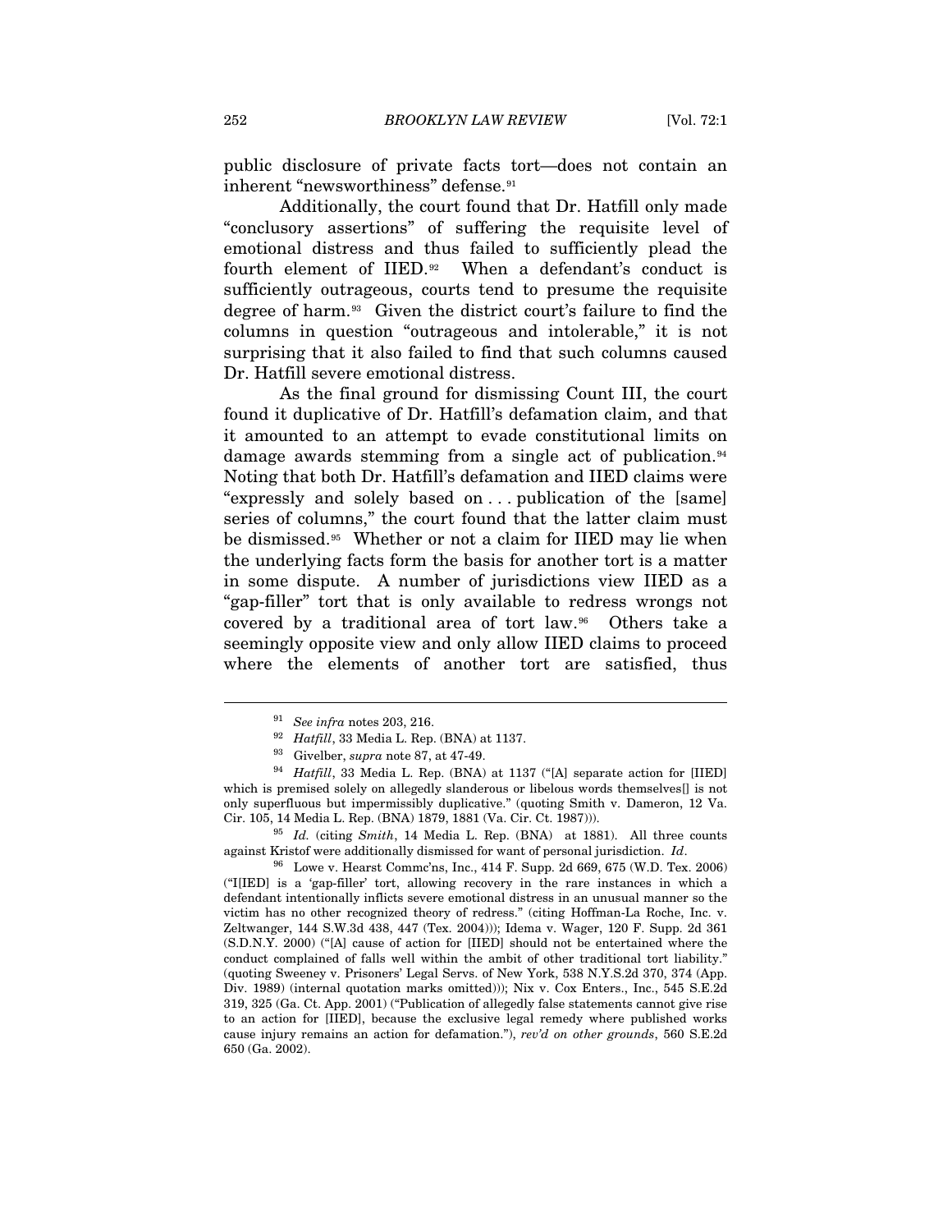public disclosure of private facts tort—does not contain an inherent "newsworthiness" defense.[91]

Additionally, the court found that Dr. Hatfill only made "conclusory assertions" of suffering the requisite level of emotional distress and thus failed to sufficiently plead the fourth element of IIED.[92] When a defendant's conduct is sufficiently outrageous, courts tend to presume the requisite degree of harm.[93] Given the district court's failure to find the columns in question "outrageous and intolerable," it is not surprising that it also failed to find that such columns caused Dr. Hatfill severe emotional distress.

As the final ground for dismissing Count III, the court found it duplicative of Dr. Hatfill's defamation claim, and that it amounted to an attempt to evade constitutional limits on damage awards stemming from a single act of publication.[94] Noting that both Dr. Hatfill's defamation and IIED claims were "expressly and solely based on . . . publication of the [same] series of columns," the court found that the latter claim must be dismissed.[95] Whether or not a claim for IIED may lie when the underlying facts form the basis for another tort is a matter in some dispute. A number of jurisdictions view IIED as a "gap-filler" tort that is only available to redress wrongs not covered by a traditional area of tort law.[96] Others take a seemingly opposite view and only allow IIED claims to proceed where the elements of another tort are satisfied, thus

---

[91] *See infra* notes 203, 216.

[92] *Hatfill*, 33 Media L. Rep. (BNA) at 1137.

[93] Givelber, *supra* note 87, at 47-49.

[94] *Hatfill*, 33 Media L. Rep. (BNA) at 1137 ("[A] separate action for [IIED] which is premised solely on allegedly slanderous or libelous words themselves[] is not only superfluous but impermissibly duplicative." (quoting Smith v. Dameron, 12 Va. Cir. 105, 14 Media L. Rep. (BNA) 1879, 1881 (Va. Cir. Ct. 1987))).

[95] *Id.* (citing *Smith*, 14 Media L. Rep. (BNA) at 1881). All three counts against Kristof were additionally dismissed for want of personal jurisdiction. *Id*.

[96] Lowe v. Hearst Commc'ns, Inc., 414 F. Supp. 2d 669, 675 (W.D. Tex. 2006) ("I[IED] is a 'gap-filler' tort, allowing recovery in the rare instances in which a defendant intentionally inflicts severe emotional distress in an unusual manner so the victim has no other recognized theory of redress." (citing Hoffman-La Roche, Inc. v. Zeltwanger, 144 S.W.3d 438, 447 (Tex. 2004))); Idema v. Wager, 120 F. Supp. 2d 361 (S.D.N.Y. 2000) ("[A] cause of action for [IIED] should not be entertained where the conduct complained of falls well within the ambit of other traditional tort liability." (quoting Sweeney v. Prisoners' Legal Servs. of New York, 538 N.Y.S.2d 370, 374 (App. Div. 1989) (internal quotation marks omitted))); Nix v. Cox Enters., Inc., 545 S.E.2d 319, 325 (Ga. Ct. App. 2001) ("Publication of allegedly false statements cannot give rise to an action for [IIED], because the exclusive legal remedy where published works cause injury remains an action for defamation."), *rev'd on other grounds*, 560 S.E.2d 650 (Ga. 2002).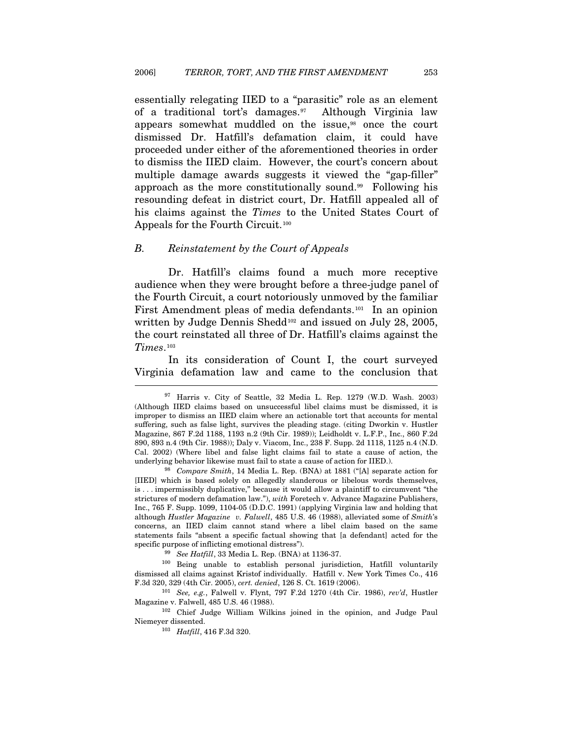essentially relegating IIED to a "parasitic" role as an element of a traditional tort's damages.[97] Although Virginia law appears somewhat muddled on the issue,[98] once the court dismissed Dr. Hatfill's defamation claim, it could have proceeded under either of the aforementioned theories in order to dismiss the IIED claim. However, the court's concern about multiple damage awards suggests it viewed the "gap-filler" approach as the more constitutionally sound.[99] Following his resounding defeat in district court, Dr. Hatfill appealed all of his claims against the *Times* to the United States Court of Appeals for the Fourth Circuit.[100]

### *B. Reinstatement by the Court of Appeals*

Dr. Hatfill's claims found a much more receptive audience when they were brought before a three-judge panel of the Fourth Circuit, a court notoriously unmoved by the familiar First Amendment pleas of media defendants.[101] In an opinion written by Judge Dennis Shedd[102] and issued on July 28, 2005, the court reinstated all three of Dr. Hatfill's claims against the *Times*.[103]

In its consideration of Count I, the court surveyed Virginia defamation law and came to the conclusion that

---

[97] Harris v. City of Seattle, 32 Media L. Rep. 1279 (W.D. Wash. 2003) (Although IIED claims based on unsuccessful libel claims must be dismissed, it is improper to dismiss an IIED claim where an actionable tort that accounts for mental suffering, such as false light, survives the pleading stage. (citing Dworkin v. Hustler Magazine, 867 F.2d 1188, 1193 n.2 (9th Cir. 1989)); Leidholdt v. L.F.P., Inc., 860 F.2d 890, 893 n.4 (9th Cir. 1988)); Daly v. Viacom, Inc., 238 F. Supp. 2d 1118, 1125 n.4 (N.D. Cal. 2002) (Where libel and false light claims fail to state a cause of action, the underlying behavior likewise must fail to state a cause of action for IIED.).

[98] *Compare Smith*, 14 Media L. Rep. (BNA) at 1881 ("[A] separate action for [IIED] which is based solely on allegedly slanderous or libelous words themselves, is . . . impermissibly duplicative," because it would allow a plaintiff to circumvent "the strictures of modern defamation law."), *with* Foretech v. Advance Magazine Publishers, Inc., 765 F. Supp. 1099, 1104-05 (D.D.C. 1991) (applying Virginia law and holding that although *Hustler Magazine v. Falwell*, 485 U.S. 46 (1988), alleviated some of *Smith*'s concerns, an IIED claim cannot stand where a libel claim based on the same statements fails "absent a specific factual showing that [a defendant] acted for the specific purpose of inflicting emotional distress").

[99] *See Hatfill*, 33 Media L. Rep. (BNA) at 1136-37.

[100] Being unable to establish personal jurisdiction, Hatfill voluntarily dismissed all claims against Kristof individually. Hatfill v. New York Times Co., 416 F.3d 320, 329 (4th Cir. 2005), *cert. denied*, 126 S. Ct. 1619 (2006).

[101] *See, e.g.*, Falwell v. Flynt, 797 F.2d 1270 (4th Cir. 1986), *rev'd*, Hustler Magazine v. Falwell, 485 U.S. 46 (1988).

[102] Chief Judge William Wilkins joined in the opinion, and Judge Paul Niemeyer dissented.

[103] *Hatfill*, 416 F.3d 320.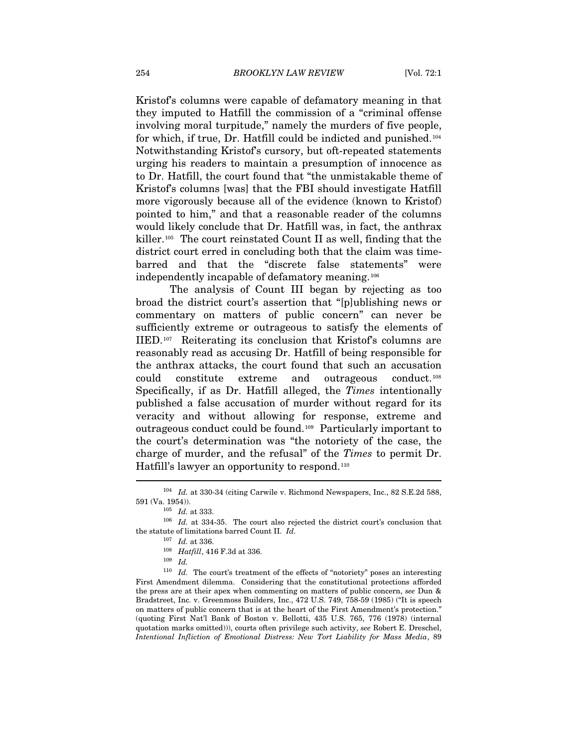Kristof's columns were capable of defamatory meaning in that they imputed to Hatfill the commission of a "criminal offense involving moral turpitude," namely the murders of five people, for which, if true, Dr. Hatfill could be indicted and punished.[104] Notwithstanding Kristof's cursory, but oft-repeated statements urging his readers to maintain a presumption of innocence as to Dr. Hatfill, the court found that "the unmistakable theme of Kristof's columns [was] that the FBI should investigate Hatfill more vigorously because all of the evidence (known to Kristof) pointed to him," and that a reasonable reader of the columns would likely conclude that Dr. Hatfill was, in fact, the anthrax killer.[105] The court reinstated Count II as well, finding that the district court erred in concluding both that the claim was time-barred and that the "discrete false statements" were independently incapable of defamatory meaning.[106]

The analysis of Count III began by rejecting as too broad the district court's assertion that "[p]ublishing news or commentary on matters of public concern" can never be sufficiently extreme or outrageous to satisfy the elements of IIED.[107] Reiterating its conclusion that Kristof's columns are reasonably read as accusing Dr. Hatfill of being responsible for the anthrax attacks, the court found that such an accusation could constitute extreme and outrageous conduct.[108] Specifically, if as Dr. Hatfill alleged, the *Times* intentionally published a false accusation of murder without regard for its veracity and without allowing for response, extreme and outrageous conduct could be found.[109] Particularly important to the court's determination was "the notoriety of the case, the charge of murder, and the refusal" of the *Times* to permit Dr. Hatfill's lawyer an opportunity to respond.[110]

---

[104] *Id.* at 330-34 (citing Carwile v. Richmond Newspapers, Inc., 82 S.E.2d 588, 591 (Va. 1954)).

[105] *Id.* at 333.

[106] *Id.* at 334-35. The court also rejected the district court's conclusion that the statute of limitations barred Count II. *Id.*

[107] *Id.* at 336.

[108] *Hatfill*, 416 F.3d at 336.

[109] *Id.*

[110] *Id.* The court's treatment of the effects of "notoriety" poses an interesting First Amendment dilemma. Considering that the constitutional protections afforded the press are at their apex when commenting on matters of public concern, *see* Dun & Bradstreet, Inc. v. Greenmoss Builders, Inc., 472 U.S. 749, 758-59 (1985) ("It is speech on matters of public concern that is at the heart of the First Amendment's protection." (quoting First Nat'l Bank of Boston v. Bellotti, 435 U.S. 765, 776 (1978) (internal quotation marks omitted))), courts often privilege such activity, *see* Robert E. Dreschel, *Intentional Infliction of Emotional Distress: New Tort Liability for Mass Media*, 89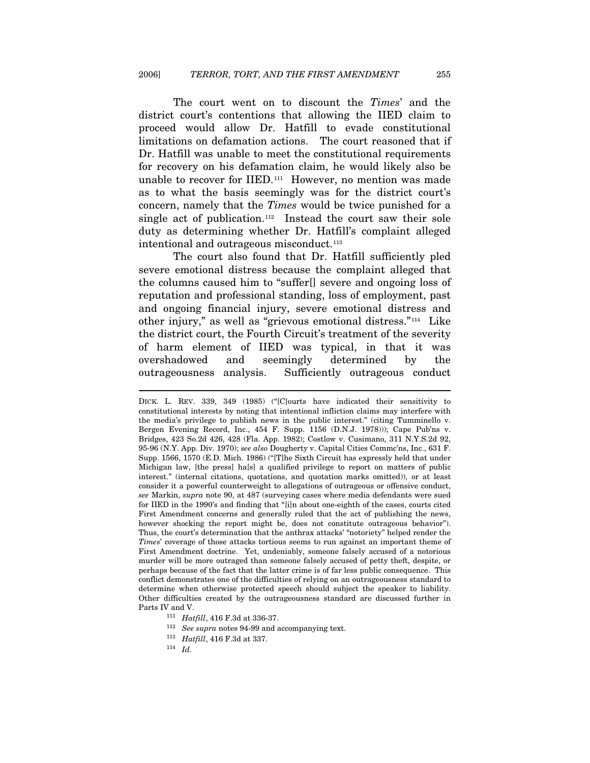The court went on to discount the *Times*' and the district court's contentions that allowing the IIED claim to proceed would allow Dr. Hatfill to evade constitutional limitations on defamation actions. The court reasoned that if Dr. Hatfill was unable to meet the constitutional requirements for recovery on his defamation claim, he would likely also be unable to recover for IIED.[111] However, no mention was made as to what the basis seemingly was for the district court's concern, namely that the *Times* would be twice punished for a single act of publication.[112] Instead the court saw their sole duty as determining whether Dr. Hatfill's complaint alleged intentional and outrageous misconduct.[113]

The court also found that Dr. Hatfill sufficiently pled severe emotional distress because the complaint alleged that the columns caused him to "suffer[] severe and ongoing loss of reputation and professional standing, loss of employment, past and ongoing financial injury, severe emotional distress and other injury," as well as "grievous emotional distress."[114] Like the district court, the Fourth Circuit's treatment of the severity of harm element of IIED was typical, in that it was overshadowed and seemingly determined by the outrageousness analysis. Sufficiently outrageous conduct

---

DICK. L. REV. 339, 349 (1985) ("[C]ourts have indicated their sensitivity to constitutional interests by noting that intentional infliction claims may interfere with the media's privilege to publish news in the public interest." (citing Tumminello v. Bergen Evening Record, Inc., 454 F. Supp. 1156 (D.N.J. 1978))); Cape Pub'ns v. Bridges, 423 So.2d 426, 428 (Fla. App. 1982); Costlow v. Cusimano, 311 N.Y.S.2d 92, 95-96 (N.Y. App. Div. 1970); *see also* Dougherty v. Capital Cities Commc'ns, Inc., 631 F. Supp. 1566, 1570 (E.D. Mich. 1986) ("[T]he Sixth Circuit has expressly held that under Michigan law, [the press] ha[s] a qualified privilege to report on matters of public interest." (internal citations, quotations, and quotation marks omitted)), or at least consider it a powerful counterweight to allegations of outrageous or offensive conduct, *see* Markin, *supra* note 90, at 487 (surveying cases where media defendants were sued for IIED in the 1990's and finding that "[i]n about one-eighth of the cases, courts cited First Amendment concerns and generally ruled that the act of publishing the news, however shocking the report might be, does not constitute outrageous behavior"). Thus, the court's determination that the anthrax attacks' "notoriety" helped render the *Times*' coverage of those attacks tortious seems to run against an important theme of First Amendment doctrine. Yet, undeniably, someone falsely accused of a notorious murder will be more outraged than someone falsely accused of petty theft, despite, or perhaps because of the fact that the latter crime is of far less public consequence. This conflict demonstrates one of the difficulties of relying on an outrageousness standard to determine when otherwise protected speech should subject the speaker to liability. Other difficulties created by the outrageousness standard are discussed further in Parts IV and V.

[111] *Hatfill*, 416 F.3d at 336-37.

[112] *See supra* notes 94-99 and accompanying text.

[113] *Hatfill*, 416 F.3d at 337.

[114] *Id.*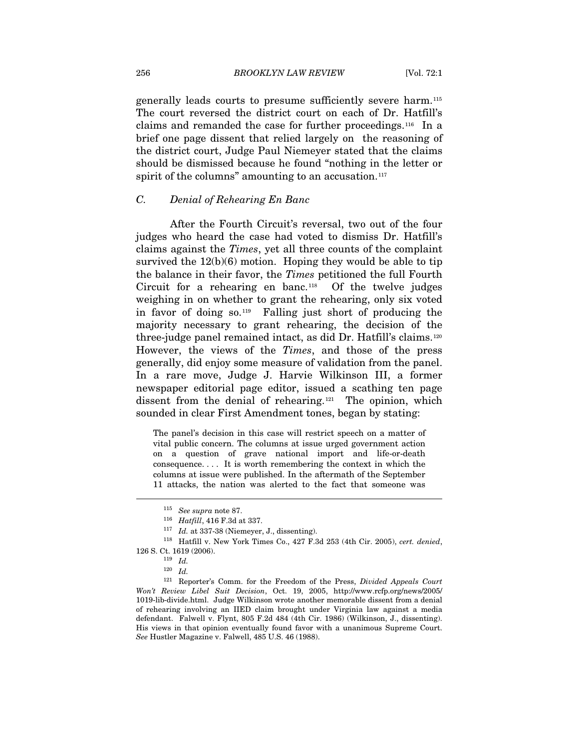generally leads courts to presume sufficiently severe harm.[115] The court reversed the district court on each of Dr. Hatfill's claims and remanded the case for further proceedings.[116] In a brief one page dissent that relied largely on the reasoning of the district court, Judge Paul Niemeyer stated that the claims should be dismissed because he found "nothing in the letter or spirit of the columns" amounting to an accusation.[117]

### C. Denial of Rehearing En Banc

After the Fourth Circuit's reversal, two out of the four judges who heard the case had voted to dismiss Dr. Hatfill's claims against the *Times*, yet all three counts of the complaint survived the 12(b)(6) motion. Hoping they would be able to tip the balance in their favor, the *Times* petitioned the full Fourth Circuit for a rehearing en banc.[118] Of the twelve judges weighing in on whether to grant the rehearing, only six voted in favor of doing so.[119] Falling just short of producing the majority necessary to grant rehearing, the decision of the three-judge panel remained intact, as did Dr. Hatfill's claims.[120] However, the views of the *Times*, and those of the press generally, did enjoy some measure of validation from the panel. In a rare move, Judge J. Harvie Wilkinson III, a former newspaper editorial page editor, issued a scathing ten page dissent from the denial of rehearing.[121] The opinion, which sounded in clear First Amendment tones, began by stating:

> The panel's decision in this case will restrict speech on a matter of vital public concern. The columns at issue urged government action on a question of grave national import and life-or-death consequence. . . . It is worth remembering the context in which the columns at issue were published. In the aftermath of the September 11 attacks, the nation was alerted to the fact that someone was

---

[115] *See supra* note 87.

[116] *Hatfill*, 416 F.3d at 337.

[117] *Id.* at 337-38 (Niemeyer, J., dissenting).

[118] Hatfill v. New York Times Co., 427 F.3d 253 (4th Cir. 2005), *cert. denied*, 126 S. Ct. 1619 (2006).

[119] *Id.*

[120] *Id.*

[121] Reporter's Comm. for the Freedom of the Press, *Divided Appeals Court Won't Review Libel Suit Decision*, Oct. 19, 2005, http://www.rcfp.org/news/2005/1019-lib-divide.html. Judge Wilkinson wrote another memorable dissent from a denial of rehearing involving an IIED claim brought under Virginia law against a media defendant. Falwell v. Flynt, 805 F.2d 484 (4th Cir. 1986) (Wilkinson, J., dissenting). His views in that opinion eventually found favor with a unanimous Supreme Court. *See* Hustler Magazine v. Falwell, 485 U.S. 46 (1988).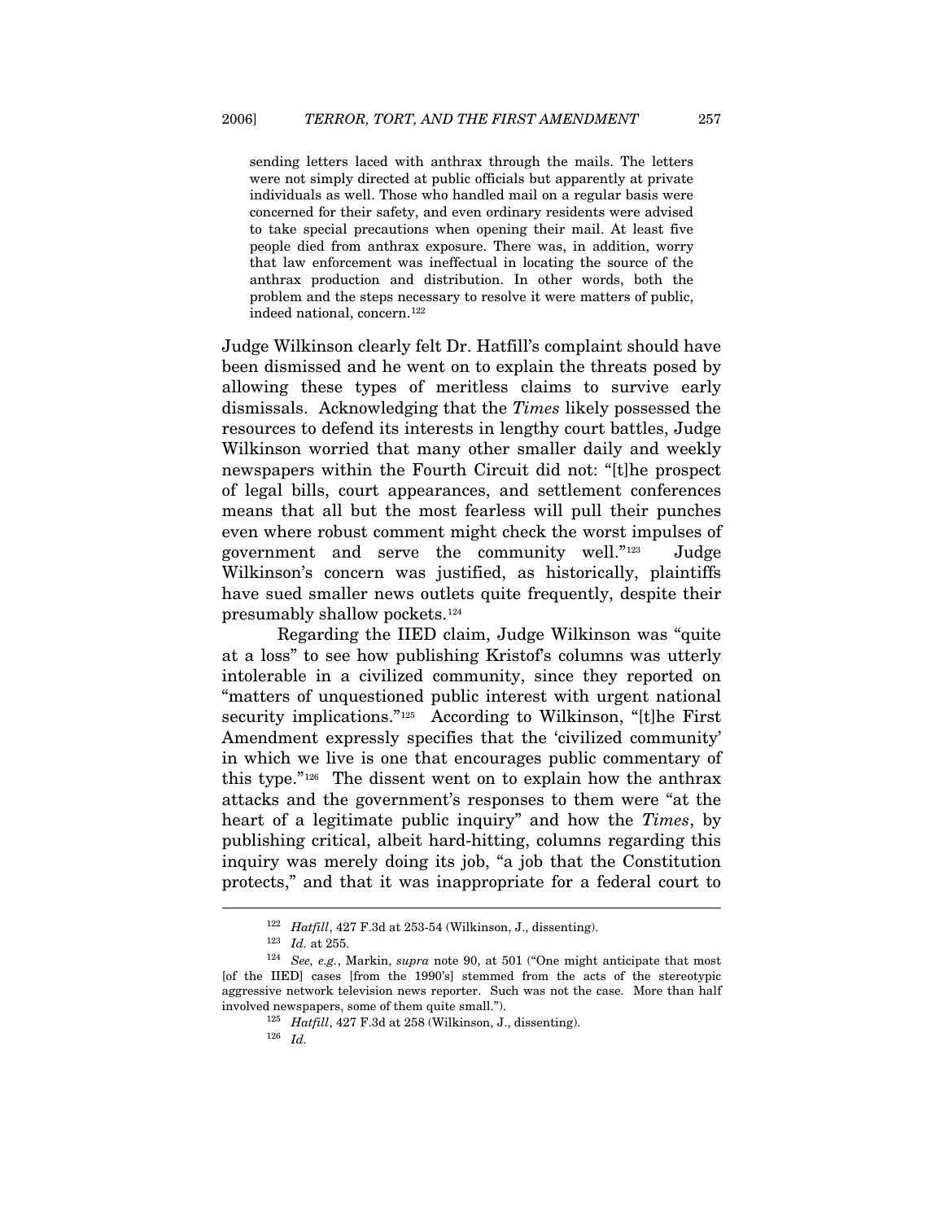> sending letters laced with anthrax through the mails. The letters were not simply directed at public officials but apparently at private individuals as well. Those who handled mail on a regular basis were concerned for their safety, and even ordinary residents were advised to take special precautions when opening their mail. At least five people died from anthrax exposure. There was, in addition, worry that law enforcement was ineffectual in locating the source of the anthrax production and distribution. In other words, both the problem and the steps necessary to resolve it were matters of public, indeed national, concern.[122]

Judge Wilkinson clearly felt Dr. Hatfill's complaint should have been dismissed and he went on to explain the threats posed by allowing these types of meritless claims to survive early dismissals. Acknowledging that the *Times* likely possessed the resources to defend its interests in lengthy court battles, Judge Wilkinson worried that many other smaller daily and weekly newspapers within the Fourth Circuit did not: "[t]he prospect of legal bills, court appearances, and settlement conferences means that all but the most fearless will pull their punches even where robust comment might check the worst impulses of government and serve the community well."[123] Judge Wilkinson's concern was justified, as historically, plaintiffs have sued smaller news outlets quite frequently, despite their presumably shallow pockets.[124]

Regarding the IIED claim, Judge Wilkinson was "quite at a loss" to see how publishing Kristof's columns was utterly intolerable in a civilized community, since they reported on "matters of unquestioned public interest with urgent national security implications."[125] According to Wilkinson, "[t]he First Amendment expressly specifies that the 'civilized community' in which we live is one that encourages public commentary of this type."[126] The dissent went on to explain how the anthrax attacks and the government's responses to them were "at the heart of a legitimate public inquiry" and how the *Times*, by publishing critical, albeit hard-hitting, columns regarding this inquiry was merely doing its job, "a job that the Constitution protects," and that it was inappropriate for a federal court to

---

[122] *Hatfill*, 427 F.3d at 253-54 (Wilkinson, J., dissenting).

[123] *Id.* at 255.

[124] *See, e.g.*, Markin, *supra* note 90, at 501 ("One might anticipate that most [of the IIED] cases [from the 1990's] stemmed from the acts of the stereotypic aggressive network television news reporter. Such was not the case. More than half involved newspapers, some of them quite small.").

[125] *Hatfill*, 427 F.3d at 258 (Wilkinson, J., dissenting).

[126] *Id.*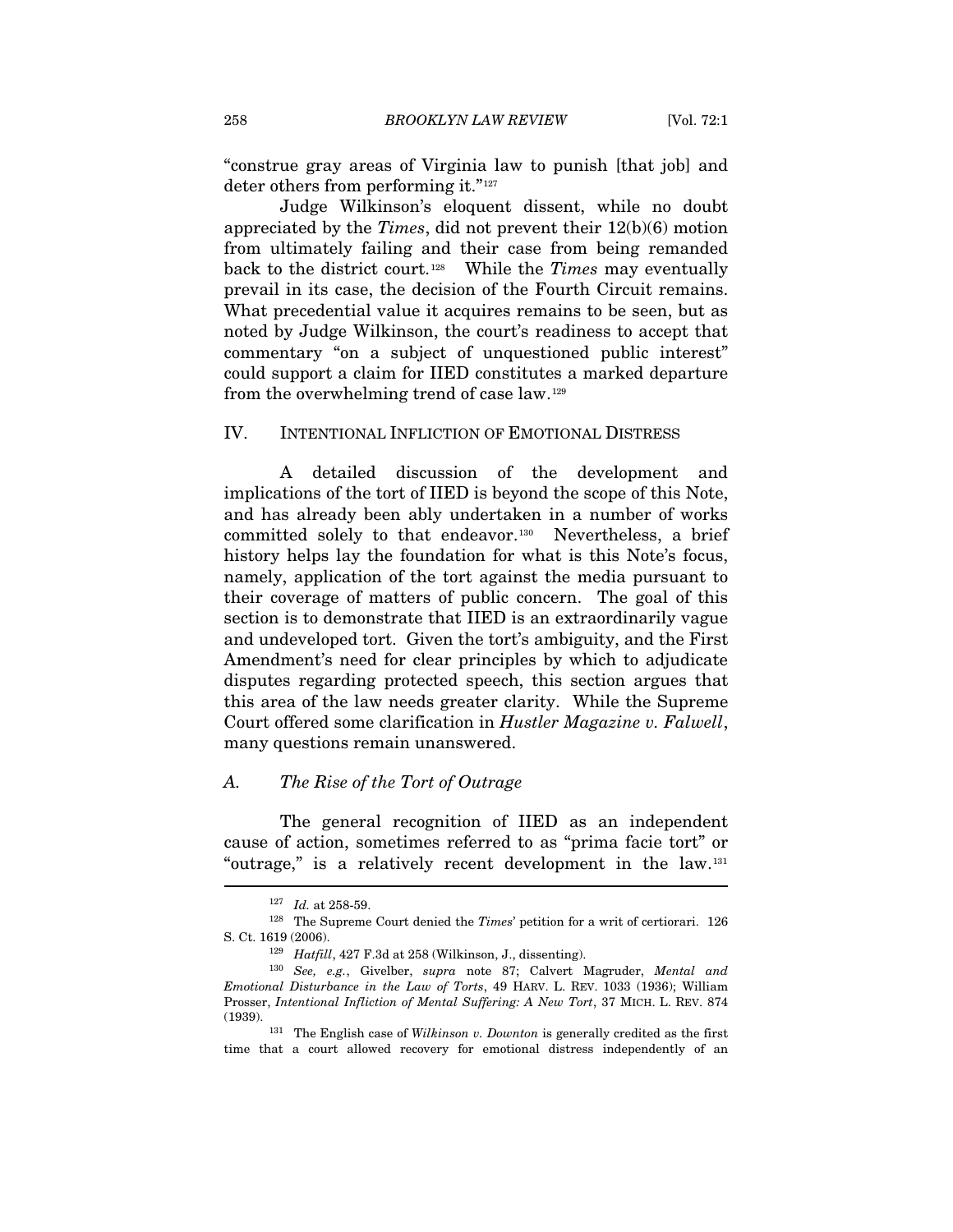"construe gray areas of Virginia law to punish [that job] and deter others from performing it."[127]

Judge Wilkinson's eloquent dissent, while no doubt appreciated by the *Times*, did not prevent their 12(b)(6) motion from ultimately failing and their case from being remanded back to the district court.[128] While the *Times* may eventually prevail in its case, the decision of the Fourth Circuit remains. What precedential value it acquires remains to be seen, but as noted by Judge Wilkinson, the court's readiness to accept that commentary "on a subject of unquestioned public interest" could support a claim for IIED constitutes a marked departure from the overwhelming trend of case law.[129]

## IV. INTENTIONAL INFLICTION OF EMOTIONAL DISTRESS

A detailed discussion of the development and implications of the tort of IIED is beyond the scope of this Note, and has already been ably undertaken in a number of works committed solely to that endeavor.[130] Nevertheless, a brief history helps lay the foundation for what is this Note's focus, namely, application of the tort against the media pursuant to their coverage of matters of public concern. The goal of this section is to demonstrate that IIED is an extraordinarily vague and undeveloped tort. Given the tort's ambiguity, and the First Amendment's need for clear principles by which to adjudicate disputes regarding protected speech, this section argues that this area of the law needs greater clarity. While the Supreme Court offered some clarification in *Hustler Magazine v. Falwell*, many questions remain unanswered.

### *A. The Rise of the Tort of Outrage*

The general recognition of IIED as an independent cause of action, sometimes referred to as "prima facie tort" or "outrage," is a relatively recent development in the law.[131]

---

[127] *Id.* at 258-59.

[128] The Supreme Court denied the *Times*' petition for a writ of certiorari. 126 S. Ct. 1619 (2006).

[129] *Hatfill*, 427 F.3d at 258 (Wilkinson, J., dissenting).

[130] *See, e.g.*, Givelber, *supra* note 87; Calvert Magruder, *Mental and Emotional Disturbance in the Law of Torts*, 49 HARV. L. REV. 1033 (1936); William Prosser, *Intentional Infliction of Mental Suffering: A New Tort*, 37 MICH. L. REV. 874 (1939).

[131] The English case of *Wilkinson v. Downton* is generally credited as the first time that a court allowed recovery for emotional distress independently of an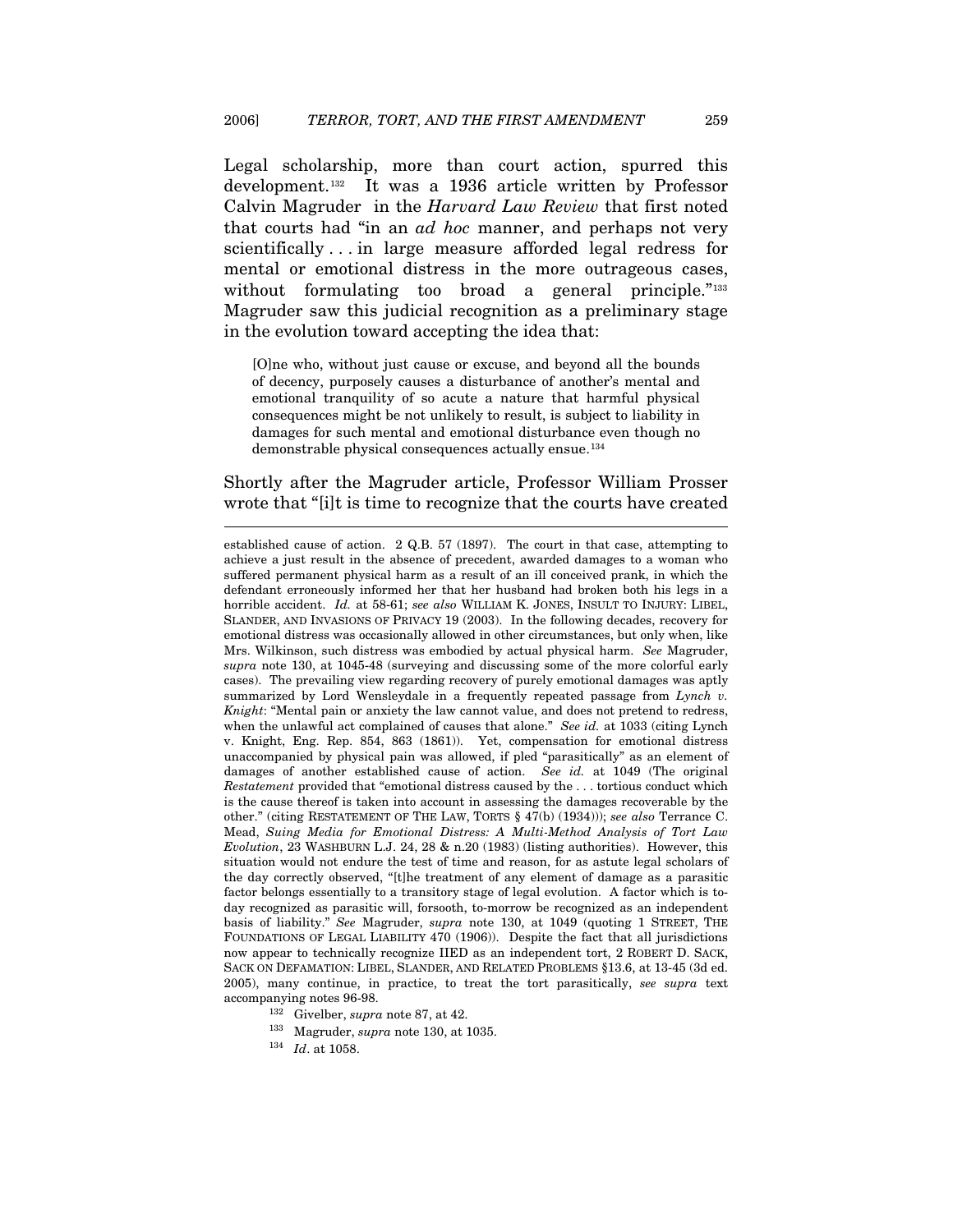Legal scholarship, more than court action, spurred this development.[132] It was a 1936 article written by Professor Calvin Magruder in the *Harvard Law Review* that first noted that courts had "in an *ad hoc* manner, and perhaps not very scientifically . . . in large measure afforded legal redress for mental or emotional distress in the more outrageous cases, without formulating too broad a general principle."[133] Magruder saw this judicial recognition as a preliminary stage in the evolution toward accepting the idea that:

> [O]ne who, without just cause or excuse, and beyond all the bounds of decency, purposely causes a disturbance of another's mental and emotional tranquility of so acute a nature that harmful physical consequences might be not unlikely to result, is subject to liability in damages for such mental and emotional disturbance even though no demonstrable physical consequences actually ensue.[134]

Shortly after the Magruder article, Professor William Prosser wrote that "[i]t is time to recognize that the courts have created

---

established cause of action. 2 Q.B. 57 (1897). The court in that case, attempting to achieve a just result in the absence of precedent, awarded damages to a woman who suffered permanent physical harm as a result of an ill conceived prank, in which the defendant erroneously informed her that her husband had broken both his legs in a horrible accident. *Id.* at 58-61; *see also* WILLIAM K. JONES, INSULT TO INJURY: LIBEL, SLANDER, AND INVASIONS OF PRIVACY 19 (2003). In the following decades, recovery for emotional distress was occasionally allowed in other circumstances, but only when, like Mrs. Wilkinson, such distress was embodied by actual physical harm. *See* Magruder, *supra* note 130, at 1045-48 (surveying and discussing some of the more colorful early cases). The prevailing view regarding recovery of purely emotional damages was aptly summarized by Lord Wensleydale in a frequently repeated passage from *Lynch v. Knight*: "Mental pain or anxiety the law cannot value, and does not pretend to redress, when the unlawful act complained of causes that alone." *See id.* at 1033 (citing Lynch v. Knight, Eng. Rep. 854, 863 (1861)). Yet, compensation for emotional distress unaccompanied by physical pain was allowed, if pled "parasitically" as an element of damages of another established cause of action. *See id.* at 1049 (The original *Restatement* provided that "emotional distress caused by the . . . tortious conduct which is the cause thereof is taken into account in assessing the damages recoverable by the other." (citing RESTATEMENT OF THE LAW, TORTS § 47(b) (1934))); *see also* Terrance C. Mead, *Suing Media for Emotional Distress: A Multi-Method Analysis of Tort Law Evolution*, 23 WASHBURN L.J. 24, 28 & n.20 (1983) (listing authorities). However, this situation would not endure the test of time and reason, for as astute legal scholars of the day correctly observed, "[t]he treatment of any element of damage as a parasitic factor belongs essentially to a transitory stage of legal evolution. A factor which is to-day recognized as parasitic will, forsooth, to-morrow be recognized as an independent basis of liability." *See* Magruder, *supra* note 130, at 1049 (quoting 1 STREET, THE FOUNDATIONS OF LEGAL LIABILITY 470 (1906)). Despite the fact that all jurisdictions now appear to technically recognize IIED as an independent tort, 2 ROBERT D. SACK, SACK ON DEFAMATION: LIBEL, SLANDER, AND RELATED PROBLEMS §13.6, at 13-45 (3d ed. 2005), many continue, in practice, to treat the tort parasitically, *see supra* text accompanying notes 96-98.

[132] Givelber, *supra* note 87, at 42.

[133] Magruder, *supra* note 130, at 1035.

[134] *Id*. at 1058.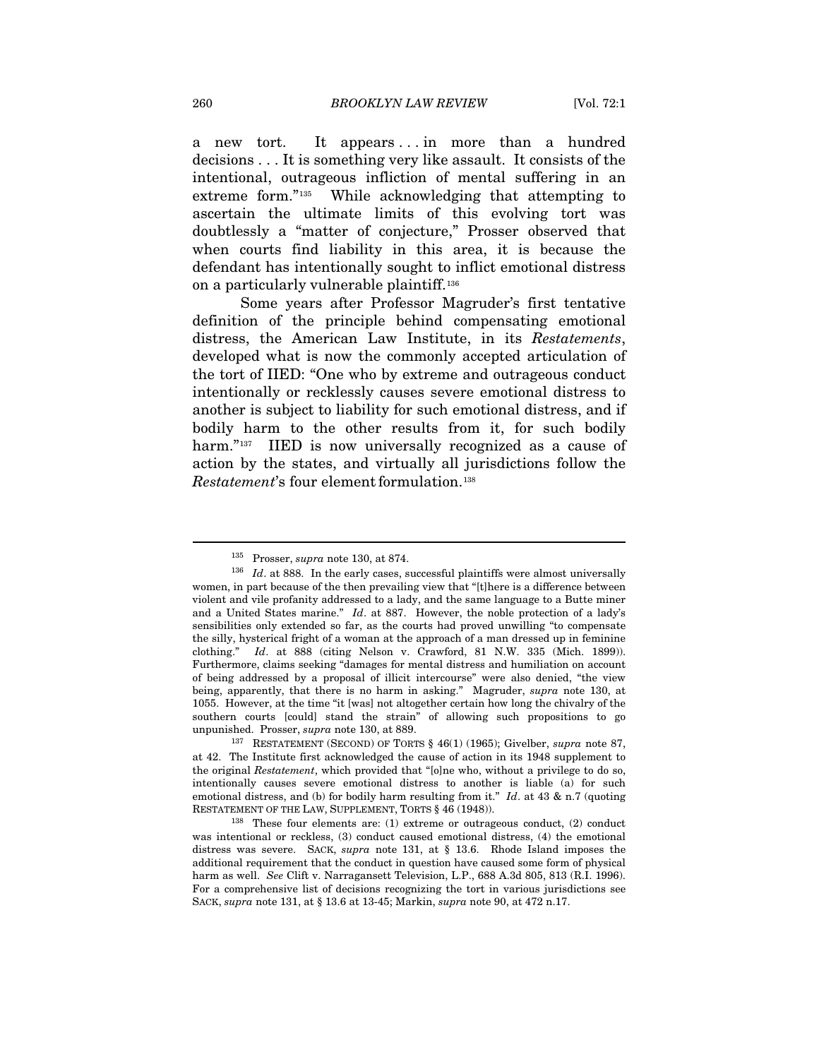a new tort. It appears . . . in more than a hundred decisions . . . It is something very like assault. It consists of the intentional, outrageous infliction of mental suffering in an extreme form."[135] While acknowledging that attempting to ascertain the ultimate limits of this evolving tort was doubtlessly a "matter of conjecture," Prosser observed that when courts find liability in this area, it is because the defendant has intentionally sought to inflict emotional distress on a particularly vulnerable plaintiff.[136]

Some years after Professor Magruder's first tentative definition of the principle behind compensating emotional distress, the American Law Institute, in its *Restatements*, developed what is now the commonly accepted articulation of the tort of IIED: "One who by extreme and outrageous conduct intentionally or recklessly causes severe emotional distress to another is subject to liability for such emotional distress, and if bodily harm to the other results from it, for such bodily harm."[137] IIED is now universally recognized as a cause of action by the states, and virtually all jurisdictions follow the *Restatement*'s four element formulation.[138]

---

[135] Prosser, *supra* note 130, at 874.

[136] *Id*. at 888. In the early cases, successful plaintiffs were almost universally women, in part because of the then prevailing view that "[t]here is a difference between violent and vile profanity addressed to a lady, and the same language to a Butte miner and a United States marine." *Id*. at 887. However, the noble protection of a lady's sensibilities only extended so far, as the courts had proved unwilling "to compensate the silly, hysterical fright of a woman at the approach of a man dressed up in feminine clothing." *Id*. at 888 (citing Nelson v. Crawford, 81 N.W. 335 (Mich. 1899)). Furthermore, claims seeking "damages for mental distress and humiliation on account of being addressed by a proposal of illicit intercourse" were also denied, "the view being, apparently, that there is no harm in asking." Magruder, *supra* note 130, at 1055. However, at the time "it [was] not altogether certain how long the chivalry of the southern courts [could] stand the strain" of allowing such propositions to go unpunished. Prosser, *supra* note 130, at 889.

[137] RESTATEMENT (SECOND) OF TORTS § 46(1) (1965); Givelber, *supra* note 87, at 42. The Institute first acknowledged the cause of action in its 1948 supplement to the original *Restatement*, which provided that "[o]ne who, without a privilege to do so, intentionally causes severe emotional distress to another is liable (a) for such emotional distress, and (b) for bodily harm resulting from it." *Id*. at 43 & n.7 (quoting RESTATEMENT OF THE LAW, SUPPLEMENT, TORTS § 46 (1948)).

[138] These four elements are: (1) extreme or outrageous conduct, (2) conduct was intentional or reckless, (3) conduct caused emotional distress, (4) the emotional distress was severe. SACK, *supra* note 131, at § 13.6. Rhode Island imposes the additional requirement that the conduct in question have caused some form of physical harm as well. *See* Clift v. Narragansett Television, L.P., 688 A.3d 805, 813 (R.I. 1996). For a comprehensive list of decisions recognizing the tort in various jurisdictions see SACK, *supra* note 131, at § 13.6 at 13-45; Markin, *supra* note 90, at 472 n.17.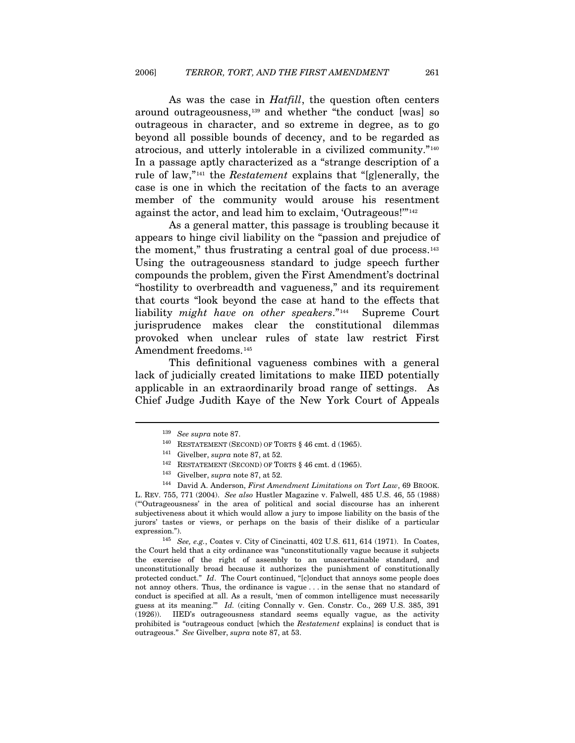As was the case in *Hatfill*, the question often centers around outrageousness,[139] and whether "the conduct [was] so outrageous in character, and so extreme in degree, as to go beyond all possible bounds of decency, and to be regarded as atrocious, and utterly intolerable in a civilized community."[140] In a passage aptly characterized as a "strange description of a rule of law,"[141] the *Restatement* explains that "[g]enerally, the case is one in which the recitation of the facts to an average member of the community would arouse his resentment against the actor, and lead him to exclaim, 'Outrageous!'"[142]

As a general matter, this passage is troubling because it appears to hinge civil liability on the "passion and prejudice of the moment," thus frustrating a central goal of due process.[143] Using the outrageousness standard to judge speech further compounds the problem, given the First Amendment's doctrinal "hostility to overbreadth and vagueness," and its requirement that courts "look beyond the case at hand to the effects that liability *might have on other speakers*."[144] Supreme Court jurisprudence makes clear the constitutional dilemmas provoked when unclear rules of state law restrict First Amendment freedoms.[145]

This definitional vagueness combines with a general lack of judicially created limitations to make IIED potentially applicable in an extraordinarily broad range of settings. As Chief Judge Judith Kaye of the New York Court of Appeals

---

[139] *See supra* note 87.

[140] RESTATEMENT (SECOND) OF TORTS § 46 cmt. d (1965).

[141] Givelber, *supra* note 87, at 52.

[142] RESTATEMENT (SECOND) OF TORTS § 46 cmt. d (1965).

[143] Givelber, *supra* note 87, at 52.

[144] David A. Anderson, *First Amendment Limitations on Tort Law*, 69 BROOK. L. REV. 755, 771 (2004). *See also* Hustler Magazine v. Falwell, 485 U.S. 46, 55 (1988) ("'Outrageousness' in the area of political and social discourse has an inherent subjectiveness about it which would allow a jury to impose liability on the basis of the jurors' tastes or views, or perhaps on the basis of their dislike of a particular expression.").

[145] *See, e.g.*, Coates v. City of Cincinatti, 402 U.S. 611, 614 (1971). In Coates, the Court held that a city ordinance was "unconstitutionally vague because it subjects the exercise of the right of assembly to an unascertainable standard, and unconstitutionally broad because it authorizes the punishment of constitutionally protected conduct." *Id*. The Court continued, "[c]onduct that annoys some people does not annoy others. Thus, the ordinance is vague . . . in the sense that no standard of conduct is specified at all. As a result, 'men of common intelligence must necessarily guess at its meaning.'" *Id.* (citing Connally v. Gen. Constr. Co., 269 U.S. 385, 391 (1926)). IIED's outrageousness standard seems equally vague, as the activity prohibited is "outrageous conduct [which the *Restatement* explains] is conduct that is outrageous." *See* Givelber, *supra* note 87, at 53.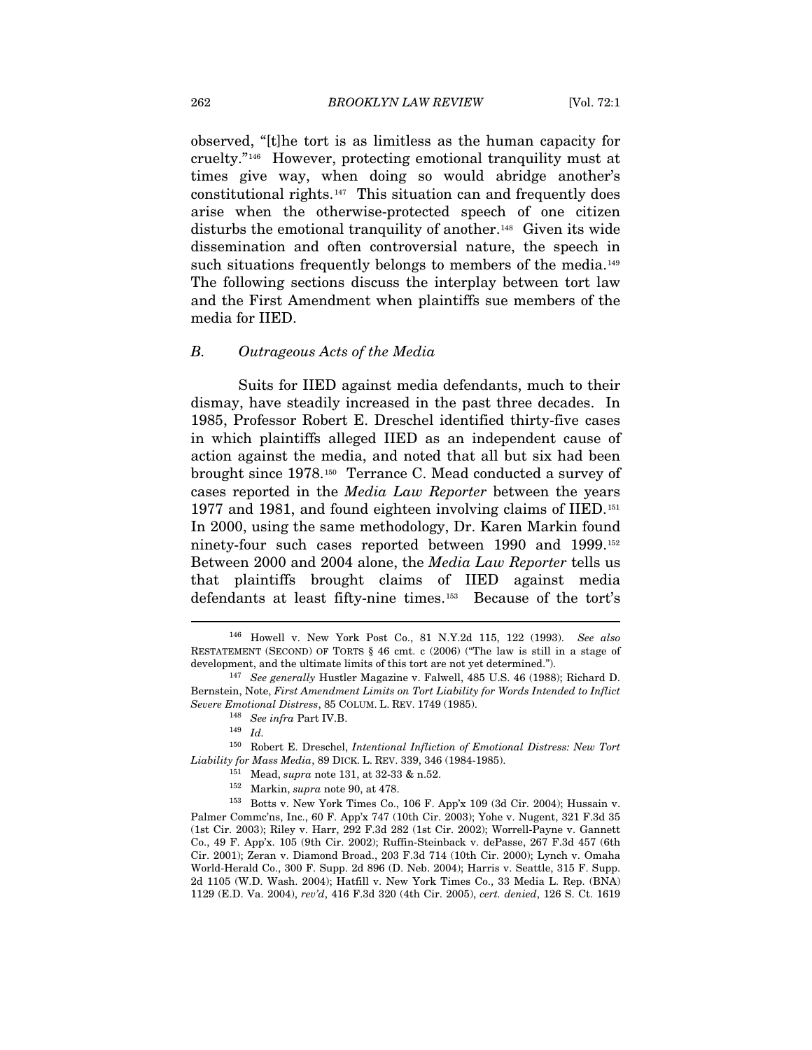observed, "[t]he tort is as limitless as the human capacity for cruelty."[146] However, protecting emotional tranquility must at times give way, when doing so would abridge another's constitutional rights.[147] This situation can and frequently does arise when the otherwise-protected speech of one citizen disturbs the emotional tranquility of another.[148] Given its wide dissemination and often controversial nature, the speech in such situations frequently belongs to members of the media.[149] The following sections discuss the interplay between tort law and the First Amendment when plaintiffs sue members of the media for IIED.

### *B. Outrageous Acts of the Media*

Suits for IIED against media defendants, much to their dismay, have steadily increased in the past three decades. In 1985, Professor Robert E. Dreschel identified thirty-five cases in which plaintiffs alleged IIED as an independent cause of action against the media, and noted that all but six had been brought since 1978.[150] Terrance C. Mead conducted a survey of cases reported in the *Media Law Reporter* between the years 1977 and 1981, and found eighteen involving claims of IIED.[151] In 2000, using the same methodology, Dr. Karen Markin found ninety-four such cases reported between 1990 and 1999.[152] Between 2000 and 2004 alone, the *Media Law Reporter* tells us that plaintiffs brought claims of IIED against media defendants at least fifty-nine times.[153] Because of the tort's

---

[146] Howell v. New York Post Co., 81 N.Y.2d 115, 122 (1993). *See also* RESTATEMENT (SECOND) OF TORTS § 46 cmt. c (2006) ("The law is still in a stage of development, and the ultimate limits of this tort are not yet determined.").

[147] *See generally* Hustler Magazine v. Falwell, 485 U.S. 46 (1988); Richard D. Bernstein, Note, *First Amendment Limits on Tort Liability for Words Intended to Inflict Severe Emotional Distress*, 85 COLUM. L. REV. 1749 (1985).

[148] *See infra* Part IV.B.

[149] *Id.*

[150] Robert E. Dreschel, *Intentional Infliction of Emotional Distress: New Tort Liability for Mass Media*, 89 DICK. L. REV. 339, 346 (1984-1985).

[151] Mead, *supra* note 131, at 32-33 & n.52.

[152] Markin, *supra* note 90, at 478.

[153] Botts v. New York Times Co., 106 F. App'x 109 (3d Cir. 2004); Hussain v. Palmer Commc'ns, Inc., 60 F. App'x 747 (10th Cir. 2003); Yohe v. Nugent, 321 F.3d 35 (1st Cir. 2003); Riley v. Harr, 292 F.3d 282 (1st Cir. 2002); Worrell-Payne v. Gannett Co., 49 F. App'x. 105 (9th Cir. 2002); Ruffin-Steinback v. dePasse, 267 F.3d 457 (6th Cir. 2001); Zeran v. Diamond Broad., 203 F.3d 714 (10th Cir. 2000); Lynch v. Omaha World-Herald Co., 300 F. Supp. 2d 896 (D. Neb. 2004); Harris v. Seattle, 315 F. Supp. 2d 1105 (W.D. Wash. 2004); Hatfill v. New York Times Co., 33 Media L. Rep. (BNA) 1129 (E.D. Va. 2004), *rev'd*, 416 F.3d 320 (4th Cir. 2005), *cert. denied*, 126 S. Ct. 1619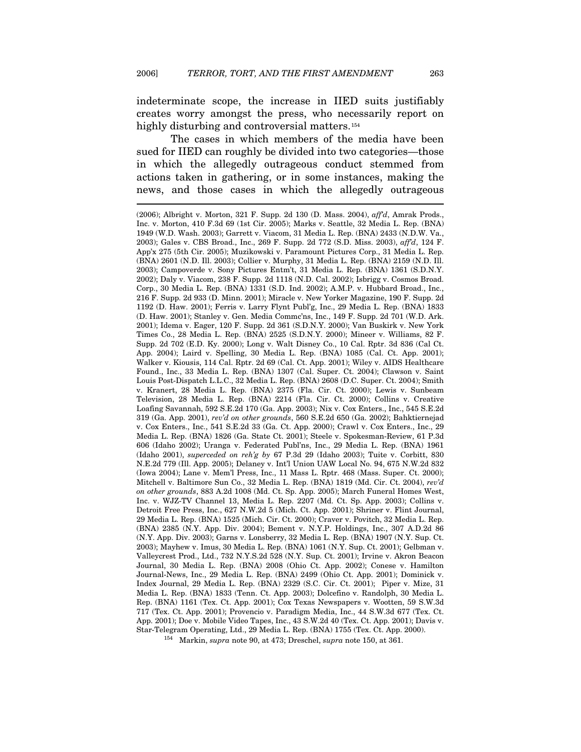indeterminate scope, the increase in IIED suits justifiably creates worry amongst the press, who necessarily report on highly disturbing and controversial matters.[154]

The cases in which members of the media have been sued for IIED can roughly be divided into two categories—those in which the allegedly outrageous conduct stemmed from actions taken in gathering, or in some instances, making the news, and those cases in which the allegedly outrageous

---

(2006); Albright v. Morton, 321 F. Supp. 2d 130 (D. Mass. 2004), *aff'd*, Amrak Prods., Inc. v. Morton, 410 F.3d 69 (1st Cir. 2005); Marks v. Seattle, 32 Media L. Rep. (BNA) 1949 (W.D. Wash. 2003); Garrett v. Viacom, 31 Media L. Rep. (BNA) 2433 (N.D.W. Va., 2003); Gales v. CBS Broad., Inc., 269 F. Supp. 2d 772 (S.D. Miss. 2003), *aff'd*, 124 F. App'x 275 (5th Cir. 2005); Muzikowski v. Paramount Pictures Corp., 31 Media L. Rep. (BNA) 2601 (N.D. Ill. 2003); Collier v. Murphy, 31 Media L. Rep. (BNA) 2159 (N.D. Ill. 2003); Campoverde v. Sony Pictures Entm't, 31 Media L. Rep. (BNA) 1361 (S.D.N.Y. 2002); Daly v. Viacom, 238 F. Supp. 2d 1118 (N.D. Cal. 2002); Isbrigg v. Cosmos Broad. Corp., 30 Media L. Rep. (BNA) 1331 (S.D. Ind. 2002); A.M.P. v. Hubbard Broad., Inc., 216 F. Supp. 2d 933 (D. Minn. 2001); Miracle v. New Yorker Magazine, 190 F. Supp. 2d 1192 (D. Haw. 2001); Ferris v. Larry Flynt Publ'g, Inc., 29 Media L. Rep. (BNA) 1833 (D. Haw. 2001); Stanley v. Gen. Media Commc'ns, Inc., 149 F. Supp. 2d 701 (W.D. Ark. 2001); Idema v. Eager, 120 F. Supp. 2d 361 (S.D.N.Y. 2000); Van Buskirk v. New York Times Co., 28 Media L. Rep. (BNA) 2525 (S.D.N.Y. 2000); Mineer v. Williams, 82 F. Supp. 2d 702 (E.D. Ky. 2000); Long v. Walt Disney Co., 10 Cal. Rptr. 3d 836 (Cal Ct. App. 2004); Laird v. Spelling, 30 Media L. Rep. (BNA) 1085 (Cal. Ct. App. 2001); Walker v. Kiousis, 114 Cal. Rptr. 2d 69 (Cal. Ct. App. 2001); Wiley v. AIDS Healthcare Found., Inc., 33 Media L. Rep. (BNA) 1307 (Cal. Super. Ct. 2004); Clawson v. Saint Louis Post-Dispatch L.L.C., 32 Media L. Rep. (BNA) 2608 (D.C. Super. Ct. 2004); Smith v. Kranert, 28 Media L. Rep. (BNA) 2375 (Fla. Cir. Ct. 2000); Lewis v. Sunbeam Television, 28 Media L. Rep. (BNA) 2214 (Fla. Cir. Ct. 2000); Collins v. Creative Loafing Savannah, 592 S.E.2d 170 (Ga. App. 2003); Nix v. Cox Enters., Inc., 545 S.E.2d 319 (Ga. App. 2001), *rev'd on other grounds*, 560 S.E.2d 650 (Ga. 2002); Bahktiernejad v. Cox Enters., Inc., 541 S.E.2d 33 (Ga. Ct. App. 2000); Crawl v. Cox Enters., Inc., 29 Media L. Rep. (BNA) 1826 (Ga. State Ct. 2001); Steele v. Spokesman-Review, 61 P.3d 606 (Idaho 2002); Uranga v. Federated Publ'ns, Inc., 29 Media L. Rep. (BNA) 1961 (Idaho 2001), *superceded on reh'g by* 67 P.3d 29 (Idaho 2003); Tuite v. Corbitt, 830 N.E.2d 779 (Ill. App. 2005); Delaney v. Int'l Union UAW Local No. 94, 675 N.W.2d 832 (Iowa 2004); Lane v. Mem'l Press, Inc., 11 Mass L. Rptr. 468 (Mass. Super. Ct. 2000); Mitchell v. Baltimore Sun Co., 32 Media L. Rep. (BNA) 1819 (Md. Cir. Ct. 2004), *rev'd on other grounds*, 883 A.2d 1008 (Md. Ct. Sp. App. 2005); March Funeral Homes West, Inc. v. WJZ-TV Channel 13, Media L. Rep. 2207 (Md. Ct. Sp. App. 2003); Collins v. Detroit Free Press, Inc., 627 N.W.2d 5 (Mich. Ct. App. 2001); Shriner v. Flint Journal, 29 Media L. Rep. (BNA) 1525 (Mich. Cir. Ct. 2000); Craver v. Povitch, 32 Media L. Rep. (BNA) 2385 (N.Y. App. Div. 2004); Bement v. N.Y.P. Holdings, Inc., 307 A.D.2d 86 (N.Y. App. Div. 2003); Garns v. Lonsberry, 32 Media L. Rep. (BNA) 1907 (N.Y. Sup. Ct. 2003); Mayhew v. Imus, 30 Media L. Rep. (BNA) 1061 (N.Y. Sup. Ct. 2001); Gelbman v. Valleycrest Prod., Ltd., 732 N.Y.S.2d 528 (N.Y. Sup. Ct. 2001); Irvine v. Akron Beacon Journal, 30 Media L. Rep. (BNA) 2008 (Ohio Ct. App. 2002); Conese v. Hamilton Journal-News, Inc., 29 Media L. Rep. (BNA) 2499 (Ohio Ct. App. 2001); Dominick v. Index Journal, 29 Media L. Rep. (BNA) 2329 (S.C. Cir. Ct. 2001); Piper v. Mize, 31 Media L. Rep. (BNA) 1833 (Tenn. Ct. App. 2003); Dolcefino v. Randolph, 30 Media L. Rep. (BNA) 1161 (Tex. Ct. App. 2001); Cox Texas Newspapers v. Wootten, 59 S.W.3d 717 (Tex. Ct. App. 2001); Provencio v. Paradigm Media, Inc., 44 S.W.3d 677 (Tex. Ct. App. 2001); Doe v. Mobile Video Tapes, Inc., 43 S.W.2d 40 (Tex. Ct. App. 2001); Davis v. Star-Telegram Operating, Ltd., 29 Media L. Rep. (BNA) 1755 (Tex. Ct. App. 2000).

[154] Markin, *supra* note 90, at 473; Dreschel, *supra* note 150, at 361.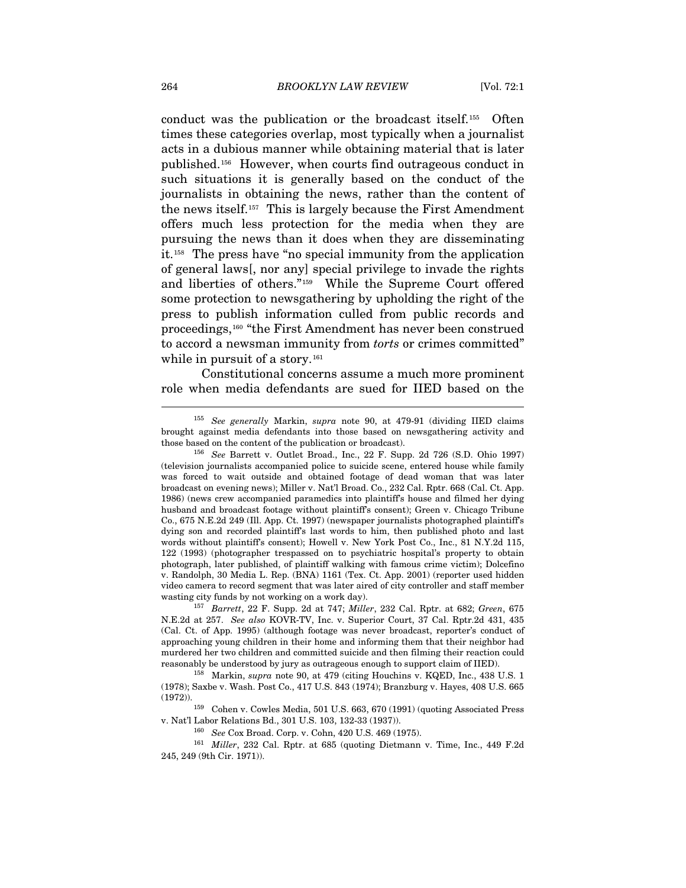conduct was the publication or the broadcast itself.[155] Often times these categories overlap, most typically when a journalist acts in a dubious manner while obtaining material that is later published.[156] However, when courts find outrageous conduct in such situations it is generally based on the conduct of the journalists in obtaining the news, rather than the content of the news itself.[157] This is largely because the First Amendment offers much less protection for the media when they are pursuing the news than it does when they are disseminating it.[158] The press have "no special immunity from the application of general laws[, nor any] special privilege to invade the rights and liberties of others."[159] While the Supreme Court offered some protection to newsgathering by upholding the right of the press to publish information culled from public records and proceedings,[160] "the First Amendment has never been construed to accord a newsman immunity from *torts* or crimes committed" while in pursuit of a story.[161]

Constitutional concerns assume a much more prominent role when media defendants are sued for IIED based on the

---

[155] *See generally* Markin, *supra* note 90, at 479-91 (dividing IIED claims brought against media defendants into those based on newsgathering activity and those based on the content of the publication or broadcast).

[156] *See* Barrett v. Outlet Broad., Inc., 22 F. Supp. 2d 726 (S.D. Ohio 1997) (television journalists accompanied police to suicide scene, entered house while family was forced to wait outside and obtained footage of dead woman that was later broadcast on evening news); Miller v. Nat'l Broad. Co., 232 Cal. Rptr. 668 (Cal. Ct. App. 1986) (news crew accompanied paramedics into plaintiff's house and filmed her dying husband and broadcast footage without plaintiff's consent); Green v. Chicago Tribune Co., 675 N.E.2d 249 (Ill. App. Ct. 1997) (newspaper journalists photographed plaintiff's dying son and recorded plaintiff's last words to him, then published photo and last words without plaintiff's consent); Howell v. New York Post Co., Inc., 81 N.Y.2d 115, 122 (1993) (photographer trespassed on to psychiatric hospital's property to obtain photograph, later published, of plaintiff walking with famous crime victim); Dolcefino v. Randolph, 30 Media L. Rep. (BNA) 1161 (Tex. Ct. App. 2001) (reporter used hidden video camera to record segment that was later aired of city controller and staff member wasting city funds by not working on a work day).

[157] *Barrett*, 22 F. Supp. 2d at 747; *Miller*, 232 Cal. Rptr. at 682; *Green*, 675 N.E.2d at 257. *See also* KOVR-TV, Inc. v. Superior Court, 37 Cal. Rptr.2d 431, 435 (Cal. Ct. of App. 1995) (although footage was never broadcast, reporter's conduct of approaching young children in their home and informing them that their neighbor had murdered her two children and committed suicide and then filming their reaction could reasonably be understood by jury as outrageous enough to support claim of IIED).

[158] Markin, *supra* note 90, at 479 (citing Houchins v. KQED, Inc., 438 U.S. 1 (1978); Saxbe v. Wash. Post Co., 417 U.S. 843 (1974); Branzburg v. Hayes, 408 U.S. 665 (1972)).

[159] Cohen v. Cowles Media, 501 U.S. 663, 670 (1991) (quoting Associated Press v. Nat'l Labor Relations Bd., 301 U.S. 103, 132-33 (1937)).

[160] *See* Cox Broad. Corp. v. Cohn, 420 U.S. 469 (1975).

[161] *Miller*, 232 Cal. Rptr. at 685 (quoting Dietmann v. Time, Inc., 449 F.2d 245, 249 (9th Cir. 1971)).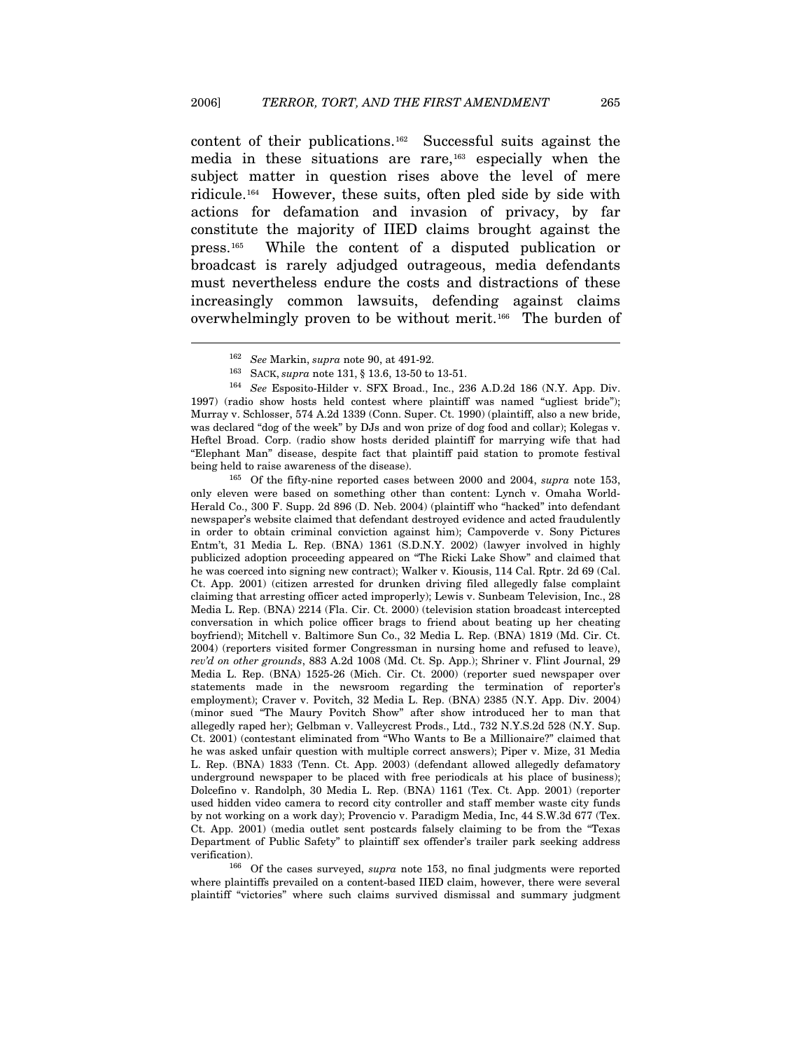content of their publications.[162] Successful suits against the media in these situations are rare,[163] especially when the subject matter in question rises above the level of mere ridicule.[164] However, these suits, often pled side by side with actions for defamation and invasion of privacy, by far constitute the majority of IIED claims brought against the press.[165] While the content of a disputed publication or broadcast is rarely adjudged outrageous, media defendants must nevertheless endure the costs and distractions of these increasingly common lawsuits, defending against claims overwhelmingly proven to be without merit.[166] The burden of

---

[162] *See* Markin, *supra* note 90, at 491-92.

[163] SACK, *supra* note 131, § 13.6, 13-50 to 13-51.

[164] *See* Esposito-Hilder v. SFX Broad., Inc., 236 A.D.2d 186 (N.Y. App. Div. 1997) (radio show hosts held contest where plaintiff was named "ugliest bride"); Murray v. Schlosser, 574 A.2d 1339 (Conn. Super. Ct. 1990) (plaintiff, also a new bride, was declared "dog of the week" by DJs and won prize of dog food and collar); Kolegas v. Heftel Broad. Corp. (radio show hosts derided plaintiff for marrying wife that had "Elephant Man" disease, despite fact that plaintiff paid station to promote festival being held to raise awareness of the disease).

[165] Of the fifty-nine reported cases between 2000 and 2004, *supra* note 153, only eleven were based on something other than content: Lynch v. Omaha World-Herald Co., 300 F. Supp. 2d 896 (D. Neb. 2004) (plaintiff who "hacked" into defendant newspaper's website claimed that defendant destroyed evidence and acted fraudulently in order to obtain criminal conviction against him); Campoverde v. Sony Pictures Entm't, 31 Media L. Rep. (BNA) 1361 (S.D.N.Y. 2002) (lawyer involved in highly publicized adoption proceeding appeared on "The Ricki Lake Show" and claimed that he was coerced into signing new contract); Walker v. Kiousis, 114 Cal. Rptr. 2d 69 (Cal. Ct. App. 2001) (citizen arrested for drunken driving filed allegedly false complaint claiming that arresting officer acted improperly); Lewis v. Sunbeam Television, Inc., 28 Media L. Rep. (BNA) 2214 (Fla. Cir. Ct. 2000) (television station broadcast intercepted conversation in which police officer brags to friend about beating up her cheating boyfriend); Mitchell v. Baltimore Sun Co., 32 Media L. Rep. (BNA) 1819 (Md. Cir. Ct. 2004) (reporters visited former Congressman in nursing home and refused to leave), *rev'd on other grounds*, 883 A.2d 1008 (Md. Ct. Sp. App.); Shriner v. Flint Journal, 29 Media L. Rep. (BNA) 1525-26 (Mich. Cir. Ct. 2000) (reporter sued newspaper over statements made in the newsroom regarding the termination of reporter's employment); Craver v. Povitch, 32 Media L. Rep. (BNA) 2385 (N.Y. App. Div. 2004) (minor sued "The Maury Povitch Show" after show introduced her to man that allegedly raped her); Gelbman v. Valleycrest Prods., Ltd., 732 N.Y.S.2d 528 (N.Y. Sup. Ct. 2001) (contestant eliminated from "Who Wants to Be a Millionaire?" claimed that he was asked unfair question with multiple correct answers); Piper v. Mize, 31 Media L. Rep. (BNA) 1833 (Tenn. Ct. App. 2003) (defendant allowed allegedly defamatory underground newspaper to be placed with free periodicals at his place of business); Dolcefino v. Randolph, 30 Media L. Rep. (BNA) 1161 (Tex. Ct. App. 2001) (reporter used hidden video camera to record city controller and staff member waste city funds by not working on a work day); Provencio v. Paradigm Media, Inc, 44 S.W.3d 677 (Tex. Ct. App. 2001) (media outlet sent postcards falsely claiming to be from the "Texas Department of Public Safety" to plaintiff sex offender's trailer park seeking address verification).

[166] Of the cases surveyed, *supra* note 153, no final judgments were reported where plaintiffs prevailed on a content-based IIED claim, however, there were several plaintiff "victories" where such claims survived dismissal and summary judgment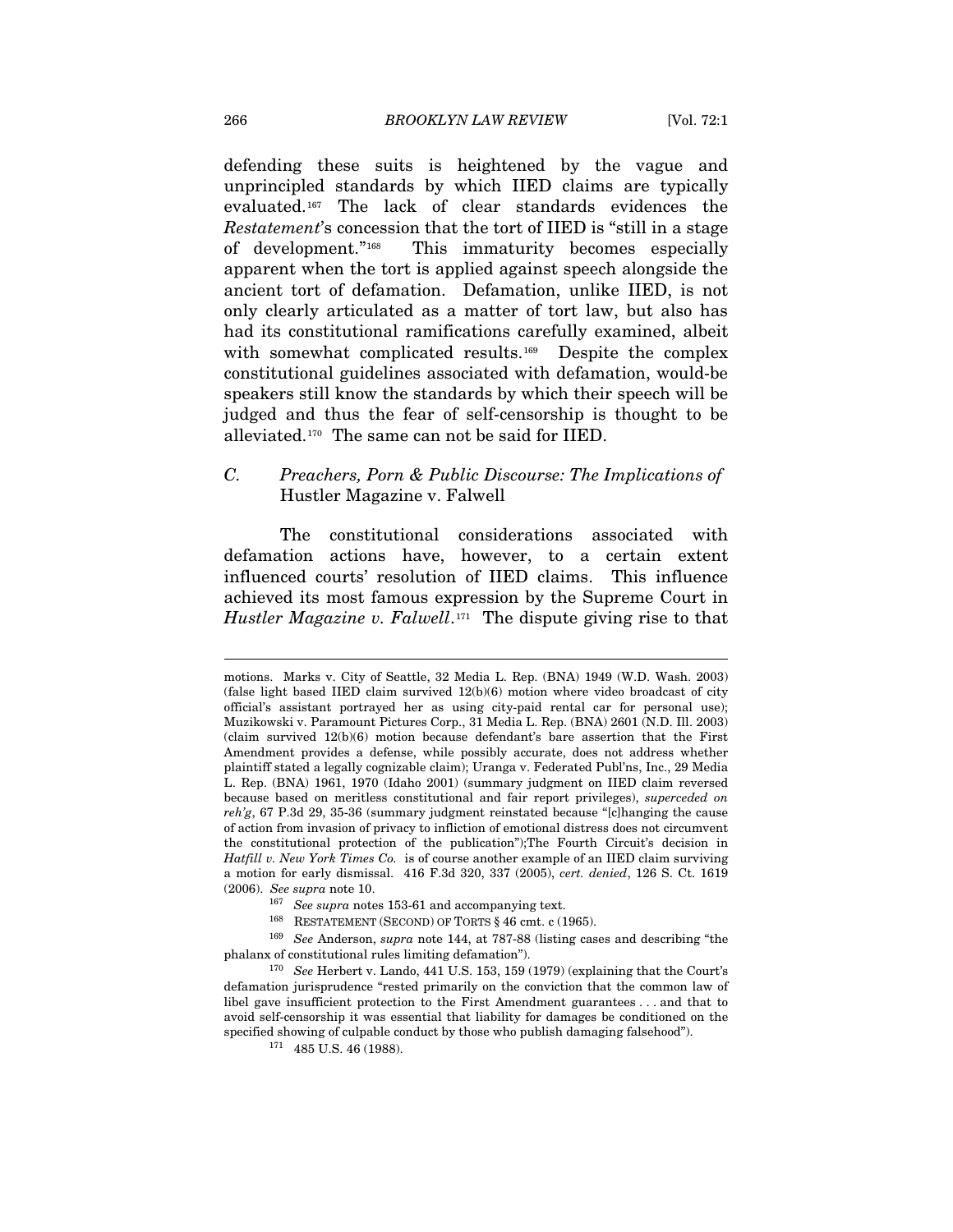defending these suits is heightened by the vague and unprincipled standards by which IIED claims are typically evaluated.[167] The lack of clear standards evidences the *Restatement*'s concession that the tort of IIED is "still in a stage of development."[168] This immaturity becomes especially apparent when the tort is applied against speech alongside the ancient tort of defamation. Defamation, unlike IIED, is not only clearly articulated as a matter of tort law, but also has had its constitutional ramifications carefully examined, albeit with somewhat complicated results.[169] Despite the complex constitutional guidelines associated with defamation, would-be speakers still know the standards by which their speech will be judged and thus the fear of self-censorship is thought to be alleviated.[170] The same can not be said for IIED.

### C. *Preachers, Porn & Public Discourse: The Implications of* Hustler Magazine v. Falwell

The constitutional considerations associated with defamation actions have, however, to a certain extent influenced courts' resolution of IIED claims. This influence achieved its most famous expression by the Supreme Court in *Hustler Magazine v. Falwell*.[171] The dispute giving rise to that

---

motions. Marks v. City of Seattle, 32 Media L. Rep. (BNA) 1949 (W.D. Wash. 2003) (false light based IIED claim survived 12(b)(6) motion where video broadcast of city official's assistant portrayed her as using city-paid rental car for personal use); Muzikowski v. Paramount Pictures Corp., 31 Media L. Rep. (BNA) 2601 (N.D. Ill. 2003) (claim survived 12(b)(6) motion because defendant's bare assertion that the First Amendment provides a defense, while possibly accurate, does not address whether plaintiff stated a legally cognizable claim); Uranga v. Federated Publ'ns, Inc., 29 Media L. Rep. (BNA) 1961, 1970 (Idaho 2001) (summary judgment on IIED claim reversed because based on meritless constitutional and fair report privileges), *superceded on reh'g*, 67 P.3d 29, 35-36 (summary judgment reinstated because "[c]hanging the cause of action from invasion of privacy to infliction of emotional distress does not circumvent the constitutional protection of the publication");The Fourth Circuit's decision in *Hatfill v. New York Times Co.* is of course another example of an IIED claim surviving a motion for early dismissal. 416 F.3d 320, 337 (2005), *cert. denied*, 126 S. Ct. 1619 (2006). *See supra* note 10.

[167] *See supra* notes 153-61 and accompanying text.

[168] RESTATEMENT (SECOND) OF TORTS § 46 cmt. c (1965).

[169] *See* Anderson, *supra* note 144, at 787-88 (listing cases and describing "the phalanx of constitutional rules limiting defamation").

[170] *See* Herbert v. Lando, 441 U.S. 153, 159 (1979) (explaining that the Court's defamation jurisprudence "rested primarily on the conviction that the common law of libel gave insufficient protection to the First Amendment guarantees . . . and that to avoid self-censorship it was essential that liability for damages be conditioned on the specified showing of culpable conduct by those who publish damaging falsehood").

[171] 485 U.S. 46 (1988).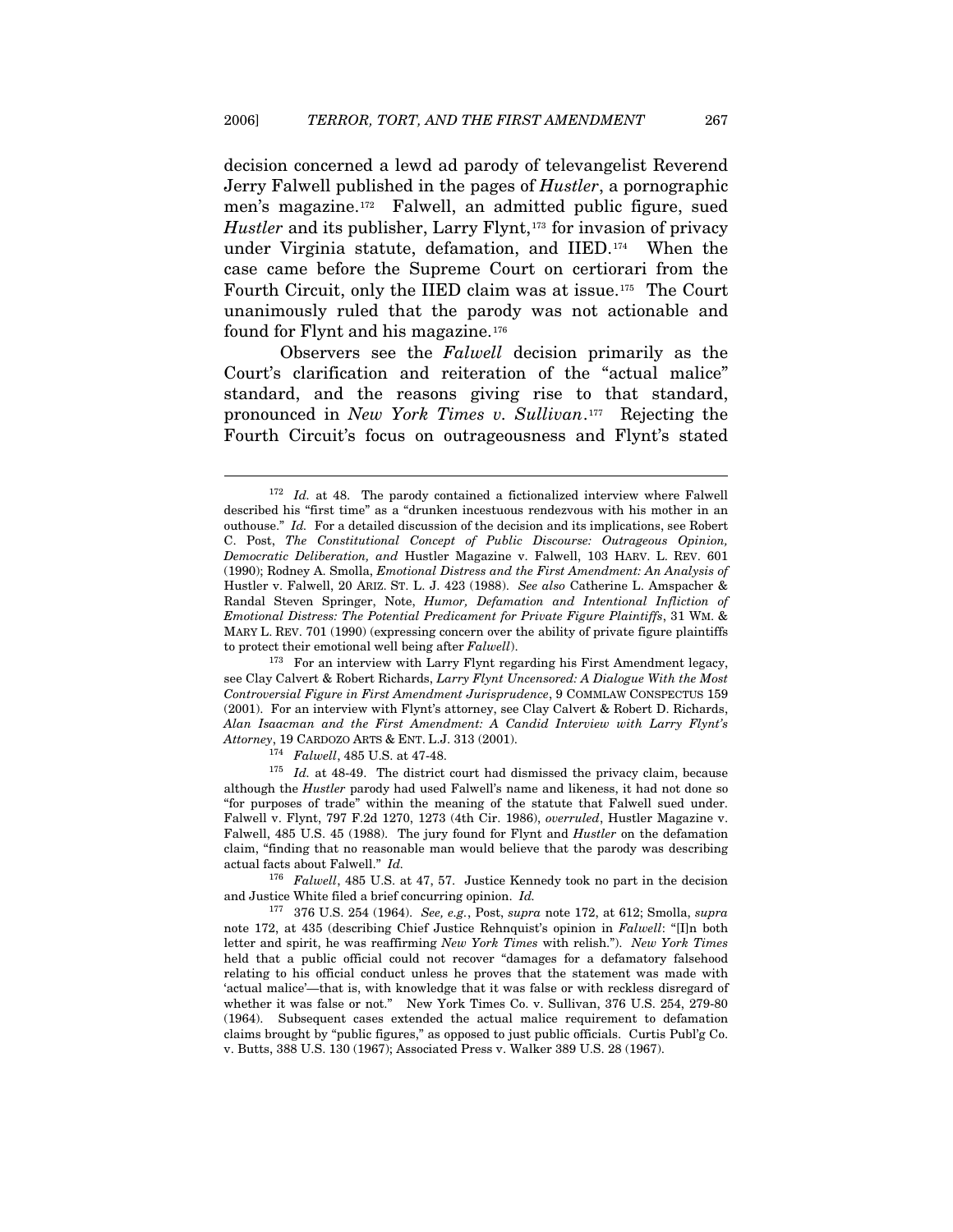decision concerned a lewd ad parody of televangelist Reverend Jerry Falwell published in the pages of *Hustler*, a pornographic men's magazine.[172] Falwell, an admitted public figure, sued *Hustler* and its publisher, Larry Flynt,[173] for invasion of privacy under Virginia statute, defamation, and IIED.[174] When the case came before the Supreme Court on certiorari from the Fourth Circuit, only the IIED claim was at issue.[175] The Court unanimously ruled that the parody was not actionable and found for Flynt and his magazine.[176]

Observers see the *Falwell* decision primarily as the Court's clarification and reiteration of the "actual malice" standard, and the reasons giving rise to that standard, pronounced in *New York Times v. Sullivan*.[177] Rejecting the Fourth Circuit's focus on outrageousness and Flynt's stated

---

[172] *Id.* at 48. The parody contained a fictionalized interview where Falwell described his "first time" as a "drunken incestuous rendezvous with his mother in an outhouse." *Id.* For a detailed discussion of the decision and its implications, see Robert C. Post, *The Constitutional Concept of Public Discourse: Outrageous Opinion, Democratic Deliberation, and* Hustler Magazine v. Falwell, 103 HARV. L. REV. 601 (1990); Rodney A. Smolla, *Emotional Distress and the First Amendment: An Analysis of* Hustler v. Falwell, 20 ARIZ. ST. L. J. 423 (1988). *See also* Catherine L. Amspacher & Randal Steven Springer, Note, *Humor, Defamation and Intentional Infliction of Emotional Distress: The Potential Predicament for Private Figure Plaintiffs*, 31 WM. & MARY L. REV. 701 (1990) (expressing concern over the ability of private figure plaintiffs to protect their emotional well being after *Falwell*).

[173] For an interview with Larry Flynt regarding his First Amendment legacy, see Clay Calvert & Robert Richards, *Larry Flynt Uncensored: A Dialogue With the Most Controversial Figure in First Amendment Jurisprudence*, 9 COMMLAW CONSPECTUS 159 (2001). For an interview with Flynt's attorney, see Clay Calvert & Robert D. Richards, *Alan Isaacman and the First Amendment: A Candid Interview with Larry Flynt's Attorney*, 19 CARDOZO ARTS & ENT. L.J. 313 (2001).

[174] *Falwell*, 485 U.S. at 47-48.

[175] *Id.* at 48-49. The district court had dismissed the privacy claim, because although the *Hustler* parody had used Falwell's name and likeness, it had not done so "for purposes of trade" within the meaning of the statute that Falwell sued under. Falwell v. Flynt, 797 F.2d 1270, 1273 (4th Cir. 1986), *overruled*, Hustler Magazine v. Falwell, 485 U.S. 45 (1988). The jury found for Flynt and *Hustler* on the defamation claim, "finding that no reasonable man would believe that the parody was describing actual facts about Falwell." *Id.*

[176] *Falwell*, 485 U.S. at 47, 57. Justice Kennedy took no part in the decision and Justice White filed a brief concurring opinion. *Id.*

[177] 376 U.S. 254 (1964). *See, e.g.*, Post, *supra* note 172, at 612; Smolla, *supra* note 172, at 435 (describing Chief Justice Rehnquist's opinion in *Falwell*: "[I]n both letter and spirit, he was reaffirming *New York Times* with relish."). *New York Times* held that a public official could not recover "damages for a defamatory falsehood relating to his official conduct unless he proves that the statement was made with 'actual malice'—that is, with knowledge that it was false or with reckless disregard of whether it was false or not." New York Times Co. v. Sullivan, 376 U.S. 254, 279-80 (1964). Subsequent cases extended the actual malice requirement to defamation claims brought by "public figures," as opposed to just public officials. Curtis Publ'g Co. v. Butts, 388 U.S. 130 (1967); Associated Press v. Walker 389 U.S. 28 (1967).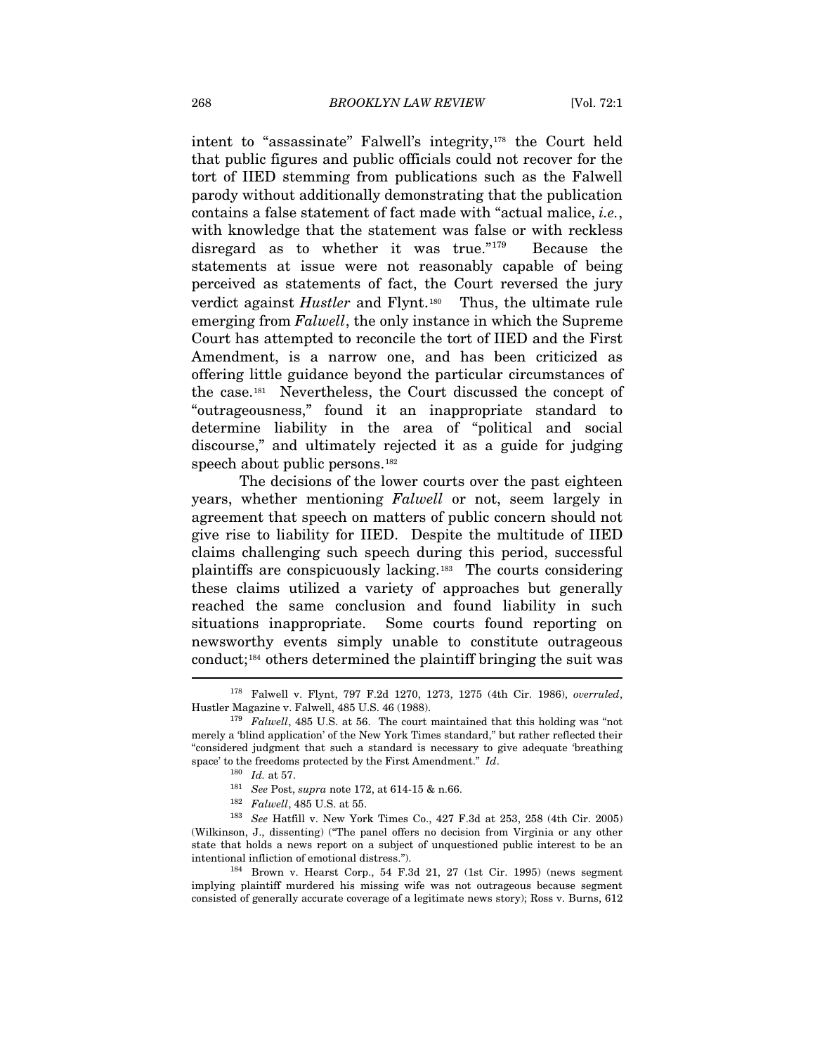intent to "assassinate" Falwell's integrity,[178] the Court held that public figures and public officials could not recover for the tort of IIED stemming from publications such as the Falwell parody without additionally demonstrating that the publication contains a false statement of fact made with "actual malice, *i.e.*, with knowledge that the statement was false or with reckless disregard as to whether it was true."[179] Because the statements at issue were not reasonably capable of being perceived as statements of fact, the Court reversed the jury verdict against *Hustler* and Flynt.[180] Thus, the ultimate rule emerging from *Falwell*, the only instance in which the Supreme Court has attempted to reconcile the tort of IIED and the First Amendment, is a narrow one, and has been criticized as offering little guidance beyond the particular circumstances of the case.[181] Nevertheless, the Court discussed the concept of "outrageousness," found it an inappropriate standard to determine liability in the area of "political and social discourse," and ultimately rejected it as a guide for judging speech about public persons.[182]

The decisions of the lower courts over the past eighteen years, whether mentioning *Falwell* or not, seem largely in agreement that speech on matters of public concern should not give rise to liability for IIED. Despite the multitude of IIED claims challenging such speech during this period, successful plaintiffs are conspicuously lacking.[183] The courts considering these claims utilized a variety of approaches but generally reached the same conclusion and found liability in such situations inappropriate. Some courts found reporting on newsworthy events simply unable to constitute outrageous conduct;[184] others determined the plaintiff bringing the suit was

---

[178] Falwell v. Flynt, 797 F.2d 1270, 1273, 1275 (4th Cir. 1986), *overruled*, Hustler Magazine v. Falwell, 485 U.S. 46 (1988).

[179] *Falwell*, 485 U.S. at 56. The court maintained that this holding was "not merely a 'blind application' of the New York Times standard," but rather reflected their "considered judgment that such a standard is necessary to give adequate 'breathing space' to the freedoms protected by the First Amendment." *Id*.

[180] *Id.* at 57.

[181] *See* Post, *supra* note 172, at 614-15 & n.66.

[182] *Falwell*, 485 U.S. at 55.

[183] *See* Hatfill v. New York Times Co., 427 F.3d at 253, 258 (4th Cir. 2005) (Wilkinson, J., dissenting) ("The panel offers no decision from Virginia or any other state that holds a news report on a subject of unquestioned public interest to be an intentional infliction of emotional distress.").

[184] Brown v. Hearst Corp., 54 F.3d 21, 27 (1st Cir. 1995) (news segment implying plaintiff murdered his missing wife was not outrageous because segment consisted of generally accurate coverage of a legitimate news story); Ross v. Burns, 612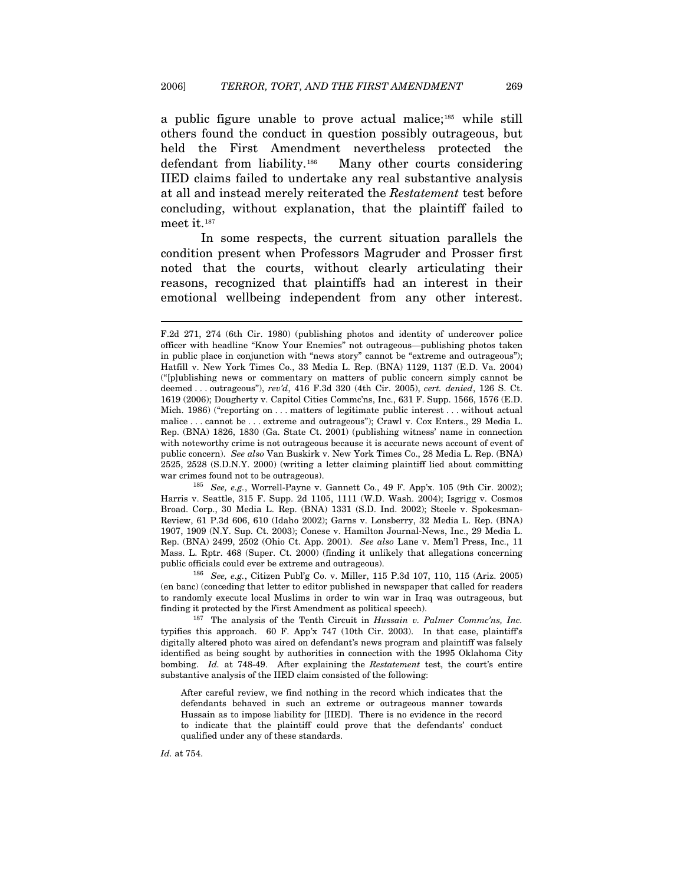a public figure unable to prove actual malice;[185] while still others found the conduct in question possibly outrageous, but held the First Amendment nevertheless protected the defendant from liability.[186] Many other courts considering IIED claims failed to undertake any real substantive analysis at all and instead merely reiterated the *Restatement* test before concluding, without explanation, that the plaintiff failed to meet it.[187]

In some respects, the current situation parallels the condition present when Professors Magruder and Prosser first noted that the courts, without clearly articulating their reasons, recognized that plaintiffs had an interest in their emotional wellbeing independent from any other interest.

---

F.2d 271, 274 (6th Cir. 1980) (publishing photos and identity of undercover police officer with headline "Know Your Enemies" not outrageous—publishing photos taken in public place in conjunction with "news story" cannot be "extreme and outrageous"); Hatfill v. New York Times Co., 33 Media L. Rep. (BNA) 1129, 1137 (E.D. Va. 2004) ("[p]ublishing news or commentary on matters of public concern simply cannot be deemed . . . outrageous"), *rev'd*, 416 F.3d 320 (4th Cir. 2005), *cert. denied*, 126 S. Ct. 1619 (2006); Dougherty v. Capitol Cities Commc'ns, Inc., 631 F. Supp. 1566, 1576 (E.D. Mich. 1986) ("reporting on . . . matters of legitimate public interest . . . without actual malice . . . cannot be . . . extreme and outrageous"); Crawl v. Cox Enters., 29 Media L. Rep. (BNA) 1826, 1830 (Ga. State Ct. 2001) (publishing witness' name in connection with noteworthy crime is not outrageous because it is accurate news account of event of public concern). *See also* Van Buskirk v. New York Times Co., 28 Media L. Rep. (BNA) 2525, 2528 (S.D.N.Y. 2000) (writing a letter claiming plaintiff lied about committing war crimes found not to be outrageous).

[185] *See, e.g.*, Worrell-Payne v. Gannett Co., 49 F. App'x. 105 (9th Cir. 2002); Harris v. Seattle, 315 F. Supp. 2d 1105, 1111 (W.D. Wash. 2004); Isgrigg v. Cosmos Broad. Corp., 30 Media L. Rep. (BNA) 1331 (S.D. Ind. 2002); Steele v. Spokesman-Review, 61 P.3d 606, 610 (Idaho 2002); Garns v. Lonsberry, 32 Media L. Rep. (BNA) 1907, 1909 (N.Y. Sup. Ct. 2003); Conese v. Hamilton Journal-News, Inc., 29 Media L. Rep. (BNA) 2499, 2502 (Ohio Ct. App. 2001). *See also* Lane v. Mem'l Press, Inc., 11 Mass. L. Rptr. 468 (Super. Ct. 2000) (finding it unlikely that allegations concerning public officials could ever be extreme and outrageous).

[186] *See, e.g.*, Citizen Publ'g Co. v. Miller, 115 P.3d 107, 110, 115 (Ariz. 2005) (en banc) (conceding that letter to editor published in newspaper that called for readers to randomly execute local Muslims in order to win war in Iraq was outrageous, but finding it protected by the First Amendment as political speech).

[187] The analysis of the Tenth Circuit in *Hussain v. Palmer Commc'ns, Inc.* typifies this approach. 60 F. App'x 747 (10th Cir. 2003). In that case, plaintiff's digitally altered photo was aired on defendant's news program and plaintiff was falsely identified as being sought by authorities in connection with the 1995 Oklahoma City bombing. *Id.* at 748-49. After explaining the *Restatement* test, the court's entire substantive analysis of the IIED claim consisted of the following:

> After careful review, we find nothing in the record which indicates that the defendants behaved in such an extreme or outrageous manner towards Hussain as to impose liability for [IIED]. There is no evidence in the record to indicate that the plaintiff could prove that the defendants' conduct qualified under any of these standards.

*Id.* at 754.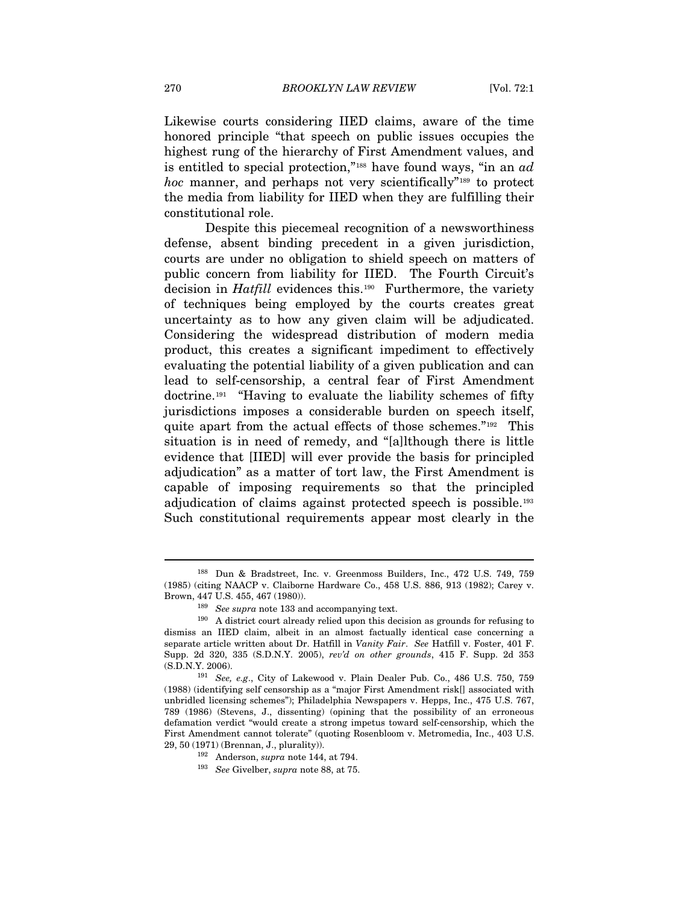Likewise courts considering IIED claims, aware of the time honored principle "that speech on public issues occupies the highest rung of the hierarchy of First Amendment values, and is entitled to special protection,"[188] have found ways, "in an *ad hoc* manner, and perhaps not very scientifically"[189] to protect the media from liability for IIED when they are fulfilling their constitutional role.

Despite this piecemeal recognition of a newsworthiness defense, absent binding precedent in a given jurisdiction, courts are under no obligation to shield speech on matters of public concern from liability for IIED. The Fourth Circuit's decision in *Hatfill* evidences this.[190] Furthermore, the variety of techniques being employed by the courts creates great uncertainty as to how any given claim will be adjudicated. Considering the widespread distribution of modern media product, this creates a significant impediment to effectively evaluating the potential liability of a given publication and can lead to self-censorship, a central fear of First Amendment doctrine.[191] "Having to evaluate the liability schemes of fifty jurisdictions imposes a considerable burden on speech itself, quite apart from the actual effects of those schemes."[192] This situation is in need of remedy, and "[a]lthough there is little evidence that [IIED] will ever provide the basis for principled adjudication" as a matter of tort law, the First Amendment is capable of imposing requirements so that the principled adjudication of claims against protected speech is possible.[193] Such constitutional requirements appear most clearly in the

---

[188] Dun & Bradstreet, Inc. v. Greenmoss Builders, Inc., 472 U.S. 749, 759 (1985) (citing NAACP v. Claiborne Hardware Co., 458 U.S. 886, 913 (1982); Carey v. Brown, 447 U.S. 455, 467 (1980)).

[189] *See supra* note 133 and accompanying text.

[190] A district court already relied upon this decision as grounds for refusing to dismiss an IIED claim, albeit in an almost factually identical case concerning a separate article written about Dr. Hatfill in *Vanity Fair*. *See* Hatfill v. Foster, 401 F. Supp. 2d 320, 335 (S.D.N.Y. 2005), *rev'd on other grounds*, 415 F. Supp. 2d 353 (S.D.N.Y. 2006).

[191] *See, e.g.*, City of Lakewood v. Plain Dealer Pub. Co., 486 U.S. 750, 759 (1988) (identifying self censorship as a "major First Amendment risk[] associated with unbridled licensing schemes"); Philadelphia Newspapers v. Hepps, Inc., 475 U.S. 767, 789 (1986) (Stevens, J., dissenting) (opining that the possibility of an erroneous defamation verdict "would create a strong impetus toward self-censorship, which the First Amendment cannot tolerate" (quoting Rosenbloom v. Metromedia, Inc., 403 U.S. 29, 50 (1971) (Brennan, J., plurality)).

[192] Anderson, *supra* note 144, at 794.

[193] *See* Givelber, *supra* note 88, at 75.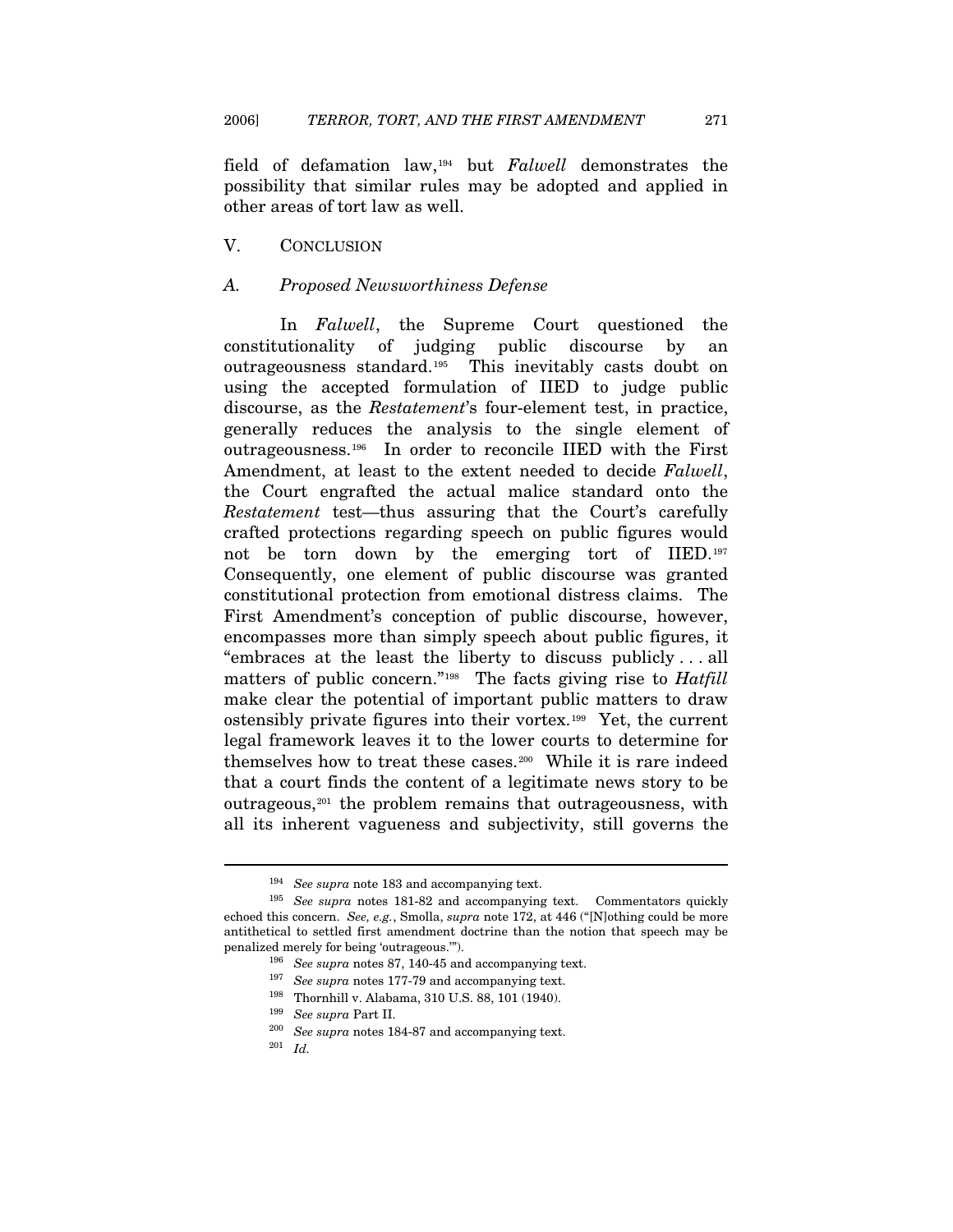field of defamation law,[194] but *Falwell* demonstrates the possibility that similar rules may be adopted and applied in other areas of tort law as well.

## V. Conclusion

### A. *Proposed Newsworthiness Defense*

In *Falwell*, the Supreme Court questioned the constitutionality of judging public discourse by an outrageousness standard.[195] This inevitably casts doubt on using the accepted formulation of IIED to judge public discourse, as the *Restatement*'s four-element test, in practice, generally reduces the analysis to the single element of outrageousness.[196] In order to reconcile IIED with the First Amendment, at least to the extent needed to decide *Falwell*, the Court engrafted the actual malice standard onto the *Restatement* test—thus assuring that the Court's carefully crafted protections regarding speech on public figures would not be torn down by the emerging tort of IIED.[197] Consequently, one element of public discourse was granted constitutional protection from emotional distress claims. The First Amendment's conception of public discourse, however, encompasses more than simply speech about public figures, it "embraces at the least the liberty to discuss publicly . . . all matters of public concern."[198] The facts giving rise to *Hatfill* make clear the potential of important public matters to draw ostensibly private figures into their vortex.[199] Yet, the current legal framework leaves it to the lower courts to determine for themselves how to treat these cases.[200] While it is rare indeed that a court finds the content of a legitimate news story to be outrageous,[201] the problem remains that outrageousness, with all its inherent vagueness and subjectivity, still governs the

---

[194] *See supra* note 183 and accompanying text.

[195] *See supra* notes 181-82 and accompanying text. Commentators quickly echoed this concern. *See, e.g.*, Smolla, *supra* note 172, at 446 ("[N]othing could be more antithetical to settled first amendment doctrine than the notion that speech may be penalized merely for being 'outrageous.'").

[196] *See supra* notes 87, 140-45 and accompanying text.

[197] *See supra* notes 177-79 and accompanying text.

[198] Thornhill v. Alabama, 310 U.S. 88, 101 (1940).

[199] *See supra* Part II.

[200] *See supra* notes 184-87 and accompanying text.

[201] *Id.*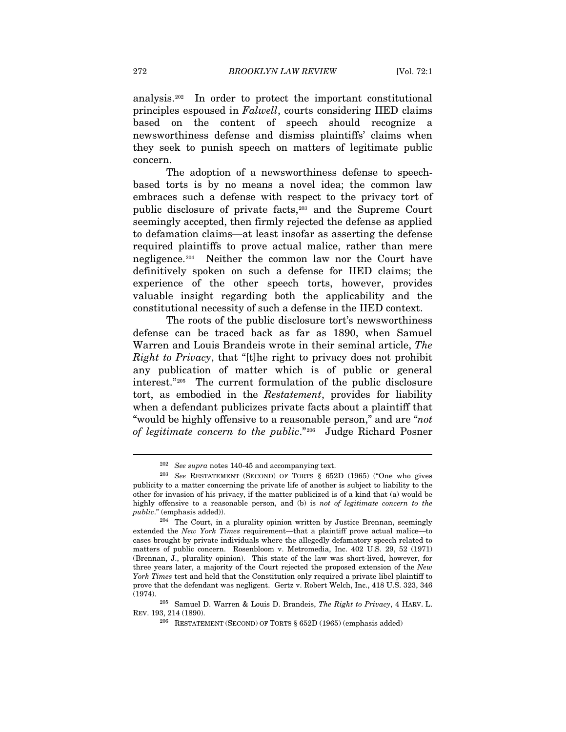analysis.[202] In order to protect the important constitutional principles espoused in *Falwell*, courts considering IIED claims based on the content of speech should recognize a newsworthiness defense and dismiss plaintiffs' claims when they seek to punish speech on matters of legitimate public concern.

The adoption of a newsworthiness defense to speech-based torts is by no means a novel idea; the common law embraces such a defense with respect to the privacy tort of public disclosure of private facts,[203] and the Supreme Court seemingly accepted, then firmly rejected the defense as applied to defamation claims—at least insofar as asserting the defense required plaintiffs to prove actual malice, rather than mere negligence.[204] Neither the common law nor the Court have definitively spoken on such a defense for IIED claims; the experience of the other speech torts, however, provides valuable insight regarding both the applicability and the constitutional necessity of such a defense in the IIED context.

The roots of the public disclosure tort's newsworthiness defense can be traced back as far as 1890, when Samuel Warren and Louis Brandeis wrote in their seminal article, *The Right to Privacy*, that "[t]he right to privacy does not prohibit any publication of matter which is of public or general interest."[205] The current formulation of the public disclosure tort, as embodied in the *Restatement*, provides for liability when a defendant publicizes private facts about a plaintiff that "would be highly offensive to a reasonable person," and are "*not of legitimate concern to the public*."[206] Judge Richard Posner

---

[202] *See supra* notes 140-45 and accompanying text.

[203] *See* RESTATEMENT (SECOND) OF TORTS § 652D (1965) ("One who gives publicity to a matter concerning the private life of another is subject to liability to the other for invasion of his privacy, if the matter publicized is of a kind that (a) would be highly offensive to a reasonable person, and (b) is *not of legitimate concern to the public*." (emphasis added)).

[204] The Court, in a plurality opinion written by Justice Brennan, seemingly extended the *New York Times* requirement—that a plaintiff prove actual malice—to cases brought by private individuals where the allegedly defamatory speech related to matters of public concern. Rosenbloom v. Metromedia, Inc. 402 U.S. 29, 52 (1971) (Brennan, J., plurality opinion). This state of the law was short-lived, however, for three years later, a majority of the Court rejected the proposed extension of the *New York Times* test and held that the Constitution only required a private libel plaintiff to prove that the defendant was negligent. Gertz v. Robert Welch, Inc., 418 U.S. 323, 346 (1974).

[205] Samuel D. Warren & Louis D. Brandeis, *The Right to Privacy*, 4 HARV. L. REV. 193, 214 (1890).

[206] RESTATEMENT (SECOND) OF TORTS § 652D (1965) (emphasis added)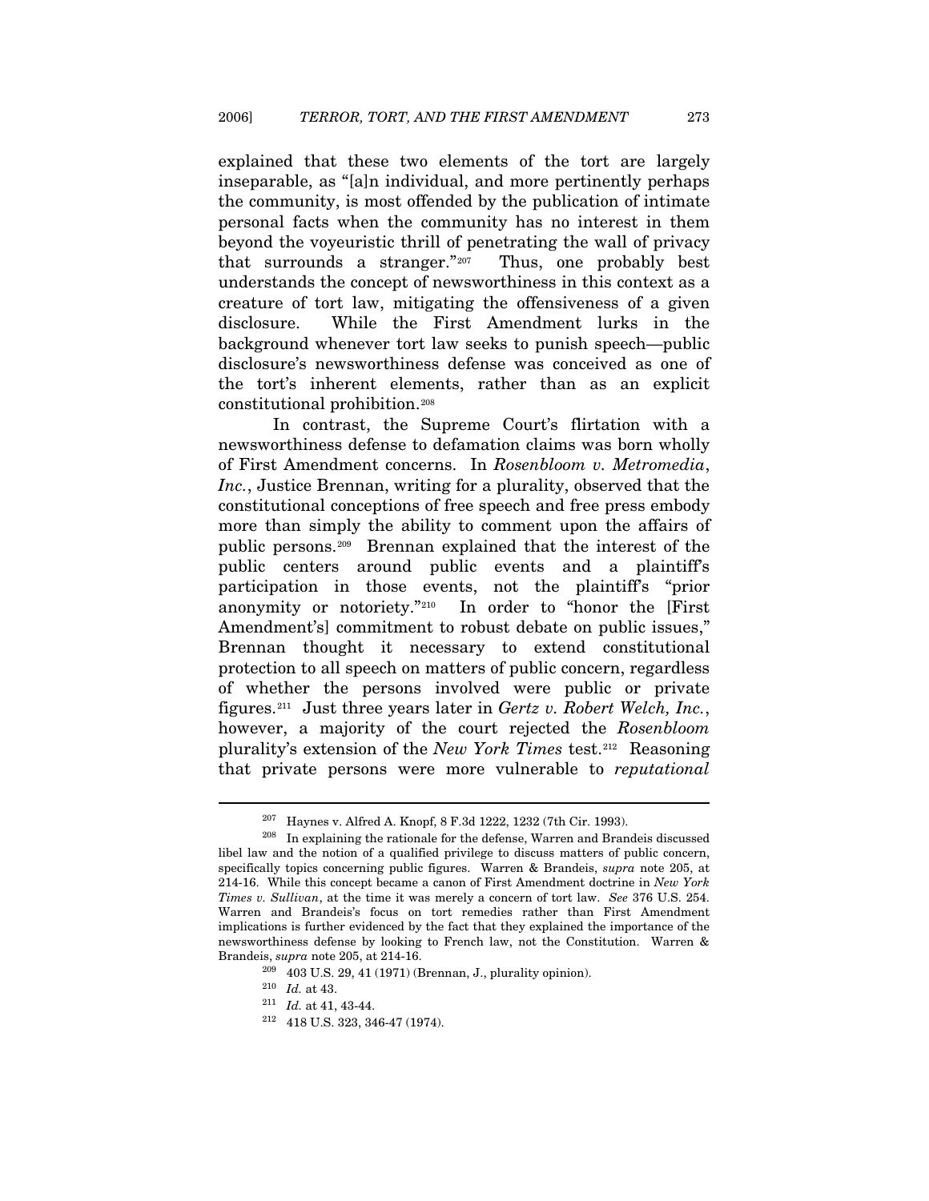explained that these two elements of the tort are largely inseparable, as "[a]n individual, and more pertinently perhaps the community, is most offended by the publication of intimate personal facts when the community has no interest in them beyond the voyeuristic thrill of penetrating the wall of privacy that surrounds a stranger."[207] Thus, one probably best understands the concept of newsworthiness in this context as a creature of tort law, mitigating the offensiveness of a given disclosure. While the First Amendment lurks in the background whenever tort law seeks to punish speech—public disclosure's newsworthiness defense was conceived as one of the tort's inherent elements, rather than as an explicit constitutional prohibition.[208]

In contrast, the Supreme Court's flirtation with a newsworthiness defense to defamation claims was born wholly of First Amendment concerns. In *Rosenbloom v. Metromedia, Inc.*, Justice Brennan, writing for a plurality, observed that the constitutional conceptions of free speech and free press embody more than simply the ability to comment upon the affairs of public persons.[209] Brennan explained that the interest of the public centers around public events and a plaintiff's participation in those events, not the plaintiff's "prior anonymity or notoriety."[210] In order to "honor the [First Amendment's] commitment to robust debate on public issues," Brennan thought it necessary to extend constitutional protection to all speech on matters of public concern, regardless of whether the persons involved were public or private figures.[211] Just three years later in *Gertz v. Robert Welch, Inc.*, however, a majority of the court rejected the *Rosenbloom* plurality's extension of the *New York Times* test.[212] Reasoning that private persons were more vulnerable to *reputational*

---

[207] Haynes v. Alfred A. Knopf, 8 F.3d 1222, 1232 (7th Cir. 1993).

[208] In explaining the rationale for the defense, Warren and Brandeis discussed libel law and the notion of a qualified privilege to discuss matters of public concern, specifically topics concerning public figures. Warren & Brandeis, *supra* note 205, at 214-16. While this concept became a canon of First Amendment doctrine in *New York Times v. Sullivan*, at the time it was merely a concern of tort law. *See* 376 U.S. 254. Warren and Brandeis's focus on tort remedies rather than First Amendment implications is further evidenced by the fact that they explained the importance of the newsworthiness defense by looking to French law, not the Constitution. Warren & Brandeis, *supra* note 205, at 214-16.

[209] 403 U.S. 29, 41 (1971) (Brennan, J., plurality opinion).

[210] *Id.* at 43.

[211] *Id.* at 41, 43-44.

[212] 418 U.S. 323, 346-47 (1974).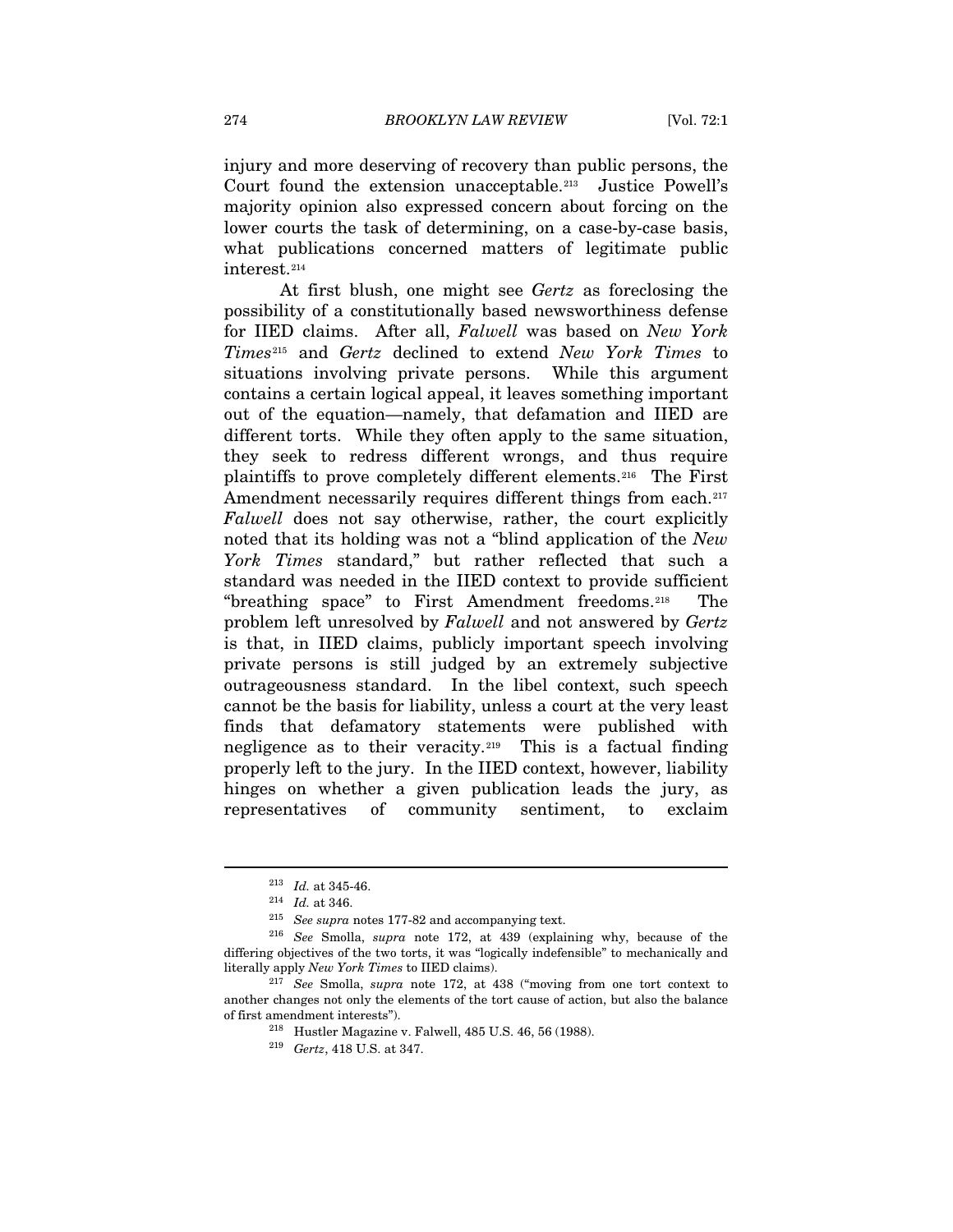injury and more deserving of recovery than public persons, the Court found the extension unacceptable.[213] Justice Powell's majority opinion also expressed concern about forcing on the lower courts the task of determining, on a case-by-case basis, what publications concerned matters of legitimate public interest.[214]

At first blush, one might see *Gertz* as foreclosing the possibility of a constitutionally based newsworthiness defense for IIED claims. After all, *Falwell* was based on *New York Times*[215] and *Gertz* declined to extend *New York Times* to situations involving private persons. While this argument contains a certain logical appeal, it leaves something important out of the equation—namely, that defamation and IIED are different torts. While they often apply to the same situation, they seek to redress different wrongs, and thus require plaintiffs to prove completely different elements.[216] The First Amendment necessarily requires different things from each.[217] *Falwell* does not say otherwise, rather, the court explicitly noted that its holding was not a "blind application of the *New York Times* standard," but rather reflected that such a standard was needed in the IIED context to provide sufficient "breathing space" to First Amendment freedoms.[218] The problem left unresolved by *Falwell* and not answered by *Gertz* is that, in IIED claims, publicly important speech involving private persons is still judged by an extremely subjective outrageousness standard. In the libel context, such speech cannot be the basis for liability, unless a court at the very least finds that defamatory statements were published with negligence as to their veracity.[219] This is a factual finding properly left to the jury. In the IIED context, however, liability hinges on whether a given publication leads the jury, as representatives of community sentiment, to exclaim

---

[213] *Id.* at 345-46.

[214] *Id.* at 346.

[215] *See supra* notes 177-82 and accompanying text.

[216] *See* Smolla, *supra* note 172, at 439 (explaining why, because of the differing objectives of the two torts, it was "logically indefensible" to mechanically and literally apply *New York Times* to IIED claims).

[217] *See* Smolla, *supra* note 172, at 438 ("moving from one tort context to another changes not only the elements of the tort cause of action, but also the balance of first amendment interests").

[218] Hustler Magazine v. Falwell, 485 U.S. 46, 56 (1988).

[219] *Gertz*, 418 U.S. at 347.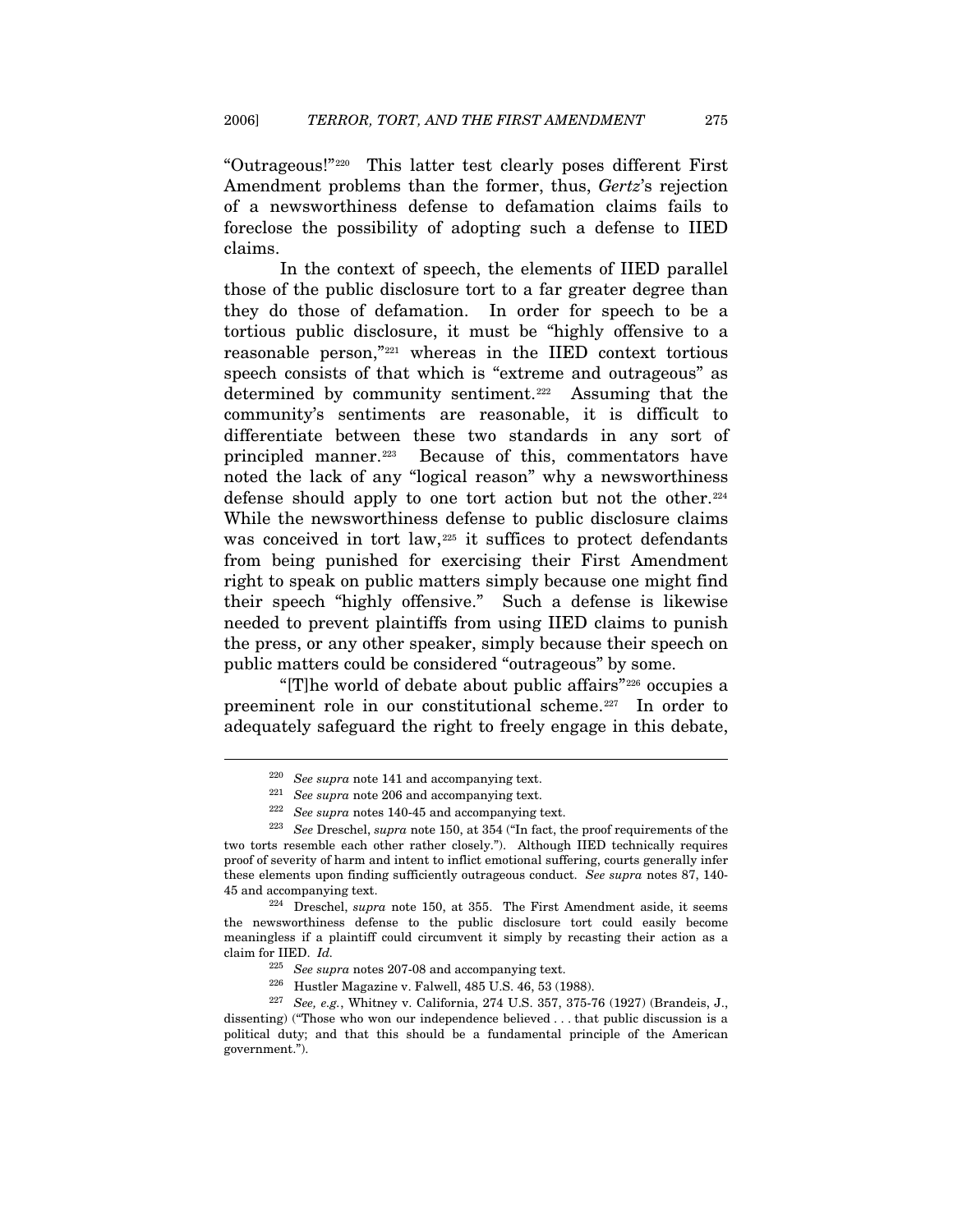"Outrageous!"[220] This latter test clearly poses different First Amendment problems than the former, thus, *Gertz*'s rejection of a newsworthiness defense to defamation claims fails to foreclose the possibility of adopting such a defense to IIED claims.

In the context of speech, the elements of IIED parallel those of the public disclosure tort to a far greater degree than they do those of defamation. In order for speech to be a tortious public disclosure, it must be "highly offensive to a reasonable person,"[221] whereas in the IIED context tortious speech consists of that which is "extreme and outrageous" as determined by community sentiment.[222] Assuming that the community's sentiments are reasonable, it is difficult to differentiate between these two standards in any sort of principled manner.[223] Because of this, commentators have noted the lack of any "logical reason" why a newsworthiness defense should apply to one tort action but not the other.[224] While the newsworthiness defense to public disclosure claims was conceived in tort law,[225] it suffices to protect defendants from being punished for exercising their First Amendment right to speak on public matters simply because one might find their speech "highly offensive." Such a defense is likewise needed to prevent plaintiffs from using IIED claims to punish the press, or any other speaker, simply because their speech on public matters could be considered "outrageous" by some.

"[T]he world of debate about public affairs"[226] occupies a preeminent role in our constitutional scheme.[227] In order to adequately safeguard the right to freely engage in this debate,

---

[220] *See supra* note 141 and accompanying text.

[221] *See supra* note 206 and accompanying text.

[222] *See supra* notes 140-45 and accompanying text.

[223] *See* Dreschel, *supra* note 150, at 354 ("In fact, the proof requirements of the two torts resemble each other rather closely."). Although IIED technically requires proof of severity of harm and intent to inflict emotional suffering, courts generally infer these elements upon finding sufficiently outrageous conduct. *See supra* notes 87, 140-45 and accompanying text.

[224] Dreschel, *supra* note 150, at 355. The First Amendment aside, it seems the newsworthiness defense to the public disclosure tort could easily become meaningless if a plaintiff could circumvent it simply by recasting their action as a claim for IIED. *Id.*

[225] *See supra* notes 207-08 and accompanying text.

[226] Hustler Magazine v. Falwell, 485 U.S. 46, 53 (1988).

[227] *See, e.g.*, Whitney v. California, 274 U.S. 357, 375-76 (1927) (Brandeis, J., dissenting) ("Those who won our independence believed . . . that public discussion is a political duty; and that this should be a fundamental principle of the American government.").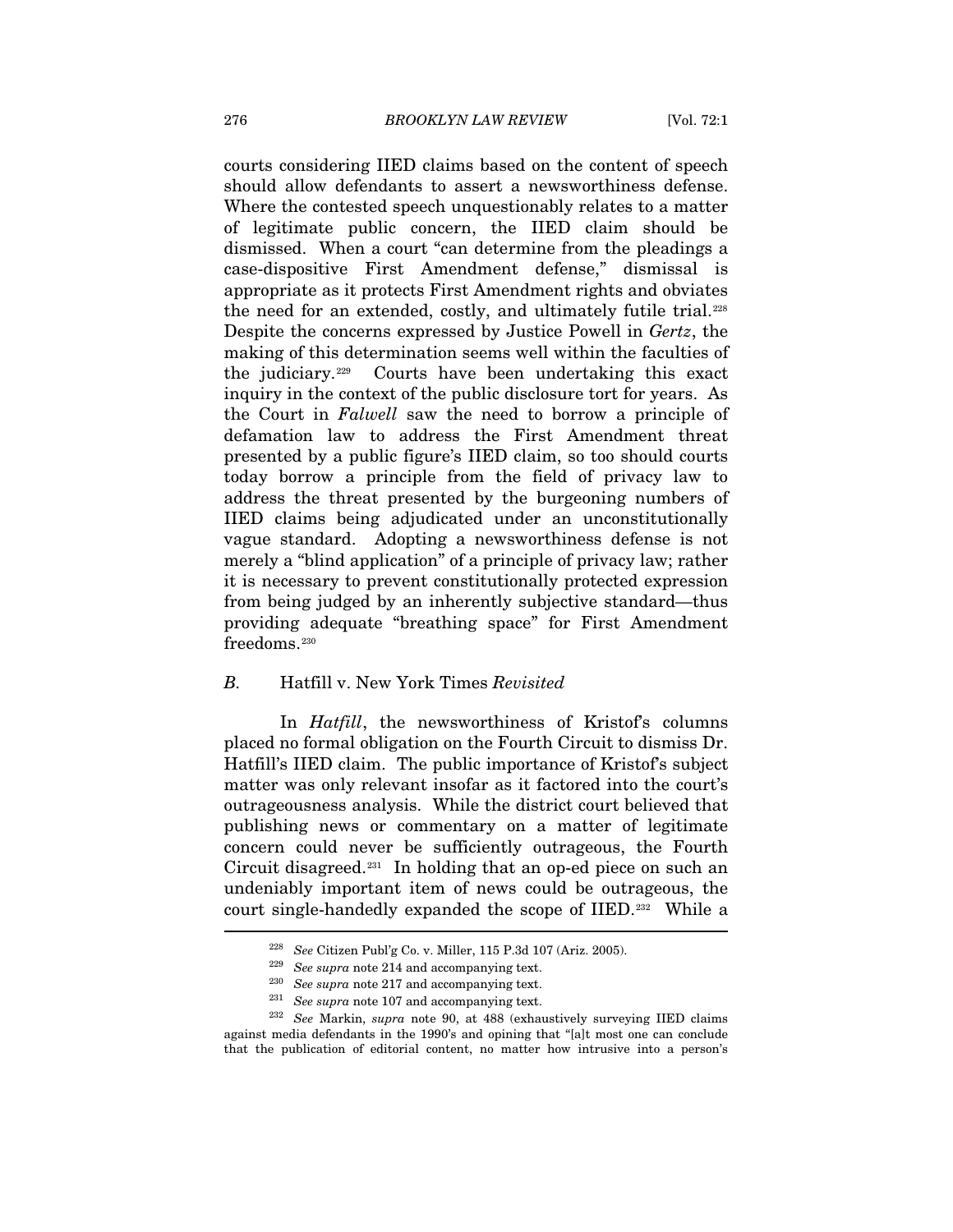courts considering IIED claims based on the content of speech should allow defendants to assert a newsworthiness defense. Where the contested speech unquestionably relates to a matter of legitimate public concern, the IIED claim should be dismissed. When a court "can determine from the pleadings a case-dispositive First Amendment defense," dismissal is appropriate as it protects First Amendment rights and obviates the need for an extended, costly, and ultimately futile trial.[228] Despite the concerns expressed by Justice Powell in *Gertz*, the making of this determination seems well within the faculties of the judiciary.[229] Courts have been undertaking this exact inquiry in the context of the public disclosure tort for years. As the Court in *Falwell* saw the need to borrow a principle of defamation law to address the First Amendment threat presented by a public figure's IIED claim, so too should courts today borrow a principle from the field of privacy law to address the threat presented by the burgeoning numbers of IIED claims being adjudicated under an unconstitutionally vague standard. Adopting a newsworthiness defense is not merely a "blind application" of a principle of privacy law; rather it is necessary to prevent constitutionally protected expression from being judged by an inherently subjective standard—thus providing adequate "breathing space" for First Amendment freedoms.[230]

### *B.* Hatfill v. New York Times *Revisited*

In *Hatfill*, the newsworthiness of Kristof's columns placed no formal obligation on the Fourth Circuit to dismiss Dr. Hatfill's IIED claim. The public importance of Kristof's subject matter was only relevant insofar as it factored into the court's outrageousness analysis. While the district court believed that publishing news or commentary on a matter of legitimate concern could never be sufficiently outrageous, the Fourth Circuit disagreed.[231] In holding that an op-ed piece on such an undeniably important item of news could be outrageous, the court single-handedly expanded the scope of IIED.[232] While a

---

[228] *See* Citizen Publ'g Co. v. Miller, 115 P.3d 107 (Ariz. 2005).

[229] *See supra* note 214 and accompanying text.

[230] *See supra* note 217 and accompanying text.

[231] *See supra* note 107 and accompanying text.

[232] *See* Markin, *supra* note 90, at 488 (exhaustively surveying IIED claims against media defendants in the 1990's and opining that "[a]t most one can conclude that the publication of editorial content, no matter how intrusive into a person's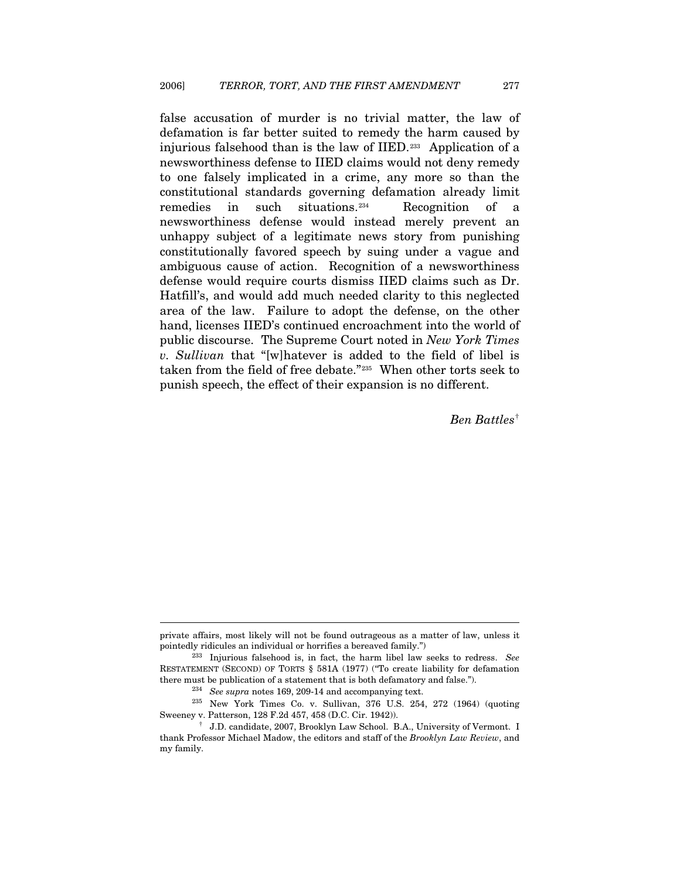false accusation of murder is no trivial matter, the law of defamation is far better suited to remedy the harm caused by injurious falsehood than is the law of IIED.[233] Application of a newsworthiness defense to IIED claims would not deny remedy to one falsely implicated in a crime, any more so than the constitutional standards governing defamation already limit remedies in such situations.[234] Recognition of a newsworthiness defense would instead merely prevent an unhappy subject of a legitimate news story from punishing constitutionally favored speech by suing under a vague and ambiguous cause of action. Recognition of a newsworthiness defense would require courts dismiss IIED claims such as Dr. Hatfill's, and would add much needed clarity to this neglected area of the law. Failure to adopt the defense, on the other hand, licenses IIED's continued encroachment into the world of public discourse. The Supreme Court noted in *New York Times v. Sullivan* that "[w]hatever is added to the field of libel is taken from the field of free debate."[235] When other torts seek to punish speech, the effect of their expansion is no different.

*Ben Battles*[†]

---

private affairs, most likely will not be found outrageous as a matter of law, unless it pointedly ridicules an individual or horrifies a bereaved family.")

[233] Injurious falsehood is, in fact, the harm libel law seeks to redress. *See* RESTATEMENT (SECOND) OF TORTS § 581A (1977) ("To create liability for defamation there must be publication of a statement that is both defamatory and false.").

[234] *See supra* notes 169, 209-14 and accompanying text.

[235] New York Times Co. v. Sullivan, 376 U.S. 254, 272 (1964) (quoting Sweeney v. Patterson, 128 F.2d 457, 458 (D.C. Cir. 1942)).

[†] J.D. candidate, 2007, Brooklyn Law School. B.A., University of Vermont. I thank Professor Michael Madow, the editors and staff of the *Brooklyn Law Review*, and my family.